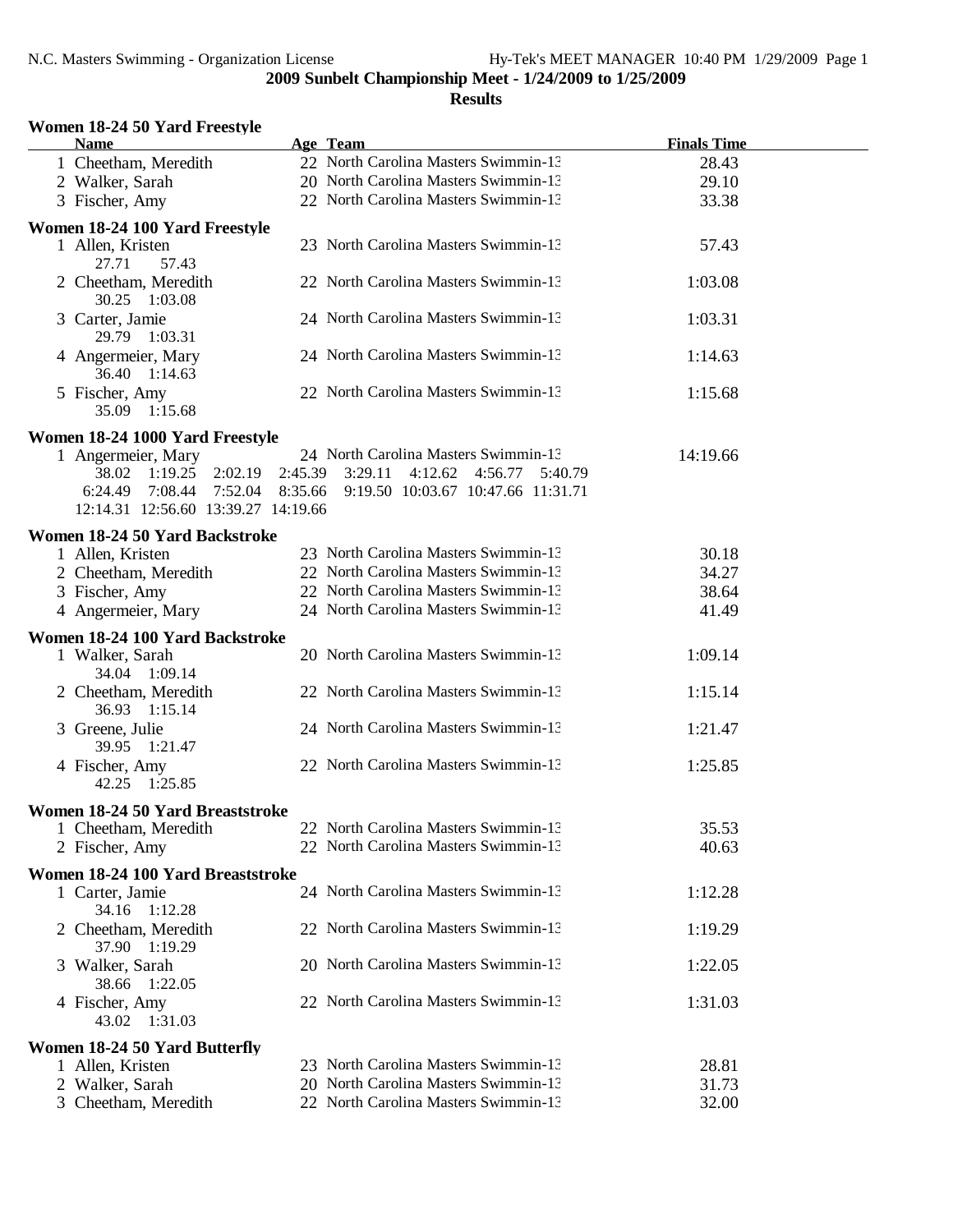**2009 Sunbelt Championship Meet - 1/24/2009 to 1/25/2009**

**Results**

### Women 18-24 50 Yard Freestyle

| | Name | Age | Team | Finals Time |
|---|---|---|---|---|
| 1 | Cheetham, Meredith | 22 | North Carolina Masters Swimmin-13 | 28.43 |
| 2 | Walker, Sarah | 20 | North Carolina Masters Swimmin-13 | 29.10 |
| 3 | Fischer, Amy | 22 | North Carolina Masters Swimmin-13 | 33.38 |

### Women 18-24 100 Yard Freestyle

| | Name | Age | Team | Finals Time |
|---|---|---|---|---|
| 1 | Allen, Kristen | 23 | North Carolina Masters Swimmin-13 | 57.43 |
| | 27.71 57.43 | | | |
| 2 | Cheetham, Meredith | 22 | North Carolina Masters Swimmin-13 | 1:03.08 |
| | 30.25 1:03.08 | | | |
| 3 | Carter, Jamie | 24 | North Carolina Masters Swimmin-13 | 1:03.31 |
| | 29.79 1:03.31 | | | |
| 4 | Angermeier, Mary | 24 | North Carolina Masters Swimmin-13 | 1:14.63 |
| | 36.40 1:14.63 | | | |
| 5 | Fischer, Amy | 22 | North Carolina Masters Swimmin-13 | 1:15.68 |
| | 35.09 1:15.68 | | | |

### Women 18-24 1000 Yard Freestyle

| | Name | Age | Team | Finals Time |
|---|---|---|---|---|
| 1 | Angermeier, Mary | 24 | North Carolina Masters Swimmin-13 | 14:19.66 |
| | 38.02 1:19.25 2:02.19 2:45.39 3:29.11 4:12.62 4:56.77 5:40.79 | | | |
| | 6:24.49 7:08.44 7:52.04 8:35.66 9:19.50 10:03.67 10:47.66 11:31.71 | | | |
| | 12:14.31 12:56.60 13:39.27 14:19.66 | | | |

### Women 18-24 50 Yard Backstroke

| | Name | Age | Team | Finals Time |
|---|---|---|---|---|
| 1 | Allen, Kristen | 23 | North Carolina Masters Swimmin-13 | 30.18 |
| 2 | Cheetham, Meredith | 22 | North Carolina Masters Swimmin-13 | 34.27 |
| 3 | Fischer, Amy | 22 | North Carolina Masters Swimmin-13 | 38.64 |
| 4 | Angermeier, Mary | 24 | North Carolina Masters Swimmin-13 | 41.49 |

### Women 18-24 100 Yard Backstroke

| | Name | Age | Team | Finals Time |
|---|---|---|---|---|
| 1 | Walker, Sarah | 20 | North Carolina Masters Swimmin-13 | 1:09.14 |
| | 34.04 1:09.14 | | | |
| 2 | Cheetham, Meredith | 22 | North Carolina Masters Swimmin-13 | 1:15.14 |
| | 36.93 1:15.14 | | | |
| 3 | Greene, Julie | 24 | North Carolina Masters Swimmin-13 | 1:21.47 |
| | 39.95 1:21.47 | | | |
| 4 | Fischer, Amy | 22 | North Carolina Masters Swimmin-13 | 1:25.85 |
| | 42.25 1:25.85 | | | |

### Women 18-24 50 Yard Breaststroke

| | Name | Age | Team | Finals Time |
|---|---|---|---|---|
| 1 | Cheetham, Meredith | 22 | North Carolina Masters Swimmin-13 | 35.53 |
| 2 | Fischer, Amy | 22 | North Carolina Masters Swimmin-13 | 40.63 |

### Women 18-24 100 Yard Breaststroke

| | Name | Age | Team | Finals Time |
|---|---|---|---|---|
| 1 | Carter, Jamie | 24 | North Carolina Masters Swimmin-13 | 1:12.28 |
| | 34.16 1:12.28 | | | |
| 2 | Cheetham, Meredith | 22 | North Carolina Masters Swimmin-13 | 1:19.29 |
| | 37.90 1:19.29 | | | |
| 3 | Walker, Sarah | 20 | North Carolina Masters Swimmin-13 | 1:22.05 |
| | 38.66 1:22.05 | | | |
| 4 | Fischer, Amy | 22 | North Carolina Masters Swimmin-13 | 1:31.03 |
| | 43.02 1:31.03 | | | |

### Women 18-24 50 Yard Butterfly

| | Name | Age | Team | Finals Time |
|---|---|---|---|---|
| 1 | Allen, Kristen | 23 | North Carolina Masters Swimmin-13 | 28.81 |
| 2 | Walker, Sarah | 20 | North Carolina Masters Swimmin-13 | 31.73 |
| 3 | Cheetham, Meredith | 22 | North Carolina Masters Swimmin-13 | 32.00 |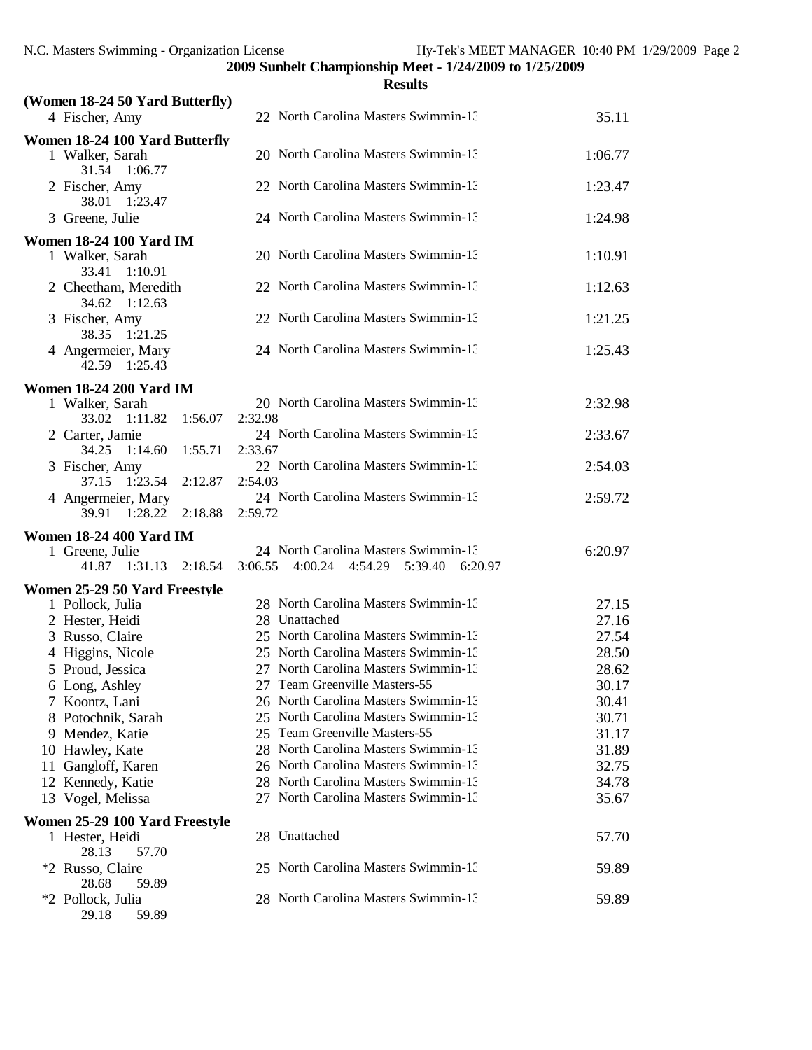**2009 Sunbelt Championship Meet - 1/24/2009 to 1/25/2009**

**Results**

### (Women 18-24 50 Yard Butterfly)

| Place | Name | Age | Team | Time |
|---|---|---|---|---|
| 4 | Fischer, Amy | 22 | North Carolina Masters Swimmin-13 | 35.11 |

### Women 18-24 100 Yard Butterfly

| Place | Name | Age | Team | Time |
|---|---|---|---|---|
| 1 | Walker, Sarah | 20 | North Carolina Masters Swimmin-13 | 1:06.77 |
| | 31.54 1:06.77 | | | |
| 2 | Fischer, Amy | 22 | North Carolina Masters Swimmin-13 | 1:23.47 |
| | 38.01 1:23.47 | | | |
| 3 | Greene, Julie | 24 | North Carolina Masters Swimmin-13 | 1:24.98 |

### Women 18-24 100 Yard IM

| Place | Name | Age | Team | Time |
|---|---|---|---|---|
| 1 | Walker, Sarah | 20 | North Carolina Masters Swimmin-13 | 1:10.91 |
| | 33.41 1:10.91 | | | |
| 2 | Cheetham, Meredith | 22 | North Carolina Masters Swimmin-13 | 1:12.63 |
| | 34.62 1:12.63 | | | |
| 3 | Fischer, Amy | 22 | North Carolina Masters Swimmin-13 | 1:21.25 |
| | 38.35 1:21.25 | | | |
| 4 | Angermeier, Mary | 24 | North Carolina Masters Swimmin-13 | 1:25.43 |
| | 42.59 1:25.43 | | | |

### Women 18-24 200 Yard IM

| Place | Name | Age | Team | Time |
|---|---|---|---|---|
| 1 | Walker, Sarah | 20 | North Carolina Masters Swimmin-13 | 2:32.98 |
| | 33.02 1:11.82 1:56.07 2:32.98 | | | |
| 2 | Carter, Jamie | 24 | North Carolina Masters Swimmin-13 | 2:33.67 |
| | 34.25 1:14.60 1:55.71 2:33.67 | | | |
| 3 | Fischer, Amy | 22 | North Carolina Masters Swimmin-13 | 2:54.03 |
| | 37.15 1:23.54 2:12.87 2:54.03 | | | |
| 4 | Angermeier, Mary | 24 | North Carolina Masters Swimmin-13 | 2:59.72 |
| | 39.91 1:28.22 2:18.88 2:59.72 | | | |

### Women 18-24 400 Yard IM

| Place | Name | Age | Team | Time |
|---|---|---|---|---|
| 1 | Greene, Julie | 24 | North Carolina Masters Swimmin-13 | 6:20.97 |
| | 41.87 1:31.13 2:18.54 3:06.55 4:00.24 4:54.29 5:39.40 6:20.97 | | | |

### Women 25-29 50 Yard Freestyle

| Place | Name | Age | Team | Time |
|---|---|---|---|---|
| 1 | Pollock, Julia | 28 | North Carolina Masters Swimmin-13 | 27.15 |
| 2 | Hester, Heidi | 28 | Unattached | 27.16 |
| 3 | Russo, Claire | 25 | North Carolina Masters Swimmin-13 | 27.54 |
| 4 | Higgins, Nicole | 25 | North Carolina Masters Swimmin-13 | 28.50 |
| 5 | Proud, Jessica | 27 | North Carolina Masters Swimmin-13 | 28.62 |
| 6 | Long, Ashley | 27 | Team Greenville Masters-55 | 30.17 |
| 7 | Koontz, Lani | 26 | North Carolina Masters Swimmin-13 | 30.41 |
| 8 | Potochnik, Sarah | 25 | North Carolina Masters Swimmin-13 | 30.71 |
| 9 | Mendez, Katie | 25 | Team Greenville Masters-55 | 31.17 |
| 10 | Hawley, Kate | 28 | North Carolina Masters Swimmin-13 | 31.89 |
| 11 | Gangloff, Karen | 26 | North Carolina Masters Swimmin-13 | 32.75 |
| 12 | Kennedy, Katie | 28 | North Carolina Masters Swimmin-13 | 34.78 |
| 13 | Vogel, Melissa | 27 | North Carolina Masters Swimmin-13 | 35.67 |

### Women 25-29 100 Yard Freestyle

| Place | Name | Age | Team | Time |
|---|---|---|---|---|
| 1 | Hester, Heidi | 28 | Unattached | 57.70 |
| | 28.13 57.70 | | | |
| *2 | Russo, Claire | 25 | North Carolina Masters Swimmin-13 | 59.89 |
| | 28.68 59.89 | | | |
| *2 | Pollock, Julia | 28 | North Carolina Masters Swimmin-13 | 59.89 |
| | 29.18 59.89 | | | |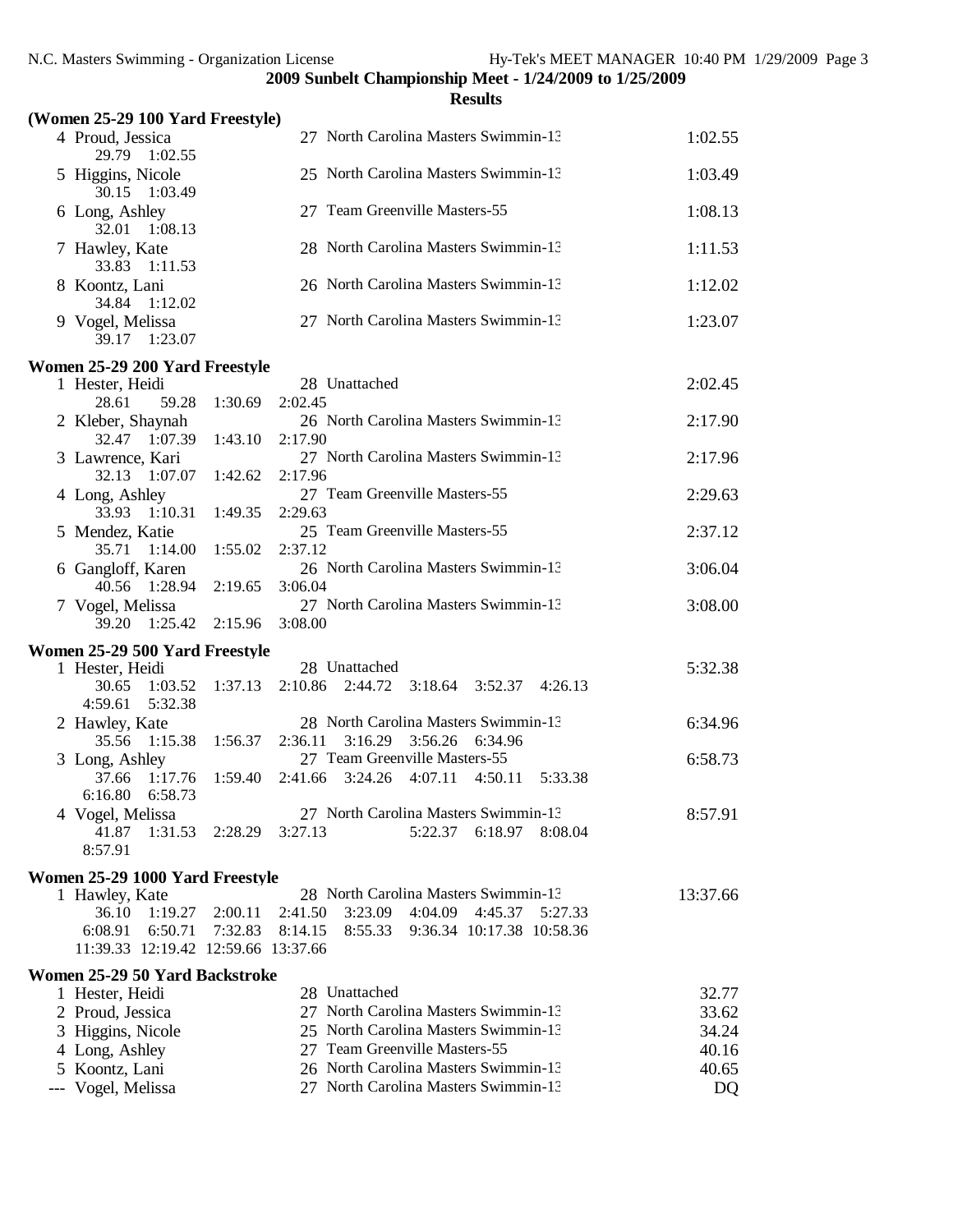**2009 Sunbelt Championship Meet - 1/24/2009 to 1/25/2009**

**Results**

### (Women 25-29 100 Yard Freestyle)

| Place | Name | Age | Team | Finals Time |
|---|---|---|---|---|
| 4 | Proud, Jessica | 27 | North Carolina Masters Swimmin-13 | 1:02.55 |
| | 29.79  1:02.55 | | | |
| 5 | Higgins, Nicole | 25 | North Carolina Masters Swimmin-13 | 1:03.49 |
| | 30.15  1:03.49 | | | |
| 6 | Long, Ashley | 27 | Team Greenville Masters-55 | 1:08.13 |
| | 32.01  1:08.13 | | | |
| 7 | Hawley, Kate | 28 | North Carolina Masters Swimmin-13 | 1:11.53 |
| | 33.83  1:11.53 | | | |
| 8 | Koontz, Lani | 26 | North Carolina Masters Swimmin-13 | 1:12.02 |
| | 34.84  1:12.02 | | | |
| 9 | Vogel, Melissa | 27 | North Carolina Masters Swimmin-13 | 1:23.07 |
| | 39.17  1:23.07 | | | |

### Women 25-29 200 Yard Freestyle

| Place | Name | Age | Team | Finals Time |
|---|---|---|---|---|
| 1 | Hester, Heidi | 28 | Unattached | 2:02.45 |
| | 28.61  59.28  1:30.69  2:02.45 | | | |
| 2 | Kleber, Shaynah | 26 | North Carolina Masters Swimmin-13 | 2:17.90 |
| | 32.47  1:07.39  1:43.10  2:17.90 | | | |
| 3 | Lawrence, Kari | 27 | North Carolina Masters Swimmin-13 | 2:17.96 |
| | 32.13  1:07.07  1:42.62  2:17.96 | | | |
| 4 | Long, Ashley | 27 | Team Greenville Masters-55 | 2:29.63 |
| | 33.93  1:10.31  1:49.35  2:29.63 | | | |
| 5 | Mendez, Katie | 25 | Team Greenville Masters-55 | 2:37.12 |
| | 35.71  1:14.00  1:55.02  2:37.12 | | | |
| 6 | Gangloff, Karen | 26 | North Carolina Masters Swimmin-13 | 3:06.04 |
| | 40.56  1:28.94  2:19.65  3:06.04 | | | |
| 7 | Vogel, Melissa | 27 | North Carolina Masters Swimmin-13 | 3:08.00 |
| | 39.20  1:25.42  2:15.96  3:08.00 | | | |

### Women 25-29 500 Yard Freestyle

| Place | Name | Age | Team | Finals Time |
|---|---|---|---|---|
| 1 | Hester, Heidi | 28 | Unattached | 5:32.38 |
| | 30.65  1:03.52  1:37.13  2:10.86  2:44.72  3:18.64  3:52.37  4:26.13  4:59.61  5:32.38 | | | |
| 2 | Hawley, Kate | 28 | North Carolina Masters Swimmin-13 | 6:34.96 |
| | 35.56  1:15.38  1:56.37  2:36.11  3:16.29  3:56.26  6:34.96 | | | |
| 3 | Long, Ashley | 27 | Team Greenville Masters-55 | 6:58.73 |
| | 37.66  1:17.76  1:59.40  2:41.66  3:24.26  4:07.11  4:50.11  5:33.38  6:16.80  6:58.73 | | | |
| 4 | Vogel, Melissa | 27 | North Carolina Masters Swimmin-13 | 8:57.91 |
| | 41.87  1:31.53  2:28.29  3:27.13  5:22.37  6:18.97  8:08.04  8:57.91 | | | |

### Women 25-29 1000 Yard Freestyle

| Place | Name | Age | Team | Finals Time |
|---|---|---|---|---|
| 1 | Hawley, Kate | 28 | North Carolina Masters Swimmin-13 | 13:37.66 |
| | 36.10  1:19.27  2:00.11  2:41.50  3:23.09  4:04.09  4:45.37  5:27.33  6:08.91  6:50.71  7:32.83  8:14.15  8:55.33  9:36.34  10:17.38  10:58.36  11:39.33  12:19.42  12:59.66  13:37.66 | | | |

### Women 25-29 50 Yard Backstroke

| Place | Name | Age | Team | Finals Time |
|---|---|---|---|---|
| 1 | Hester, Heidi | 28 | Unattached | 32.77 |
| 2 | Proud, Jessica | 27 | North Carolina Masters Swimmin-13 | 33.62 |
| 3 | Higgins, Nicole | 25 | North Carolina Masters Swimmin-13 | 34.24 |
| 4 | Long, Ashley | 27 | Team Greenville Masters-55 | 40.16 |
| 5 | Koontz, Lani | 26 | North Carolina Masters Swimmin-13 | 40.65 |
| --- | Vogel, Melissa | 27 | North Carolina Masters Swimmin-13 | DQ |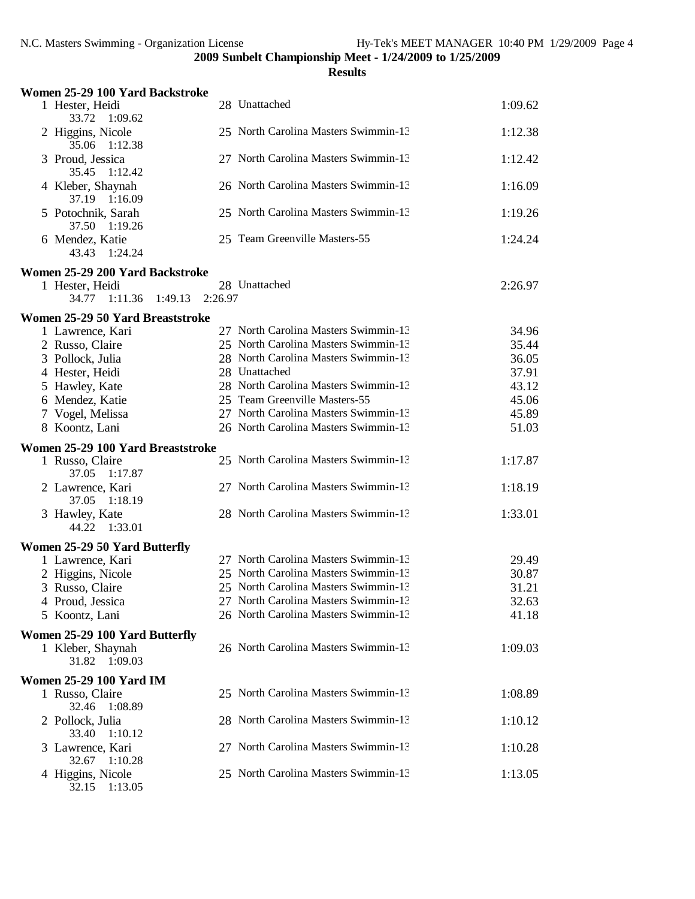# 2009 Sunbelt Championship Meet - 1/24/2009 to 1/25/2009

## Results

### Women 25-29 100 Yard Backstroke

| Place | Name | Age | Team | Time |
|---|---|---|---|---|
| 1 | Hester, Heidi | 28 | Unattached | 1:09.62 |
| | 33.72 1:09.62 | | | |
| 2 | Higgins, Nicole | 25 | North Carolina Masters Swimmin-13 | 1:12.38 |
| | 35.06 1:12.38 | | | |
| 3 | Proud, Jessica | 27 | North Carolina Masters Swimmin-13 | 1:12.42 |
| | 35.45 1:12.42 | | | |
| 4 | Kleber, Shaynah | 26 | North Carolina Masters Swimmin-13 | 1:16.09 |
| | 37.19 1:16.09 | | | |
| 5 | Potochnik, Sarah | 25 | North Carolina Masters Swimmin-13 | 1:19.26 |
| | 37.50 1:19.26 | | | |
| 6 | Mendez, Katie | 25 | Team Greenville Masters-55 | 1:24.24 |
| | 43.43 1:24.24 | | | |

### Women 25-29 200 Yard Backstroke

| Place | Name | Age | Team | Time |
|---|---|---|---|---|
| 1 | Hester, Heidi | 28 | Unattached | 2:26.97 |
| | 34.77 1:11.36 1:49.13 2:26.97 | | | |

### Women 25-29 50 Yard Breaststroke

| Place | Name | Age | Team | Time |
|---|---|---|---|---|
| 1 | Lawrence, Kari | 27 | North Carolina Masters Swimmin-13 | 34.96 |
| 2 | Russo, Claire | 25 | North Carolina Masters Swimmin-13 | 35.44 |
| 3 | Pollock, Julia | 28 | North Carolina Masters Swimmin-13 | 36.05 |
| 4 | Hester, Heidi | 28 | Unattached | 37.91 |
| 5 | Hawley, Kate | 28 | North Carolina Masters Swimmin-13 | 43.12 |
| 6 | Mendez, Katie | 25 | Team Greenville Masters-55 | 45.06 |
| 7 | Vogel, Melissa | 27 | North Carolina Masters Swimmin-13 | 45.89 |
| 8 | Koontz, Lani | 26 | North Carolina Masters Swimmin-13 | 51.03 |

### Women 25-29 100 Yard Breaststroke

| Place | Name | Age | Team | Time |
|---|---|---|---|---|
| 1 | Russo, Claire | 25 | North Carolina Masters Swimmin-13 | 1:17.87 |
| | 37.05 1:17.87 | | | |
| 2 | Lawrence, Kari | 27 | North Carolina Masters Swimmin-13 | 1:18.19 |
| | 37.05 1:18.19 | | | |
| 3 | Hawley, Kate | 28 | North Carolina Masters Swimmin-13 | 1:33.01 |
| | 44.22 1:33.01 | | | |

### Women 25-29 50 Yard Butterfly

| Place | Name | Age | Team | Time |
|---|---|---|---|---|
| 1 | Lawrence, Kari | 27 | North Carolina Masters Swimmin-13 | 29.49 |
| 2 | Higgins, Nicole | 25 | North Carolina Masters Swimmin-13 | 30.87 |
| 3 | Russo, Claire | 25 | North Carolina Masters Swimmin-13 | 31.21 |
| 4 | Proud, Jessica | 27 | North Carolina Masters Swimmin-13 | 32.63 |
| 5 | Koontz, Lani | 26 | North Carolina Masters Swimmin-13 | 41.18 |

### Women 25-29 100 Yard Butterfly

| Place | Name | Age | Team | Time |
|---|---|---|---|---|
| 1 | Kleber, Shaynah | 26 | North Carolina Masters Swimmin-13 | 1:09.03 |
| | 31.82 1:09.03 | | | |

### Women 25-29 100 Yard IM

| Place | Name | Age | Team | Time |
|---|---|---|---|---|
| 1 | Russo, Claire | 25 | North Carolina Masters Swimmin-13 | 1:08.89 |
| | 32.46 1:08.89 | | | |
| 2 | Pollock, Julia | 28 | North Carolina Masters Swimmin-13 | 1:10.12 |
| | 33.40 1:10.12 | | | |
| 3 | Lawrence, Kari | 27 | North Carolina Masters Swimmin-13 | 1:10.28 |
| | 32.67 1:10.28 | | | |
| 4 | Higgins, Nicole | 25 | North Carolina Masters Swimmin-13 | 1:13.05 |
| | 32.15 1:13.05 | | | |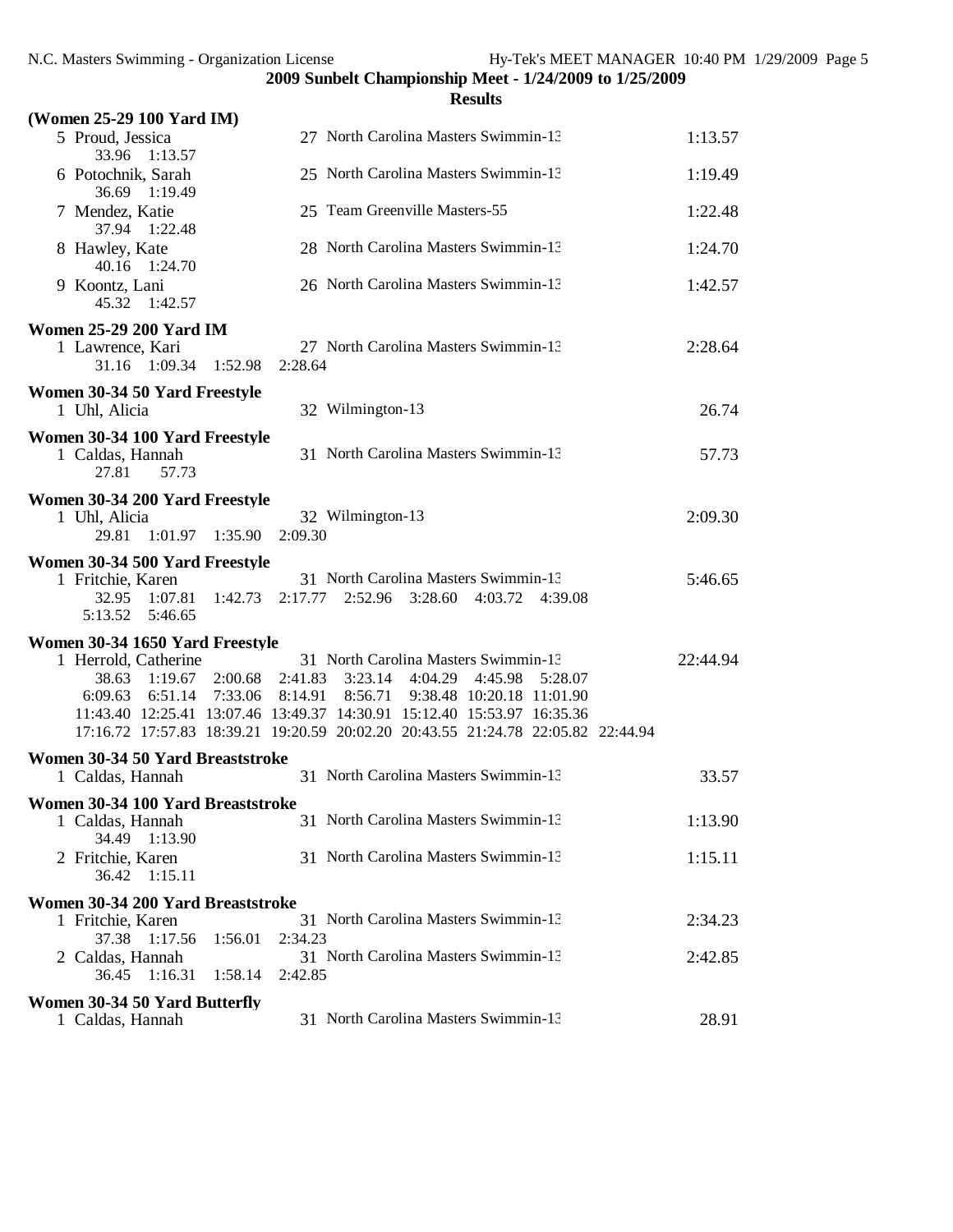**2009 Sunbelt Championship Meet - 1/24/2009 to 1/25/2009**

**Results**

**(Women 25-29 100 Yard IM)**

5 Proud, Jessica — 27 North Carolina Masters Swimmin-13 — 1:13.57
33.96 1:13.57

6 Potochnik, Sarah — 25 North Carolina Masters Swimmin-13 — 1:19.49
36.69 1:19.49

7 Mendez, Katie — 25 Team Greenville Masters-55 — 1:22.48
37.94 1:22.48

8 Hawley, Kate — 28 North Carolina Masters Swimmin-13 — 1:24.70
40.16 1:24.70

9 Koontz, Lani — 26 North Carolina Masters Swimmin-13 — 1:42.57
45.32 1:42.57

**Women 25-29 200 Yard IM**

1 Lawrence, Kari — 27 North Carolina Masters Swimmin-13 — 2:28.64
31.16 1:09.34 1:52.98 2:28.64

**Women 30-34 50 Yard Freestyle**

1 Uhl, Alicia — 32 Wilmington-13 — 26.74

**Women 30-34 100 Yard Freestyle**

1 Caldas, Hannah — 31 North Carolina Masters Swimmin-13 — 57.73
27.81 57.73

**Women 30-34 200 Yard Freestyle**

1 Uhl, Alicia — 32 Wilmington-13 — 2:09.30
29.81 1:01.97 1:35.90 2:09.30

**Women 30-34 500 Yard Freestyle**

1 Fritchie, Karen — 31 North Carolina Masters Swimmin-13 — 5:46.65
32.95 1:07.81 1:42.73 2:17.77 2:52.96 3:28.60 4:03.72 4:39.08
5:13.52 5:46.65

**Women 30-34 1650 Yard Freestyle**

1 Herrold, Catherine — 31 North Carolina Masters Swimmin-13 — 22:44.94
38.63 1:19.67 2:00.68 2:41.83 3:23.14 4:04.29 4:45.98 5:28.07
6:09.63 6:51.14 7:33.06 8:14.91 8:56.71 9:38.48 10:20.18 11:01.90
11:43.40 12:25.41 13:07.46 13:49.37 14:30.91 15:12.40 15:53.97 16:35.36
17:16.72 17:57.83 18:39.21 19:20.59 20:02.20 20:43.55 21:24.78 22:05.82 22:44.94

**Women 30-34 50 Yard Breaststroke**

1 Caldas, Hannah — 31 North Carolina Masters Swimmin-13 — 33.57

**Women 30-34 100 Yard Breaststroke**

1 Caldas, Hannah — 31 North Carolina Masters Swimmin-13 — 1:13.90
34.49 1:13.90

2 Fritchie, Karen — 31 North Carolina Masters Swimmin-13 — 1:15.11
36.42 1:15.11

**Women 30-34 200 Yard Breaststroke**

1 Fritchie, Karen — 31 North Carolina Masters Swimmin-13 — 2:34.23
37.38 1:17.56 1:56.01 2:34.23

2 Caldas, Hannah — 31 North Carolina Masters Swimmin-13 — 2:42.85
36.45 1:16.31 1:58.14 2:42.85

**Women 30-34 50 Yard Butterfly**

1 Caldas, Hannah — 31 North Carolina Masters Swimmin-13 — 28.91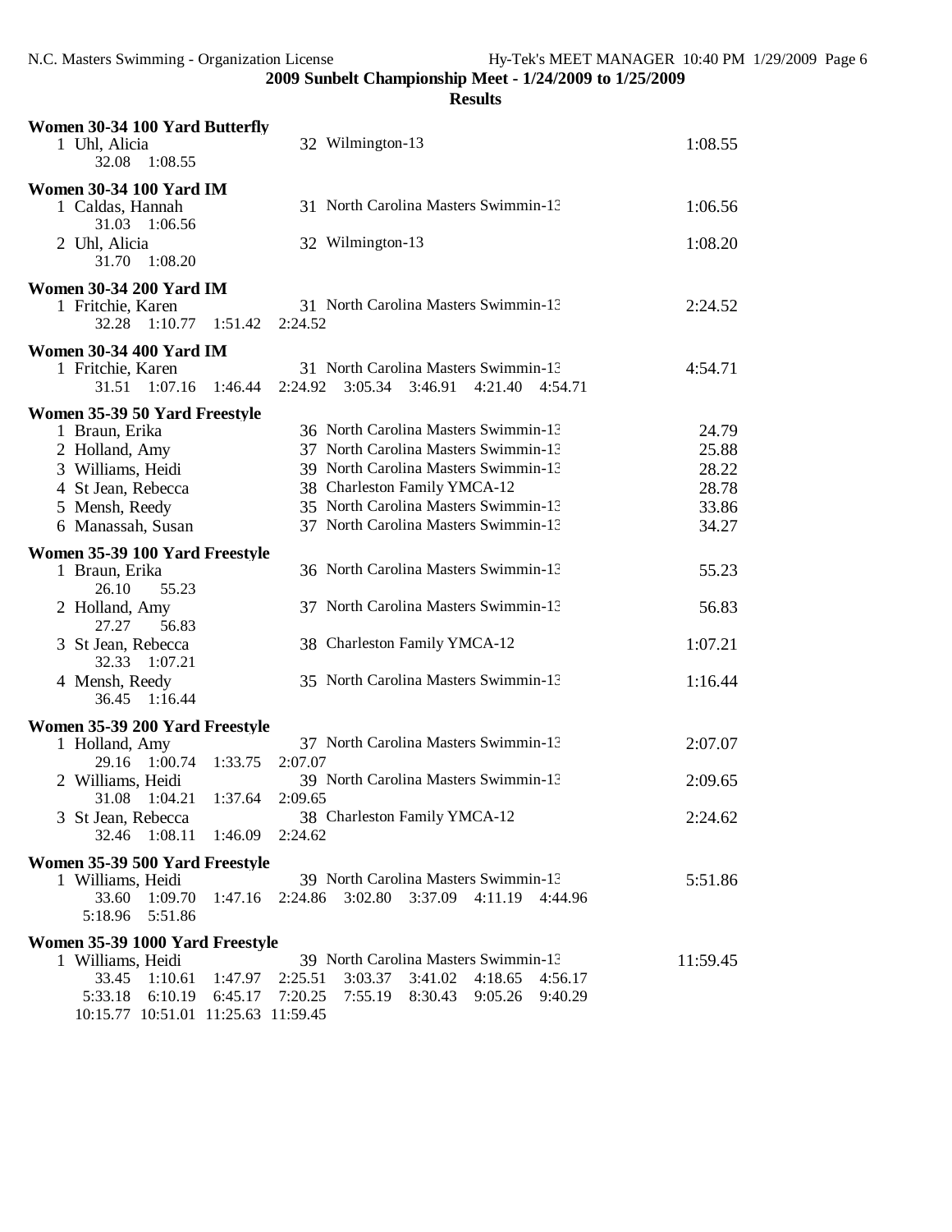**2009 Sunbelt Championship Meet - 1/24/2009 to 1/25/2009**

**Results**

### Women 30-34 100 Yard Butterfly

1 Uhl, Alicia — 32 Wilmington-13 — 1:08.55
32.08 1:08.55

### Women 30-34 100 Yard IM

1 Caldas, Hannah — 31 North Carolina Masters Swimmin-13 — 1:06.56
31.03 1:06.56

2 Uhl, Alicia — 32 Wilmington-13 — 1:08.20
31.70 1:08.20

### Women 30-34 200 Yard IM

1 Fritchie, Karen — 31 North Carolina Masters Swimmin-13 — 2:24.52
32.28 1:10.77 1:51.42 2:24.52

### Women 30-34 400 Yard IM

1 Fritchie, Karen — 31 North Carolina Masters Swimmin-13 — 4:54.71
31.51 1:07.16 1:46.44 2:24.92 3:05.34 3:46.91 4:21.40 4:54.71

### Women 35-39 50 Yard Freestyle

| Place | Name | Age | Team | Time |
|---|---|---|---|---|
| 1 | Braun, Erika | 36 | North Carolina Masters Swimmin-13 | 24.79 |
| 2 | Holland, Amy | 37 | North Carolina Masters Swimmin-13 | 25.88 |
| 3 | Williams, Heidi | 39 | North Carolina Masters Swimmin-13 | 28.22 |
| 4 | St Jean, Rebecca | 38 | Charleston Family YMCA-12 | 28.78 |
| 5 | Mensh, Reedy | 35 | North Carolina Masters Swimmin-13 | 33.86 |
| 6 | Manassah, Susan | 37 | North Carolina Masters Swimmin-13 | 34.27 |

### Women 35-39 100 Yard Freestyle

1 Braun, Erika — 36 North Carolina Masters Swimmin-13 — 55.23
26.10 55.23

2 Holland, Amy — 37 North Carolina Masters Swimmin-13 — 56.83
27.27 56.83

3 St Jean, Rebecca — 38 Charleston Family YMCA-12 — 1:07.21
32.33 1:07.21

4 Mensh, Reedy — 35 North Carolina Masters Swimmin-13 — 1:16.44
36.45 1:16.44

### Women 35-39 200 Yard Freestyle

1 Holland, Amy — 37 North Carolina Masters Swimmin-13 — 2:07.07
29.16 1:00.74 1:33.75 2:07.07

2 Williams, Heidi — 39 North Carolina Masters Swimmin-13 — 2:09.65
31.08 1:04.21 1:37.64 2:09.65

3 St Jean, Rebecca — 38 Charleston Family YMCA-12 — 2:24.62
32.46 1:08.11 1:46.09 2:24.62

### Women 35-39 500 Yard Freestyle

1 Williams, Heidi — 39 North Carolina Masters Swimmin-13 — 5:51.86
33.60 1:09.70 1:47.16 2:24.86 3:02.80 3:37.09 4:11.19 4:44.96
5:18.96 5:51.86

### Women 35-39 1000 Yard Freestyle

1 Williams, Heidi — 39 North Carolina Masters Swimmin-13 — 11:59.45
33.45 1:10.61 1:47.97 2:25.51 3:03.37 3:41.02 4:18.65 4:56.17
5:33.18 6:10.19 6:45.17 7:20.25 7:55.19 8:30.43 9:05.26 9:40.29
10:15.77 10:51.01 11:25.63 11:59.45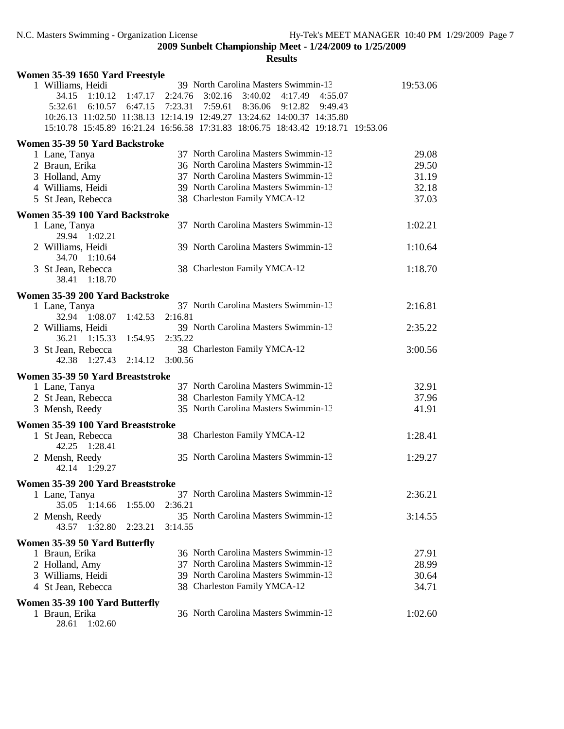**2009 Sunbelt Championship Meet - 1/24/2009 to 1/25/2009**

**Results**

### Women 35-39 1650 Yard Freestyle

1 Williams, Heidi — 39 North Carolina Masters Swimmin-13 — 19:53.06

```
    34.15    1:10.12    1:47.17    2:24.76    3:02.16    3:40.02    4:17.49    4:55.07
  5:32.61    6:10.57    6:47.15    7:23.31    7:59.61    8:36.06    9:12.82    9:49.43
 10:26.13   11:02.50   11:38.13   12:14.19   12:49.27   13:24.62   14:00.37   14:35.80
 15:10.78   15:45.89   16:21.24   16:56.58   17:31.83   18:06.75   18:43.42   19:18.71   19:53.06
```

### Women 35-39 50 Yard Backstroke

| Place | Name | Age | Team | Time |
|---|---|---|---|---|
| 1 | Lane, Tanya | 37 | North Carolina Masters Swimmin-13 | 29.08 |
| 2 | Braun, Erika | 36 | North Carolina Masters Swimmin-13 | 29.50 |
| 3 | Holland, Amy | 37 | North Carolina Masters Swimmin-13 | 31.19 |
| 4 | Williams, Heidi | 39 | North Carolina Masters Swimmin-13 | 32.18 |
| 5 | St Jean, Rebecca | 38 | Charleston Family YMCA-12 | 37.03 |

### Women 35-39 100 Yard Backstroke

| Place | Name | Age | Team | Time |
|---|---|---|---|---|
| 1 | Lane, Tanya | 37 | North Carolina Masters Swimmin-13 | 1:02.21 |
| | 29.94 1:02.21 | | | |
| 2 | Williams, Heidi | 39 | North Carolina Masters Swimmin-13 | 1:10.64 |
| | 34.70 1:10.64 | | | |
| 3 | St Jean, Rebecca | 38 | Charleston Family YMCA-12 | 1:18.70 |
| | 38.41 1:18.70 | | | |

### Women 35-39 200 Yard Backstroke

| Place | Name | Age | Team | Time |
|---|---|---|---|---|
| 1 | Lane, Tanya | 37 | North Carolina Masters Swimmin-13 | 2:16.81 |
| | 32.94 1:08.07 1:42.53 2:16.81 | | | |
| 2 | Williams, Heidi | 39 | North Carolina Masters Swimmin-13 | 2:35.22 |
| | 36.21 1:15.33 1:54.95 2:35.22 | | | |
| 3 | St Jean, Rebecca | 38 | Charleston Family YMCA-12 | 3:00.56 |
| | 42.38 1:27.43 2:14.12 3:00.56 | | | |

### Women 35-39 50 Yard Breaststroke

| Place | Name | Age | Team | Time |
|---|---|---|---|---|
| 1 | Lane, Tanya | 37 | North Carolina Masters Swimmin-13 | 32.91 |
| 2 | St Jean, Rebecca | 38 | Charleston Family YMCA-12 | 37.96 |
| 3 | Mensh, Reedy | 35 | North Carolina Masters Swimmin-13 | 41.91 |

### Women 35-39 100 Yard Breaststroke

| Place | Name | Age | Team | Time |
|---|---|---|---|---|
| 1 | St Jean, Rebecca | 38 | Charleston Family YMCA-12 | 1:28.41 |
| | 42.25 1:28.41 | | | |
| 2 | Mensh, Reedy | 35 | North Carolina Masters Swimmin-13 | 1:29.27 |
| | 42.14 1:29.27 | | | |

### Women 35-39 200 Yard Breaststroke

| Place | Name | Age | Team | Time |
|---|---|---|---|---|
| 1 | Lane, Tanya | 37 | North Carolina Masters Swimmin-13 | 2:36.21 |
| | 35.05 1:14.66 1:55.00 2:36.21 | | | |
| 2 | Mensh, Reedy | 35 | North Carolina Masters Swimmin-13 | 3:14.55 |
| | 43.57 1:32.80 2:23.21 3:14.55 | | | |

### Women 35-39 50 Yard Butterfly

| Place | Name | Age | Team | Time |
|---|---|---|---|---|
| 1 | Braun, Erika | 36 | North Carolina Masters Swimmin-13 | 27.91 |
| 2 | Holland, Amy | 37 | North Carolina Masters Swimmin-13 | 28.99 |
| 3 | Williams, Heidi | 39 | North Carolina Masters Swimmin-13 | 30.64 |
| 4 | St Jean, Rebecca | 38 | Charleston Family YMCA-12 | 34.71 |

### Women 35-39 100 Yard Butterfly

| Place | Name | Age | Team | Time |
|---|---|---|---|---|
| 1 | Braun, Erika | 36 | North Carolina Masters Swimmin-13 | 1:02.60 |
| | 28.61 1:02.60 | | | |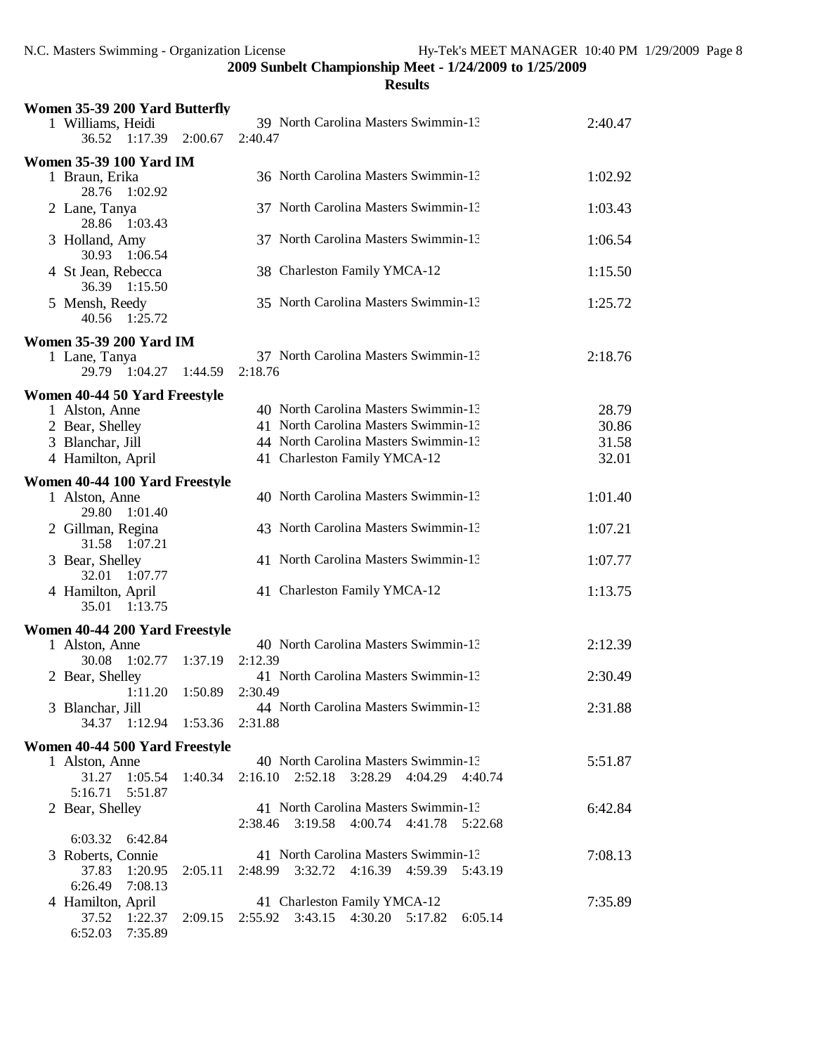**2009 Sunbelt Championship Meet - 1/24/2009 to 1/25/2009**

**Results**

### Women 35-39 200 Yard Butterfly

1 Williams, Heidi — 39 North Carolina Masters Swimmin-13 — 2:40.47
36.52 1:17.39 2:00.67 2:40.47

### Women 35-39 100 Yard IM

1 Braun, Erika — 36 North Carolina Masters Swimmin-13 — 1:02.92
28.76 1:02.92

2 Lane, Tanya — 37 North Carolina Masters Swimmin-13 — 1:03.43
28.86 1:03.43

3 Holland, Amy — 37 North Carolina Masters Swimmin-13 — 1:06.54
30.93 1:06.54

4 St Jean, Rebecca — 38 Charleston Family YMCA-12 — 1:15.50
36.39 1:15.50

5 Mensh, Reedy — 35 North Carolina Masters Swimmin-13 — 1:25.72
40.56 1:25.72

### Women 35-39 200 Yard IM

1 Lane, Tanya — 37 North Carolina Masters Swimmin-13 — 2:18.76
29.79 1:04.27 1:44.59 2:18.76

### Women 40-44 50 Yard Freestyle

1 Alston, Anne — 40 North Carolina Masters Swimmin-13 — 28.79
2 Bear, Shelley — 41 North Carolina Masters Swimmin-13 — 30.86
3 Blanchar, Jill — 44 North Carolina Masters Swimmin-13 — 31.58
4 Hamilton, April — 41 Charleston Family YMCA-12 — 32.01

### Women 40-44 100 Yard Freestyle

1 Alston, Anne — 40 North Carolina Masters Swimmin-13 — 1:01.40
29.80 1:01.40

2 Gillman, Regina — 43 North Carolina Masters Swimmin-13 — 1:07.21
31.58 1:07.21

3 Bear, Shelley — 41 North Carolina Masters Swimmin-13 — 1:07.77
32.01 1:07.77

4 Hamilton, April — 41 Charleston Family YMCA-12 — 1:13.75
35.01 1:13.75

### Women 40-44 200 Yard Freestyle

1 Alston, Anne — 40 North Carolina Masters Swimmin-13 — 2:12.39
30.08 1:02.77 1:37.19 2:12.39

2 Bear, Shelley — 41 North Carolina Masters Swimmin-13 — 2:30.49
1:11.20 1:50.89 2:30.49

3 Blanchar, Jill — 44 North Carolina Masters Swimmin-13 — 2:31.88
34.37 1:12.94 1:53.36 2:31.88

### Women 40-44 500 Yard Freestyle

1 Alston, Anne — 40 North Carolina Masters Swimmin-13 — 5:51.87
31.27 1:05.54 1:40.34 2:16.10 2:52.18 3:28.29 4:04.29 4:40.74
5:16.71 5:51.87

2 Bear, Shelley — 41 North Carolina Masters Swimmin-13 — 6:42.84
2:38.46 3:19.58 4:00.74 4:41.78 5:22.68
6:03.32 6:42.84

3 Roberts, Connie — 41 North Carolina Masters Swimmin-13 — 7:08.13
37.83 1:20.95 2:05.11 2:48.99 3:32.72 4:16.39 4:59.39 5:43.19
6:26.49 7:08.13

4 Hamilton, April — 41 Charleston Family YMCA-12 — 7:35.89
37.52 1:22.37 2:09.15 2:55.92 3:43.15 4:30.20 5:17.82 6:05.14
6:52.03 7:35.89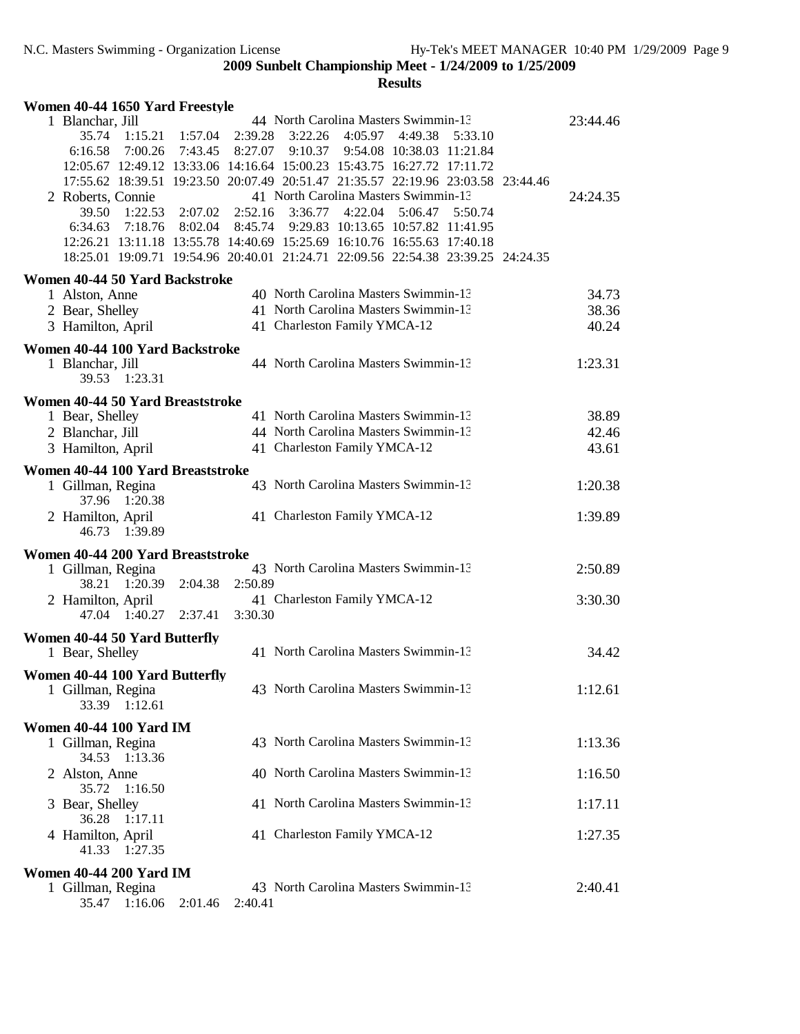**2009 Sunbelt Championship Meet - 1/24/2009 to 1/25/2009**

**Results**

**Women 40-44 1650 Yard Freestyle**

```
 1 Blanchar, Jill                  44 North Carolina Masters Swimmin-13                  23:44.46
      35.74    1:15.21   1:57.04   2:39.28   3:22.26   4:05.97   4:49.38   5:33.10
    6:16.58    7:00.26   7:43.45   8:27.07   9:10.37   9:54.08  10:38.03  11:21.84
   12:05.67   12:49.12  13:33.06  14:16.64  15:00.23  15:43.75  16:27.72  17:11.72
   17:55.62   18:39.51  19:23.50  20:07.49  20:51.47  21:35.57  22:19.96  23:03.58  23:44.46
 2 Roberts, Connie                 41 North Carolina Masters Swimmin-13                  24:24.35
      39.50    1:22.53   2:07.02   2:52.16   3:36.77   4:22.04   5:06.47   5:50.74
    6:34.63    7:18.76   8:02.04   8:45.74   9:29.83  10:13.65  10:57.82  11:41.95
   12:26.21   13:11.18  13:55.78  14:40.69  15:25.69  16:10.76  16:55.63  17:40.18
   18:25.01   19:09.71  19:54.96  20:40.01  21:24.71  22:09.56  22:54.38  23:39.25  24:24.35
```

**Women 40-44 50 Yard Backstroke**

```
 1 Alston, Anne                    40 North Carolina Masters Swimmin-13                     34.73
 2 Bear, Shelley                   41 North Carolina Masters Swimmin-13                     38.36
 3 Hamilton, April                 41 Charleston Family YMCA-12                             40.24
```

**Women 40-44 100 Yard Backstroke**

```
 1 Blanchar, Jill                  44 North Carolina Masters Swimmin-13                   1:23.31
      39.53    1:23.31
```

**Women 40-44 50 Yard Breaststroke**

```
 1 Bear, Shelley                   41 North Carolina Masters Swimmin-13                     38.89
 2 Blanchar, Jill                  44 North Carolina Masters Swimmin-13                     42.46
 3 Hamilton, April                 41 Charleston Family YMCA-12                             43.61
```

**Women 40-44 100 Yard Breaststroke**

```
 1 Gillman, Regina                 43 North Carolina Masters Swimmin-13                   1:20.38
      37.96    1:20.38
 2 Hamilton, April                 41 Charleston Family YMCA-12                           1:39.89
      46.73    1:39.89
```

**Women 40-44 200 Yard Breaststroke**

```
 1 Gillman, Regina                 43 North Carolina Masters Swimmin-13                   2:50.89
      38.21    1:20.39   2:04.38   2:50.89
 2 Hamilton, April                 41 Charleston Family YMCA-12                           3:30.30
      47.04    1:40.27   2:37.41   3:30.30
```

**Women 40-44 50 Yard Butterfly**

```
 1 Bear, Shelley                   41 North Carolina Masters Swimmin-13                     34.42
```

**Women 40-44 100 Yard Butterfly**

```
 1 Gillman, Regina                 43 North Carolina Masters Swimmin-13                   1:12.61
      33.39    1:12.61
```

**Women 40-44 100 Yard IM**

```
 1 Gillman, Regina                 43 North Carolina Masters Swimmin-13                   1:13.36
      34.53    1:13.36
 2 Alston, Anne                    40 North Carolina Masters Swimmin-13                   1:16.50
      35.72    1:16.50
 3 Bear, Shelley                   41 North Carolina Masters Swimmin-13                   1:17.11
      36.28    1:17.11
 4 Hamilton, April                 41 Charleston Family YMCA-12                           1:27.35
      41.33    1:27.35
```

**Women 40-44 200 Yard IM**

```
 1 Gillman, Regina                 43 North Carolina Masters Swimmin-13                   2:40.41
      35.47    1:16.06   2:01.46   2:40.41
```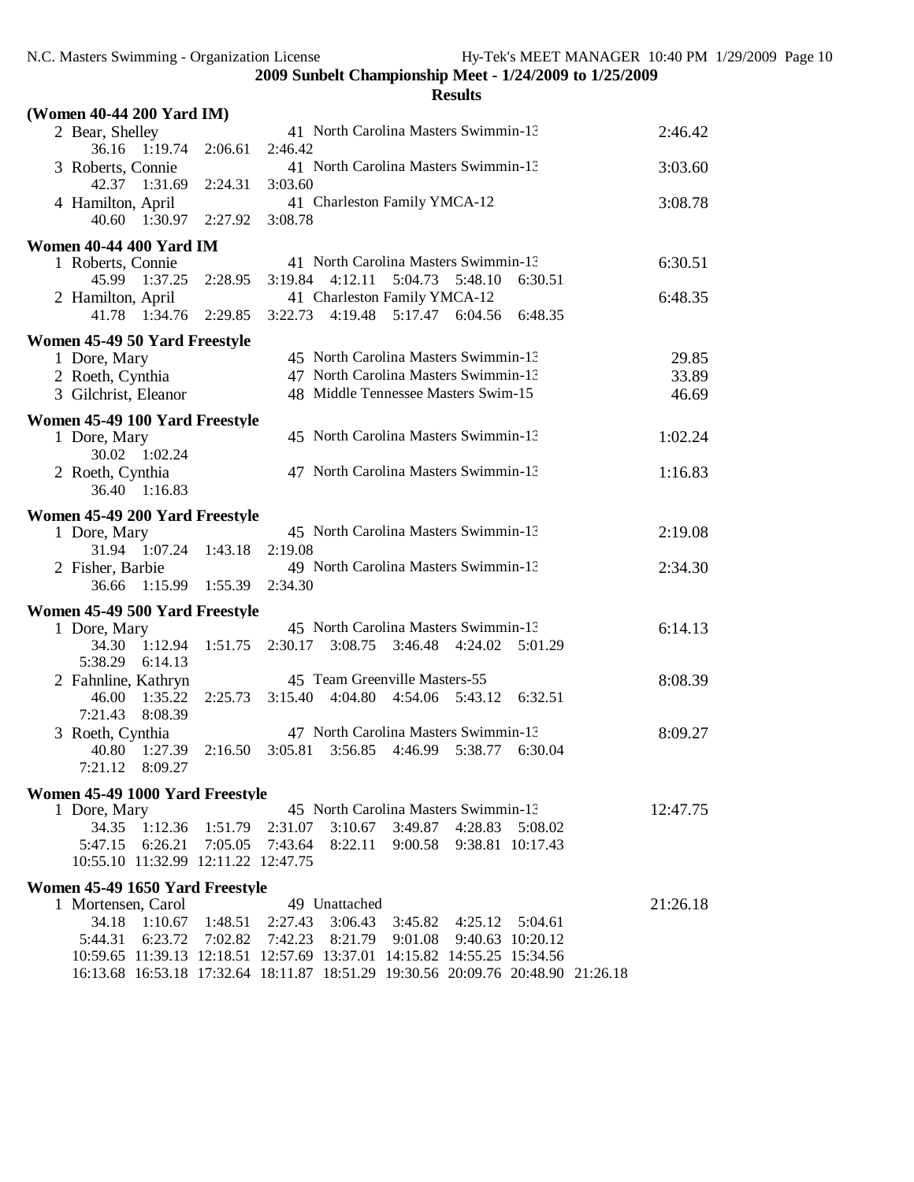**2009 Sunbelt Championship Meet - 1/24/2009 to 1/25/2009**

**Results**

### (Women 40-44 200 Yard IM)

2 Bear, Shelley — 41 North Carolina Masters Swimmin-13 — 2:46.42
36.16 1:19.74 2:06.61 2:46.42

3 Roberts, Connie — 41 North Carolina Masters Swimmin-13 — 3:03.60
42.37 1:31.69 2:24.31 3:03.60

4 Hamilton, April — 41 Charleston Family YMCA-12 — 3:08.78
40.60 1:30.97 2:27.92 3:08.78

### Women 40-44 400 Yard IM

1 Roberts, Connie — 41 North Carolina Masters Swimmin-13 — 6:30.51
45.99 1:37.25 2:28.95 3:19.84 4:12.11 5:04.73 5:48.10 6:30.51

2 Hamilton, April — 41 Charleston Family YMCA-12 — 6:48.35
41.78 1:34.76 2:29.85 3:22.73 4:19.48 5:17.47 6:04.56 6:48.35

### Women 45-49 50 Yard Freestyle

1 Dore, Mary — 45 North Carolina Masters Swimmin-13 — 29.85

2 Roeth, Cynthia — 47 North Carolina Masters Swimmin-13 — 33.89

3 Gilchrist, Eleanor — 48 Middle Tennessee Masters Swim-15 — 46.69

### Women 45-49 100 Yard Freestyle

1 Dore, Mary — 45 North Carolina Masters Swimmin-13 — 1:02.24
30.02 1:02.24

2 Roeth, Cynthia — 47 North Carolina Masters Swimmin-13 — 1:16.83
36.40 1:16.83

### Women 45-49 200 Yard Freestyle

1 Dore, Mary — 45 North Carolina Masters Swimmin-13 — 2:19.08
31.94 1:07.24 1:43.18 2:19.08

2 Fisher, Barbie — 49 North Carolina Masters Swimmin-13 — 2:34.30
36.66 1:15.99 1:55.39 2:34.30

### Women 45-49 500 Yard Freestyle

1 Dore, Mary — 45 North Carolina Masters Swimmin-13 — 6:14.13
34.30 1:12.94 1:51.75 2:30.17 3:08.75 3:46.48 4:24.02 5:01.29
5:38.29 6:14.13

2 Fahnline, Kathryn — 45 Team Greenville Masters-55 — 8:08.39
46.00 1:35.22 2:25.73 3:15.40 4:04.80 4:54.06 5:43.12 6:32.51
7:21.43 8:08.39

3 Roeth, Cynthia — 47 North Carolina Masters Swimmin-13 — 8:09.27
40.80 1:27.39 2:16.50 3:05.81 3:56.85 4:46.99 5:38.77 6:30.04
7:21.12 8:09.27

### Women 45-49 1000 Yard Freestyle

1 Dore, Mary — 45 North Carolina Masters Swimmin-13 — 12:47.75
34.35 1:12.36 1:51.79 2:31.07 3:10.67 3:49.87 4:28.83 5:08.02
5:47.15 6:26.21 7:05.05 7:43.64 8:22.11 9:00.58 9:38.81 10:17.43
10:55.10 11:32.99 12:11.22 12:47.75

### Women 45-49 1650 Yard Freestyle

1 Mortensen, Carol — 49 Unattached — 21:26.18
34.18 1:10.67 1:48.51 2:27.43 3:06.43 3:45.82 4:25.12 5:04.61
5:44.31 6:23.72 7:02.82 7:42.23 8:21.79 9:01.08 9:40.63 10:20.12
10:59.65 11:39.13 12:18.51 12:57.69 13:37.01 14:15.82 14:55.25 15:34.56
16:13.68 16:53.18 17:32.64 18:11.87 18:51.29 19:30.56 20:09.76 20:48.90 21:26.18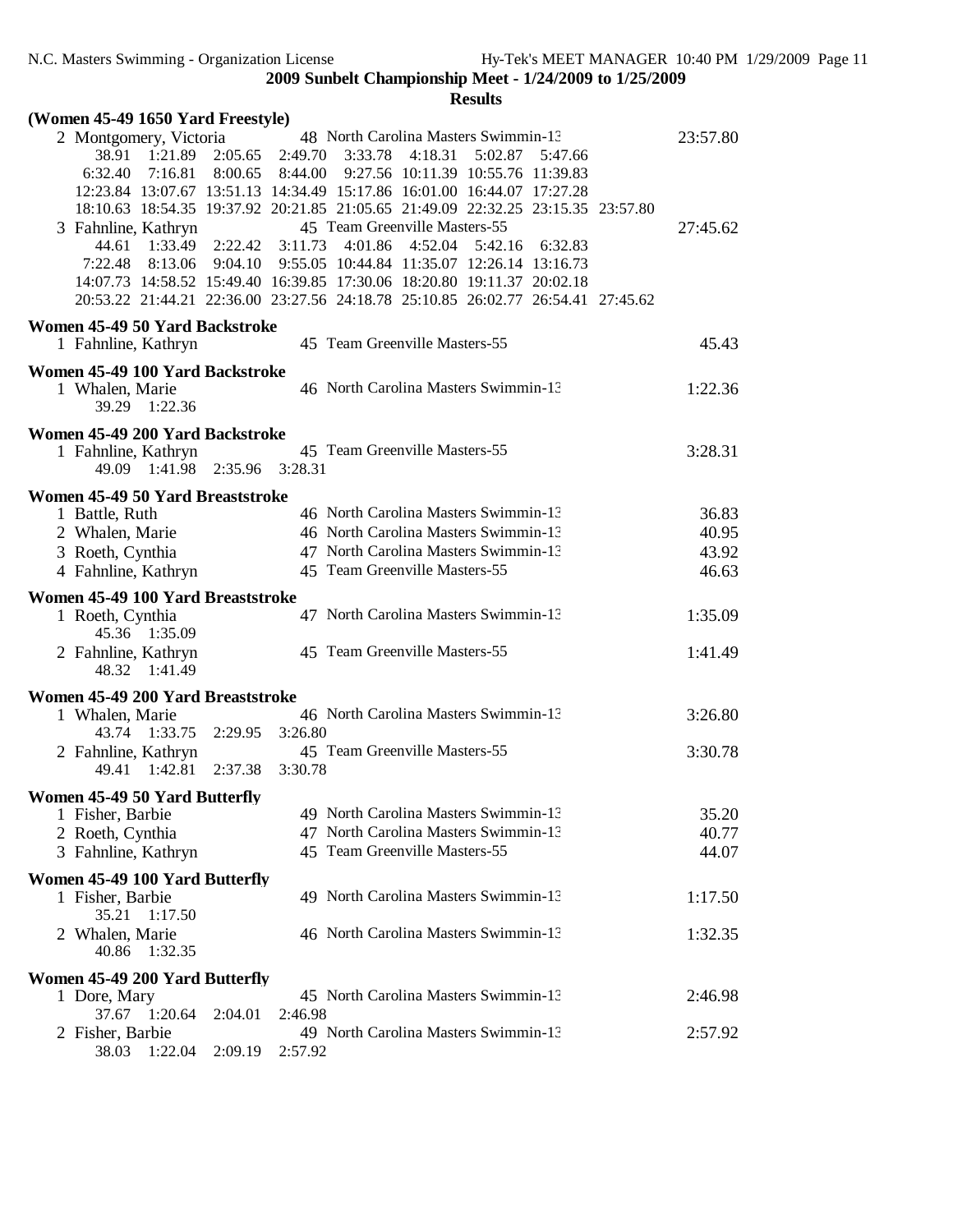**2009 Sunbelt Championship Meet - 1/24/2009 to 1/25/2009**

**Results**

### (Women 45-49 1650 Yard Freestyle)

```
  2 Montgomery, Victoria        48 North Carolina Masters Swimmin-13           23:57.80
      38.91  1:21.89  2:05.65  2:49.70  3:33.78  4:18.31  5:02.87  5:47.66
    6:32.40  7:16.81  8:00.65  8:44.00  9:27.56 10:11.39 10:55.76 11:39.83
   12:23.84 13:07.67 13:51.13 14:34.49 15:17.86 16:01.00 16:44.07 17:27.28
   18:10.63 18:54.35 19:37.92 20:21.85 21:05.65 21:49.09 22:32.25 23:15.35 23:57.80
  3 Fahnline, Kathryn           45 Team Greenville Masters-55                  27:45.62
      44.61  1:33.49  2:22.42  3:11.73  4:01.86  4:52.04  5:42.16  6:32.83
    7:22.48  8:13.06  9:04.10  9:55.05 10:44.84 11:35.07 12:26.14 13:16.73
   14:07.73 14:58.52 15:49.40 16:39.85 17:30.06 18:20.80 19:11.37 20:02.18
   20:53.22 21:44.21 22:36.00 23:27.56 24:18.78 25:10.85 26:02.77 26:54.41 27:45.62
```

### Women 45-49 50 Yard Backstroke

```
  1 Fahnline, Kathryn           45 Team Greenville Masters-55                     45.43
```

### Women 45-49 100 Yard Backstroke

```
  1 Whalen, Marie               46 North Carolina Masters Swimmin-13            1:22.36
      39.29  1:22.36
```

### Women 45-49 200 Yard Backstroke

```
  1 Fahnline, Kathryn           45 Team Greenville Masters-55                   3:28.31
      49.09  1:41.98  2:35.96  3:28.31
```

### Women 45-49 50 Yard Breaststroke

```
  1 Battle, Ruth                46 North Carolina Masters Swimmin-13              36.83
  2 Whalen, Marie               46 North Carolina Masters Swimmin-13              40.95
  3 Roeth, Cynthia              47 North Carolina Masters Swimmin-13              43.92
  4 Fahnline, Kathryn           45 Team Greenville Masters-55                     46.63
```

### Women 45-49 100 Yard Breaststroke

```
  1 Roeth, Cynthia              47 North Carolina Masters Swimmin-13            1:35.09
      45.36  1:35.09
  2 Fahnline, Kathryn           45 Team Greenville Masters-55                   1:41.49
      48.32  1:41.49
```

### Women 45-49 200 Yard Breaststroke

```
  1 Whalen, Marie               46 North Carolina Masters Swimmin-13            3:26.80
      43.74  1:33.75  2:29.95  3:26.80
  2 Fahnline, Kathryn           45 Team Greenville Masters-55                   3:30.78
      49.41  1:42.81  2:37.38  3:30.78
```

### Women 45-49 50 Yard Butterfly

```
  1 Fisher, Barbie              49 North Carolina Masters Swimmin-13              35.20
  2 Roeth, Cynthia              47 North Carolina Masters Swimmin-13              40.77
  3 Fahnline, Kathryn           45 Team Greenville Masters-55                     44.07
```

### Women 45-49 100 Yard Butterfly

```
  1 Fisher, Barbie              49 North Carolina Masters Swimmin-13            1:17.50
      35.21  1:17.50
  2 Whalen, Marie               46 North Carolina Masters Swimmin-13            1:32.35
      40.86  1:32.35
```

### Women 45-49 200 Yard Butterfly

```
  1 Dore, Mary                  45 North Carolina Masters Swimmin-13            2:46.98
      37.67  1:20.64  2:04.01  2:46.98
  2 Fisher, Barbie              49 North Carolina Masters Swimmin-13            2:57.92
      38.03  1:22.04  2:09.19  2:57.92
```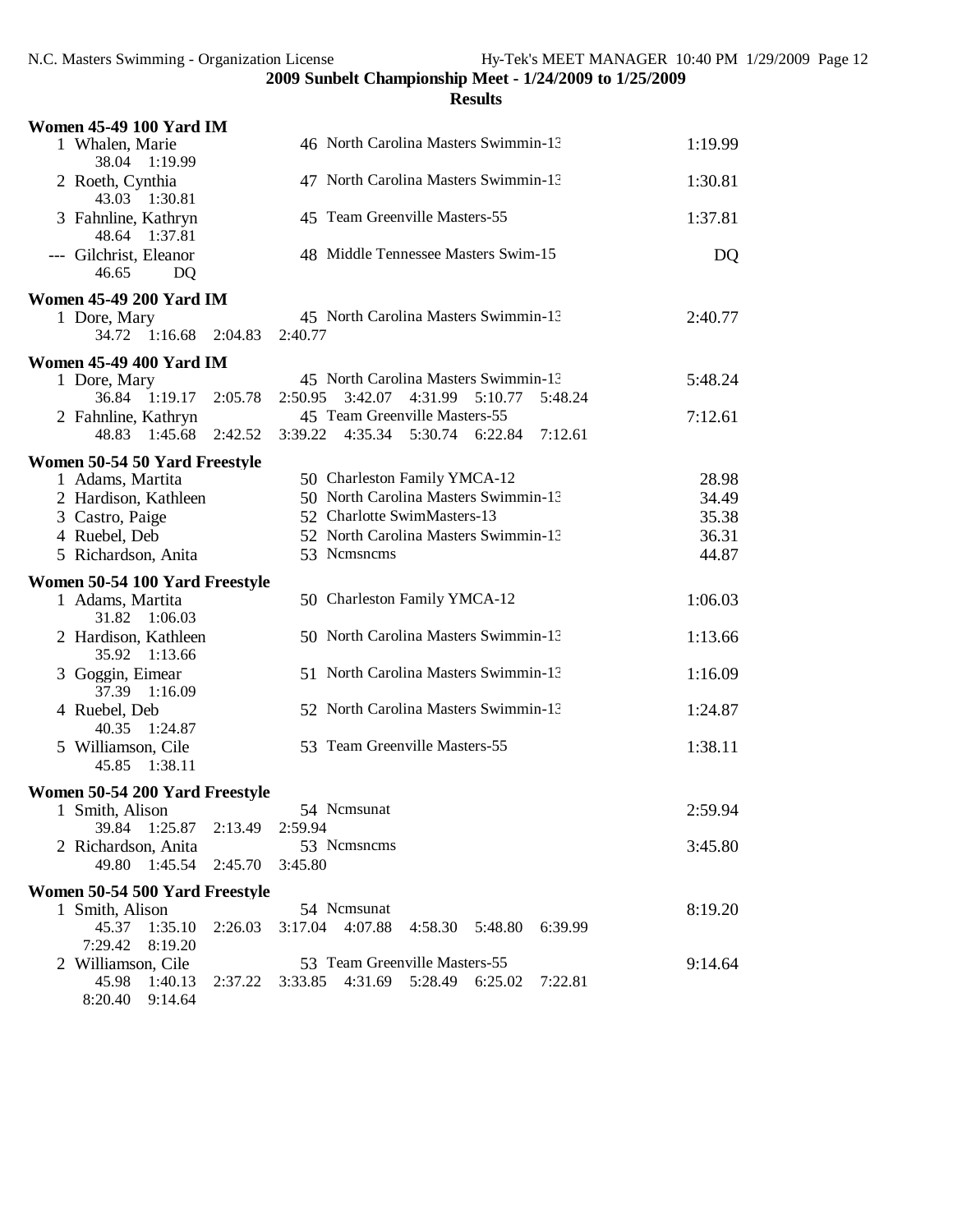**2009 Sunbelt Championship Meet - 1/24/2009 to 1/25/2009**

**Results**

### Women 45-49 100 Yard IM

| Place | Name | Age | Team | Time |
|---|---|---|---|---|
| 1 | Whalen, Marie | 46 | North Carolina Masters Swimmin-13 | 1:19.99 |
| | 38.04  1:19.99 | | | |
| 2 | Roeth, Cynthia | 47 | North Carolina Masters Swimmin-13 | 1:30.81 |
| | 43.03  1:30.81 | | | |
| 3 | Fahnline, Kathryn | 45 | Team Greenville Masters-55 | 1:37.81 |
| | 48.64  1:37.81 | | | |
| --- | Gilchrist, Eleanor | 48 | Middle Tennessee Masters Swim-15 | DQ |
| | 46.65  DQ | | | |

### Women 45-49 200 Yard IM

| Place | Name | Age | Team | Time |
|---|---|---|---|---|
| 1 | Dore, Mary | 45 | North Carolina Masters Swimmin-13 | 2:40.77 |
| | 34.72  1:16.68  2:04.83  2:40.77 | | | |

### Women 45-49 400 Yard IM

| Place | Name | Age | Team | Time |
|---|---|---|---|---|
| 1 | Dore, Mary | 45 | North Carolina Masters Swimmin-13 | 5:48.24 |
| | 36.84  1:19.17  2:05.78  2:50.95  3:42.07  4:31.99  5:10.77  5:48.24 | | | |
| 2 | Fahnline, Kathryn | 45 | Team Greenville Masters-55 | 7:12.61 |
| | 48.83  1:45.68  2:42.52  3:39.22  4:35.34  5:30.74  6:22.84  7:12.61 | | | |

### Women 50-54 50 Yard Freestyle

| Place | Name | Age | Team | Time |
|---|---|---|---|---|
| 1 | Adams, Martita | 50 | Charleston Family YMCA-12 | 28.98 |
| 2 | Hardison, Kathleen | 50 | North Carolina Masters Swimmin-13 | 34.49 |
| 3 | Castro, Paige | 52 | Charlotte SwimMasters-13 | 35.38 |
| 4 | Ruebel, Deb | 52 | North Carolina Masters Swimmin-13 | 36.31 |
| 5 | Richardson, Anita | 53 | Ncmsncms | 44.87 |

### Women 50-54 100 Yard Freestyle

| Place | Name | Age | Team | Time |
|---|---|---|---|---|
| 1 | Adams, Martita | 50 | Charleston Family YMCA-12 | 1:06.03 |
| | 31.82  1:06.03 | | | |
| 2 | Hardison, Kathleen | 50 | North Carolina Masters Swimmin-13 | 1:13.66 |
| | 35.92  1:13.66 | | | |
| 3 | Goggin, Eimear | 51 | North Carolina Masters Swimmin-13 | 1:16.09 |
| | 37.39  1:16.09 | | | |
| 4 | Ruebel, Deb | 52 | North Carolina Masters Swimmin-13 | 1:24.87 |
| | 40.35  1:24.87 | | | |
| 5 | Williamson, Cile | 53 | Team Greenville Masters-55 | 1:38.11 |
| | 45.85  1:38.11 | | | |

### Women 50-54 200 Yard Freestyle

| Place | Name | Age | Team | Time |
|---|---|---|---|---|
| 1 | Smith, Alison | 54 | Ncmsunat | 2:59.94 |
| | 39.84  1:25.87  2:13.49  2:59.94 | | | |
| 2 | Richardson, Anita | 53 | Ncmsncms | 3:45.80 |
| | 49.80  1:45.54  2:45.70  3:45.80 | | | |

### Women 50-54 500 Yard Freestyle

| Place | Name | Age | Team | Time |
|---|---|---|---|---|
| 1 | Smith, Alison | 54 | Ncmsunat | 8:19.20 |
| | 45.37  1:35.10  2:26.03  3:17.04  4:07.88  4:58.30  5:48.80  6:39.99  7:29.42  8:19.20 | | | |
| 2 | Williamson, Cile | 53 | Team Greenville Masters-55 | 9:14.64 |
| | 45.98  1:40.13  2:37.22  3:33.85  4:31.69  5:28.49  6:25.02  7:22.81  8:20.40  9:14.64 | | | |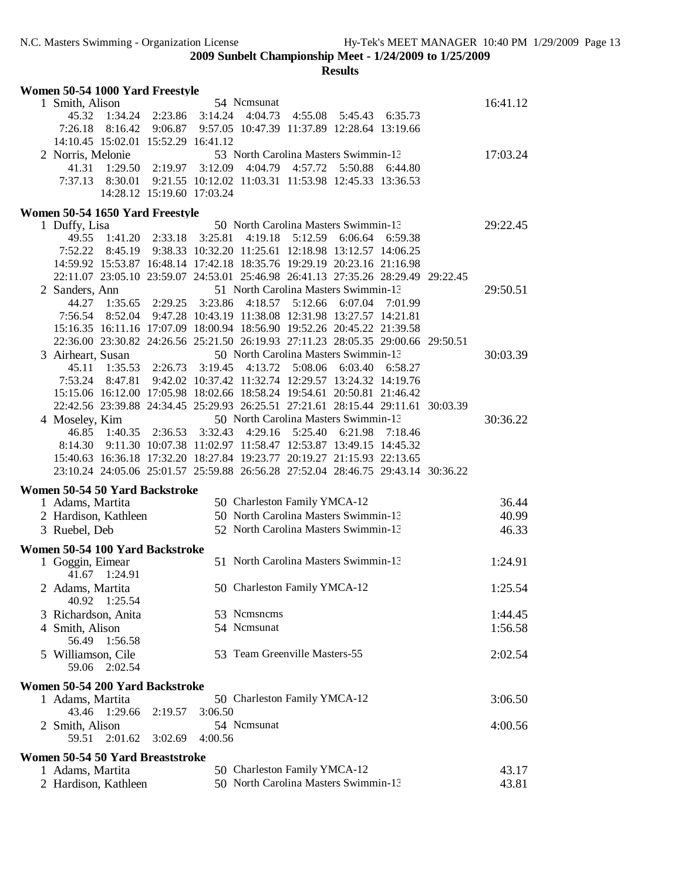**2009 Sunbelt Championship Meet - 1/24/2009 to 1/25/2009**

**Results**

### Women 50-54 1000 Yard Freestyle

1 Smith, Alison — 54 Ncmsunat — 16:41.12
45.32 1:34.24 2:23.86 3:14.24 4:04.73 4:55.08 5:45.43 6:35.73
7:26.18 8:16.42 9:06.87 9:57.05 10:47.39 11:37.89 12:28.64 13:19.66
14:10.45 15:02.01 15:52.29 16:41.12

2 Norris, Melonie — 53 North Carolina Masters Swimmin-13 — 17:03.24
41.31 1:29.50 2:19.97 3:12.09 4:04.79 4:57.72 5:50.88 6:44.80
7:37.13 8:30.01 9:21.55 10:12.02 11:03.31 11:53.98 12:45.33 13:36.53
14:28.12 15:19.60 17:03.24

### Women 50-54 1650 Yard Freestyle

1 Duffy, Lisa — 50 North Carolina Masters Swimmin-13 — 29:22.45
49.55 1:41.20 2:33.18 3:25.81 4:19.18 5:12.59 6:06.64 6:59.38
7:52.22 8:45.19 9:38.33 10:32.20 11:25.61 12:18.98 13:12.57 14:06.25
14:59.92 15:53.87 16:48.14 17:42.18 18:35.76 19:29.19 20:23.16 21:16.98
22:11.07 23:05.10 23:59.07 24:53.01 25:46.98 26:41.13 27:35.26 28:29.49 29:22.45

2 Sanders, Ann — 51 North Carolina Masters Swimmin-13 — 29:50.51
44.27 1:35.65 2:29.25 3:23.86 4:18.57 5:12.66 6:07.04 7:01.99
7:56.54 8:52.04 9:47.28 10:43.19 11:38.08 12:31.98 13:27.57 14:21.81
15:16.35 16:11.16 17:07.09 18:00.94 18:56.90 19:52.26 20:45.22 21:39.58
22:36.00 23:30.82 24:26.56 25:21.50 26:19.93 27:11.23 28:05.35 29:00.66 29:50.51

3 Airheart, Susan — 50 North Carolina Masters Swimmin-13 — 30:03.39
45.11 1:35.53 2:26.73 3:19.45 4:13.72 5:08.06 6:03.40 6:58.27
7:53.24 8:47.81 9:42.02 10:37.42 11:32.74 12:29.57 13:24.32 14:19.76
15:15.06 16:12.00 17:05.98 18:02.66 18:58.24 19:54.61 20:50.81 21:46.42
22:42.56 23:39.88 24:34.45 25:29.93 26:25.51 27:21.61 28:15.44 29:11.61 30:03.39

4 Moseley, Kim — 50 North Carolina Masters Swimmin-13 — 30:36.22
46.85 1:40.35 2:36.53 3:32.43 4:29.16 5:25.40 6:21.98 7:18.46
8:14.30 9:11.30 10:07.38 11:02.97 11:58.47 12:53.87 13:49.15 14:45.32
15:40.63 16:36.18 17:32.20 18:27.84 19:23.77 20:19.27 21:15.93 22:13.65
23:10.24 24:05.06 25:01.57 25:59.88 26:56.28 27:52.04 28:46.75 29:43.14 30:36.22

### Women 50-54 50 Yard Backstroke

| Place | Name | Age | Team | Time |
|---|---|---|---|---|
| 1 | Adams, Martita | 50 | Charleston Family YMCA-12 | 36.44 |
| 2 | Hardison, Kathleen | 50 | North Carolina Masters Swimmin-13 | 40.99 |
| 3 | Ruebel, Deb | 52 | North Carolina Masters Swimmin-13 | 46.33 |

### Women 50-54 100 Yard Backstroke

1 Goggin, Eimear — 51 North Carolina Masters Swimmin-13 — 1:24.91
41.67 1:24.91

2 Adams, Martita — 50 Charleston Family YMCA-12 — 1:25.54
40.92 1:25.54

3 Richardson, Anita — 53 Ncmsncms — 1:44.45

4 Smith, Alison — 54 Ncmsunat — 1:56.58
56.49 1:56.58

5 Williamson, Cile — 53 Team Greenville Masters-55 — 2:02.54
59.06 2:02.54

### Women 50-54 200 Yard Backstroke

1 Adams, Martita — 50 Charleston Family YMCA-12 — 3:06.50
43.46 1:29.66 2:19.57 3:06.50

2 Smith, Alison — 54 Ncmsunat — 4:00.56
59.51 2:01.62 3:02.69 4:00.56

### Women 50-54 50 Yard Breaststroke

| Place | Name | Age | Team | Time |
|---|---|---|---|---|
| 1 | Adams, Martita | 50 | Charleston Family YMCA-12 | 43.17 |
| 2 | Hardison, Kathleen | 50 | North Carolina Masters Swimmin-13 | 43.81 |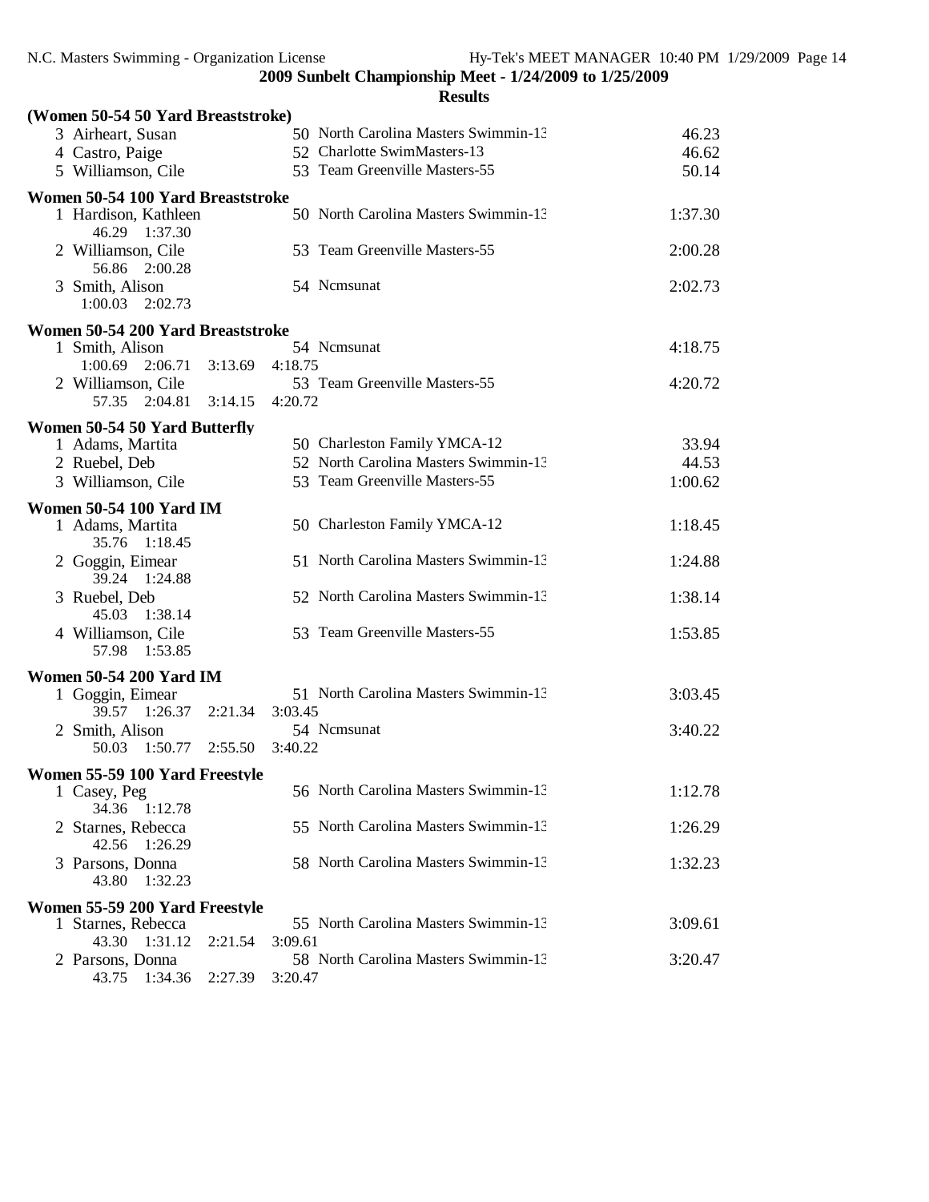**2009 Sunbelt Championship Meet - 1/24/2009 to 1/25/2009**

**Results**

### (Women 50-54 50 Yard Breaststroke)

| | Name | Age | Team | Time |
|---|---|---|---|---|
| 3 | Airheart, Susan | 50 | North Carolina Masters Swimmin-13 | 46.23 |
| 4 | Castro, Paige | 52 | Charlotte SwimMasters-13 | 46.62 |
| 5 | Williamson, Cile | 53 | Team Greenville Masters-55 | 50.14 |

### Women 50-54 100 Yard Breaststroke

| | Name | Age | Team | Time |
|---|---|---|---|---|
| 1 | Hardison, Kathleen | 50 | North Carolina Masters Swimmin-13 | 1:37.30 |
| | 46.29 1:37.30 | | | |
| 2 | Williamson, Cile | 53 | Team Greenville Masters-55 | 2:00.28 |
| | 56.86 2:00.28 | | | |
| 3 | Smith, Alison | 54 | Ncmsunat | 2:02.73 |
| | 1:00.03 2:02.73 | | | |

### Women 50-54 200 Yard Breaststroke

| | Name | Age | Team | Time |
|---|---|---|---|---|
| 1 | Smith, Alison | 54 | Ncmsunat | 4:18.75 |
| | 1:00.69 2:06.71 3:13.69 4:18.75 | | | |
| 2 | Williamson, Cile | 53 | Team Greenville Masters-55 | 4:20.72 |
| | 57.35 2:04.81 3:14.15 4:20.72 | | | |

### Women 50-54 50 Yard Butterfly

| | Name | Age | Team | Time |
|---|---|---|---|---|
| 1 | Adams, Martita | 50 | Charleston Family YMCA-12 | 33.94 |
| 2 | Ruebel, Deb | 52 | North Carolina Masters Swimmin-13 | 44.53 |
| 3 | Williamson, Cile | 53 | Team Greenville Masters-55 | 1:00.62 |

### Women 50-54 100 Yard IM

| | Name | Age | Team | Time |
|---|---|---|---|---|
| 1 | Adams, Martita | 50 | Charleston Family YMCA-12 | 1:18.45 |
| | 35.76 1:18.45 | | | |
| 2 | Goggin, Eimear | 51 | North Carolina Masters Swimmin-13 | 1:24.88 |
| | 39.24 1:24.88 | | | |
| 3 | Ruebel, Deb | 52 | North Carolina Masters Swimmin-13 | 1:38.14 |
| | 45.03 1:38.14 | | | |
| 4 | Williamson, Cile | 53 | Team Greenville Masters-55 | 1:53.85 |
| | 57.98 1:53.85 | | | |

### Women 50-54 200 Yard IM

| | Name | Age | Team | Time |
|---|---|---|---|---|
| 1 | Goggin, Eimear | 51 | North Carolina Masters Swimmin-13 | 3:03.45 |
| | 39.57 1:26.37 2:21.34 3:03.45 | | | |
| 2 | Smith, Alison | 54 | Ncmsunat | 3:40.22 |
| | 50.03 1:50.77 2:55.50 3:40.22 | | | |

### Women 55-59 100 Yard Freestyle

| | Name | Age | Team | Time |
|---|---|---|---|---|
| 1 | Casey, Peg | 56 | North Carolina Masters Swimmin-13 | 1:12.78 |
| | 34.36 1:12.78 | | | |
| 2 | Starnes, Rebecca | 55 | North Carolina Masters Swimmin-13 | 1:26.29 |
| | 42.56 1:26.29 | | | |
| 3 | Parsons, Donna | 58 | North Carolina Masters Swimmin-13 | 1:32.23 |
| | 43.80 1:32.23 | | | |

### Women 55-59 200 Yard Freestyle

| | Name | Age | Team | Time |
|---|---|---|---|---|
| 1 | Starnes, Rebecca | 55 | North Carolina Masters Swimmin-13 | 3:09.61 |
| | 43.30 1:31.12 2:21.54 3:09.61 | | | |
| 2 | Parsons, Donna | 58 | North Carolina Masters Swimmin-13 | 3:20.47 |
| | 43.75 1:34.36 2:27.39 3:20.47 | | | |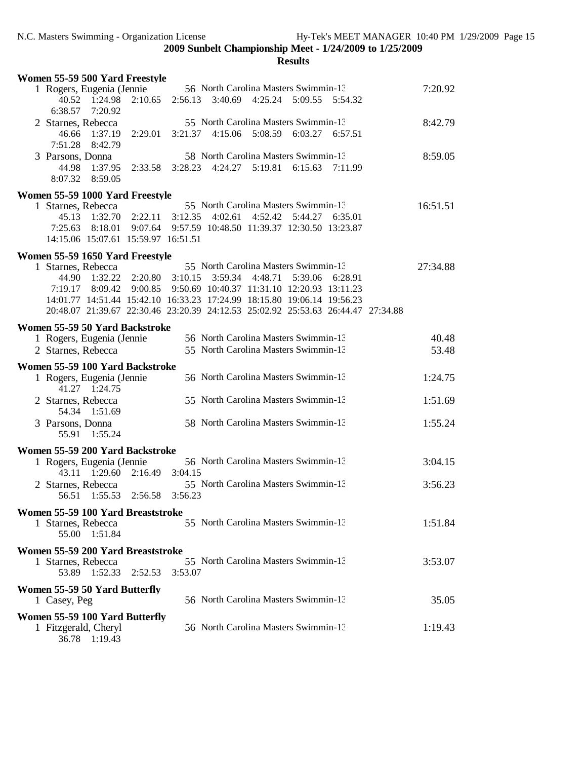**2009 Sunbelt Championship Meet - 1/24/2009 to 1/25/2009**

**Results**

### Women 55-59 500 Yard Freestyle

1 Rogers, Eugenia (Jennie — 56 North Carolina Masters Swimmin-13 — 7:20.92
40.52 1:24.98 2:10.65 2:56.13 3:40.69 4:25.24 5:09.55 5:54.32
6:38.57 7:20.92

2 Starnes, Rebecca — 55 North Carolina Masters Swimmin-13 — 8:42.79
46.66 1:37.19 2:29.01 3:21.37 4:15.06 5:08.59 6:03.27 6:57.51
7:51.28 8:42.79

3 Parsons, Donna — 58 North Carolina Masters Swimmin-13 — 8:59.05
44.98 1:37.95 2:33.58 3:28.23 4:24.27 5:19.81 6:15.63 7:11.99
8:07.32 8:59.05

### Women 55-59 1000 Yard Freestyle

1 Starnes, Rebecca — 55 North Carolina Masters Swimmin-13 — 16:51.51
45.13 1:32.70 2:22.11 3:12.35 4:02.61 4:52.42 5:44.27 6:35.01
7:25.63 8:18.01 9:07.64 9:57.59 10:48.50 11:39.37 12:30.50 13:23.87
14:15.06 15:07.61 15:59.97 16:51.51

### Women 55-59 1650 Yard Freestyle

1 Starnes, Rebecca — 55 North Carolina Masters Swimmin-13 — 27:34.88
44.90 1:32.22 2:20.80 3:10.15 3:59.34 4:48.71 5:39.06 6:28.91
7:19.17 8:09.42 9:00.85 9:50.69 10:40.37 11:31.10 12:20.93 13:11.23
14:01.77 14:51.44 15:42.10 16:33.23 17:24.99 18:15.80 19:06.14 19:56.23
20:48.07 21:39.67 22:30.46 23:20.39 24:12.53 25:02.92 25:53.63 26:44.47 27:34.88

### Women 55-59 50 Yard Backstroke

1 Rogers, Eugenia (Jennie — 56 North Carolina Masters Swimmin-13 — 40.48

2 Starnes, Rebecca — 55 North Carolina Masters Swimmin-13 — 53.48

### Women 55-59 100 Yard Backstroke

1 Rogers, Eugenia (Jennie — 56 North Carolina Masters Swimmin-13 — 1:24.75
41.27 1:24.75

2 Starnes, Rebecca — 55 North Carolina Masters Swimmin-13 — 1:51.69
54.34 1:51.69

3 Parsons, Donna — 58 North Carolina Masters Swimmin-13 — 1:55.24
55.91 1:55.24

### Women 55-59 200 Yard Backstroke

1 Rogers, Eugenia (Jennie — 56 North Carolina Masters Swimmin-13 — 3:04.15
43.11 1:29.60 2:16.49 3:04.15

2 Starnes, Rebecca — 55 North Carolina Masters Swimmin-13 — 3:56.23
56.51 1:55.53 2:56.58 3:56.23

### Women 55-59 100 Yard Breaststroke

1 Starnes, Rebecca — 55 North Carolina Masters Swimmin-13 — 1:51.84
55.00 1:51.84

### Women 55-59 200 Yard Breaststroke

1 Starnes, Rebecca — 55 North Carolina Masters Swimmin-13 — 3:53.07
53.89 1:52.33 2:52.53 3:53.07

### Women 55-59 50 Yard Butterfly

1 Casey, Peg — 56 North Carolina Masters Swimmin-13 — 35.05

### Women 55-59 100 Yard Butterfly

1 Fitzgerald, Cheryl — 56 North Carolina Masters Swimmin-13 — 1:19.43
36.78 1:19.43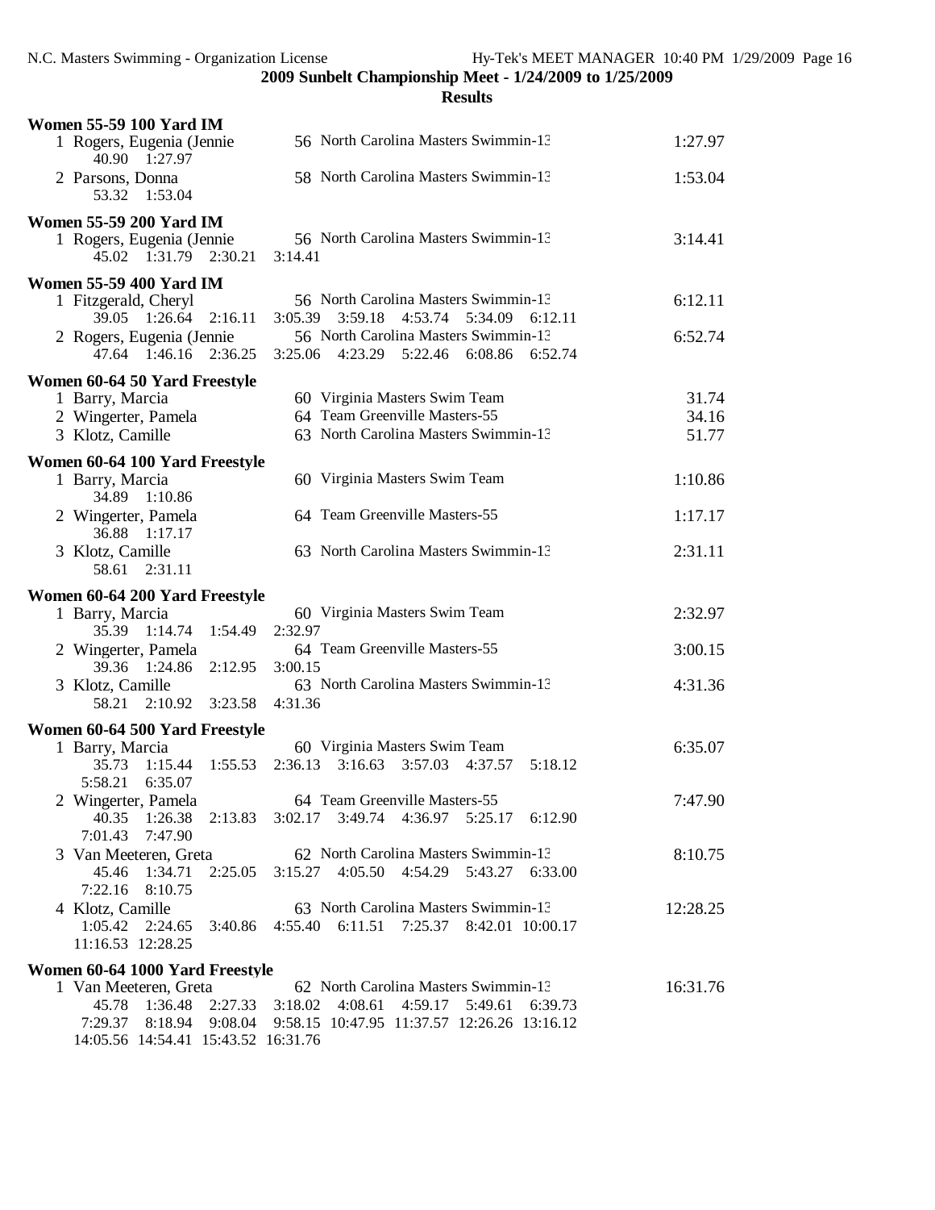**2009 Sunbelt Championship Meet - 1/24/2009 to 1/25/2009**

**Results**

### Women 55-59 100 Yard IM

1 Rogers, Eugenia (Jennie — 56 North Carolina Masters Swimmin-13 — 1:27.97
 40.90 1:27.97

2 Parsons, Donna — 58 North Carolina Masters Swimmin-13 — 1:53.04
 53.32 1:53.04

### Women 55-59 200 Yard IM

1 Rogers, Eugenia (Jennie — 56 North Carolina Masters Swimmin-13 — 3:14.41
 45.02 1:31.79 2:30.21 3:14.41

### Women 55-59 400 Yard IM

1 Fitzgerald, Cheryl — 56 North Carolina Masters Swimmin-13 — 6:12.11
 39.05 1:26.64 2:16.11 3:05.39 3:59.18 4:53.74 5:34.09 6:12.11

2 Rogers, Eugenia (Jennie — 56 North Carolina Masters Swimmin-13 — 6:52.74
 47.64 1:46.16 2:36.25 3:25.06 4:23.29 5:22.46 6:08.86 6:52.74

### Women 60-64 50 Yard Freestyle

1 Barry, Marcia — 60 Virginia Masters Swim Team — 31.74

2 Wingerter, Pamela — 64 Team Greenville Masters-55 — 34.16

3 Klotz, Camille — 63 North Carolina Masters Swimmin-13 — 51.77

### Women 60-64 100 Yard Freestyle

1 Barry, Marcia — 60 Virginia Masters Swim Team — 1:10.86
 34.89 1:10.86

2 Wingerter, Pamela — 64 Team Greenville Masters-55 — 1:17.17
 36.88 1:17.17

3 Klotz, Camille — 63 North Carolina Masters Swimmin-13 — 2:31.11
 58.61 2:31.11

### Women 60-64 200 Yard Freestyle

1 Barry, Marcia — 60 Virginia Masters Swim Team — 2:32.97
 35.39 1:14.74 1:54.49 2:32.97

2 Wingerter, Pamela — 64 Team Greenville Masters-55 — 3:00.15
 39.36 1:24.86 2:12.95 3:00.15

3 Klotz, Camille — 63 North Carolina Masters Swimmin-13 — 4:31.36
 58.21 2:10.92 3:23.58 4:31.36

### Women 60-64 500 Yard Freestyle

1 Barry, Marcia — 60 Virginia Masters Swim Team — 6:35.07
 35.73 1:15.44 1:55.53 2:36.13 3:16.63 3:57.03 4:37.57 5:18.12
 5:58.21 6:35.07

2 Wingerter, Pamela — 64 Team Greenville Masters-55 — 7:47.90
 40.35 1:26.38 2:13.83 3:02.17 3:49.74 4:36.97 5:25.17 6:12.90
 7:01.43 7:47.90

3 Van Meeteren, Greta — 62 North Carolina Masters Swimmin-13 — 8:10.75
 45.46 1:34.71 2:25.05 3:15.27 4:05.50 4:54.29 5:43.27 6:33.00
 7:22.16 8:10.75

4 Klotz, Camille — 63 North Carolina Masters Swimmin-13 — 12:28.25
 1:05.42 2:24.65 3:40.86 4:55.40 6:11.51 7:25.37 8:42.01 10:00.17
 11:16.53 12:28.25

### Women 60-64 1000 Yard Freestyle

1 Van Meeteren, Greta — 62 North Carolina Masters Swimmin-13 — 16:31.76
 45.78 1:36.48 2:27.33 3:18.02 4:08.61 4:59.17 5:49.61 6:39.73
 7:29.37 8:18.94 9:08.04 9:58.15 10:47.95 11:37.57 12:26.26 13:16.12
 14:05.56 14:54.41 15:43.52 16:31.76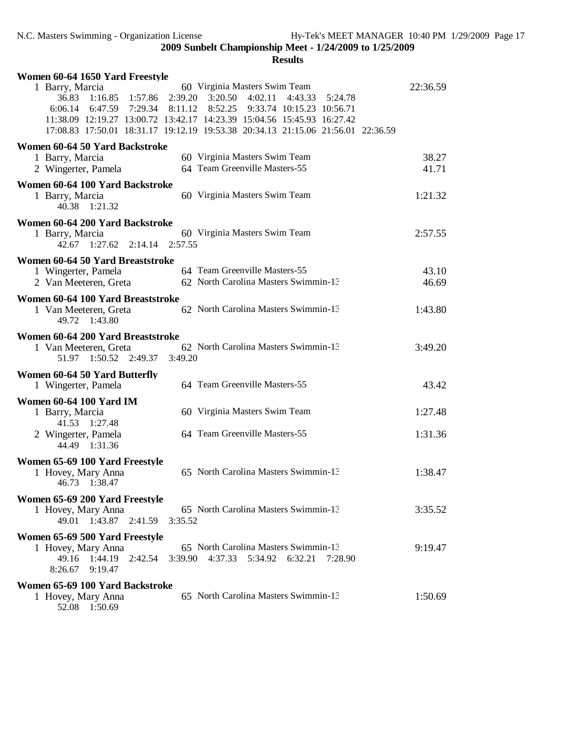**2009 Sunbelt Championship Meet - 1/24/2009 to 1/25/2009**

**Results**

**Women 60-64 1650 Yard Freestyle**

```
  1 Barry, Marcia              60 Virginia Masters Swim Team                     22:36.59
      36.83    1:16.85    1:57.86    2:39.20    3:20.50    4:02.11    4:43.33    5:24.78
    6:06.14    6:47.59    7:29.34    8:11.12    8:52.25    9:33.74   10:15.23   10:56.71
   11:38.09   12:19.27   13:00.72   13:42.17   14:23.39   15:04.56   15:45.93   16:27.42
   17:08.83   17:50.01   18:31.17   19:12.19   19:53.38   20:34.13   21:15.06   21:56.01   22:36.59
```

**Women 60-64 50 Yard Backstroke**

```
  1 Barry, Marcia              60 Virginia Masters Swim Team                        38.27
  2 Wingerter, Pamela          64 Team Greenville Masters-55                        41.71
```

**Women 60-64 100 Yard Backstroke**

```
  1 Barry, Marcia              60 Virginia Masters Swim Team                      1:21.32
      40.38    1:21.32
```

**Women 60-64 200 Yard Backstroke**

```
  1 Barry, Marcia              60 Virginia Masters Swim Team                      2:57.55
      42.67    1:27.62    2:14.14    2:57.55
```

**Women 60-64 50 Yard Breaststroke**

```
  1 Wingerter, Pamela          64 Team Greenville Masters-55                        43.10
  2 Van Meeteren, Greta        62 North Carolina Masters Swimmin-13                 46.69
```

**Women 60-64 100 Yard Breaststroke**

```
  1 Van Meeteren, Greta        62 North Carolina Masters Swimmin-13               1:43.80
      49.72    1:43.80
```

**Women 60-64 200 Yard Breaststroke**

```
  1 Van Meeteren, Greta        62 North Carolina Masters Swimmin-13               3:49.20
      51.97    1:50.52    2:49.37    3:49.20
```

**Women 60-64 50 Yard Butterfly**

```
  1 Wingerter, Pamela          64 Team Greenville Masters-55                        43.42
```

**Women 60-64 100 Yard IM**

```
  1 Barry, Marcia              60 Virginia Masters Swim Team                      1:27.48
      41.53    1:27.48
  2 Wingerter, Pamela          64 Team Greenville Masters-55                      1:31.36
      44.49    1:31.36
```

**Women 65-69 100 Yard Freestyle**

```
  1 Hovey, Mary Anna           65 North Carolina Masters Swimmin-13               1:38.47
      46.73    1:38.47
```

**Women 65-69 200 Yard Freestyle**

```
  1 Hovey, Mary Anna           65 North Carolina Masters Swimmin-13               3:35.52
      49.01    1:43.87    2:41.59    3:35.52
```

**Women 65-69 500 Yard Freestyle**

```
  1 Hovey, Mary Anna           65 North Carolina Masters Swimmin-13               9:19.47
      49.16    1:44.19    2:42.54    3:39.90    4:37.33    5:34.92    6:32.21    7:28.90
    8:26.67    9:19.47
```

**Women 65-69 100 Yard Backstroke**

```
  1 Hovey, Mary Anna           65 North Carolina Masters Swimmin-13               1:50.69
      52.08    1:50.69
```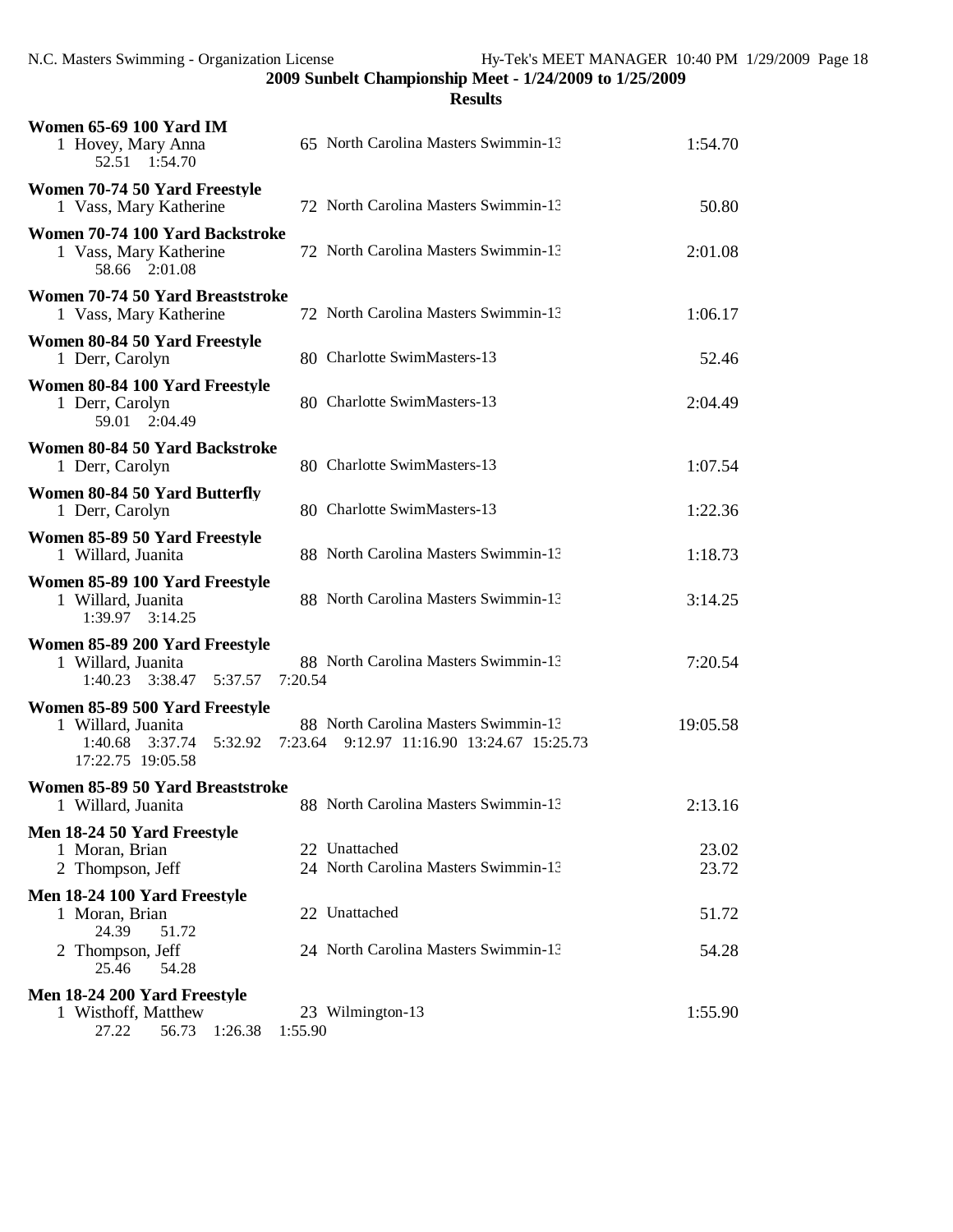**2009 Sunbelt Championship Meet - 1/24/2009 to 1/25/2009**

**Results**

**Women 65-69 100 Yard IM**

| | Name | Age | Team | Time |
|---|---|---|---|---|
| 1 | Hovey, Mary Anna | 65 | North Carolina Masters Swimmin-13 | 1:54.70 |
| | 52.51 1:54.70 | | | |

**Women 70-74 50 Yard Freestyle**

| | Name | Age | Team | Time |
|---|---|---|---|---|
| 1 | Vass, Mary Katherine | 72 | North Carolina Masters Swimmin-13 | 50.80 |

**Women 70-74 100 Yard Backstroke**

| | Name | Age | Team | Time |
|---|---|---|---|---|
| 1 | Vass, Mary Katherine | 72 | North Carolina Masters Swimmin-13 | 2:01.08 |
| | 58.66 2:01.08 | | | |

**Women 70-74 50 Yard Breaststroke**

| | Name | Age | Team | Time |
|---|---|---|---|---|
| 1 | Vass, Mary Katherine | 72 | North Carolina Masters Swimmin-13 | 1:06.17 |

**Women 80-84 50 Yard Freestyle**

| | Name | Age | Team | Time |
|---|---|---|---|---|
| 1 | Derr, Carolyn | 80 | Charlotte SwimMasters-13 | 52.46 |

**Women 80-84 100 Yard Freestyle**

| | Name | Age | Team | Time |
|---|---|---|---|---|
| 1 | Derr, Carolyn | 80 | Charlotte SwimMasters-13 | 2:04.49 |
| | 59.01 2:04.49 | | | |

**Women 80-84 50 Yard Backstroke**

| | Name | Age | Team | Time |
|---|---|---|---|---|
| 1 | Derr, Carolyn | 80 | Charlotte SwimMasters-13 | 1:07.54 |

**Women 80-84 50 Yard Butterfly**

| | Name | Age | Team | Time |
|---|---|---|---|---|
| 1 | Derr, Carolyn | 80 | Charlotte SwimMasters-13 | 1:22.36 |

**Women 85-89 50 Yard Freestyle**

| | Name | Age | Team | Time |
|---|---|---|---|---|
| 1 | Willard, Juanita | 88 | North Carolina Masters Swimmin-13 | 1:18.73 |

**Women 85-89 100 Yard Freestyle**

| | Name | Age | Team | Time |
|---|---|---|---|---|
| 1 | Willard, Juanita | 88 | North Carolina Masters Swimmin-13 | 3:14.25 |
| | 1:39.97 3:14.25 | | | |

**Women 85-89 200 Yard Freestyle**

| | Name | Age | Team | Time |
|---|---|---|---|---|
| 1 | Willard, Juanita | 88 | North Carolina Masters Swimmin-13 | 7:20.54 |
| | 1:40.23 3:38.47 5:37.57 7:20.54 | | | |

**Women 85-89 500 Yard Freestyle**

| | Name | Age | Team | Time |
|---|---|---|---|---|
| 1 | Willard, Juanita | 88 | North Carolina Masters Swimmin-13 | 19:05.58 |
| | 1:40.68 3:37.74 5:32.92 7:23.64 9:12.97 11:16.90 13:24.67 15:25.73 17:22.75 19:05.58 | | | |

**Women 85-89 50 Yard Breaststroke**

| | Name | Age | Team | Time |
|---|---|---|---|---|
| 1 | Willard, Juanita | 88 | North Carolina Masters Swimmin-13 | 2:13.16 |

**Men 18-24 50 Yard Freestyle**

| | Name | Age | Team | Time |
|---|---|---|---|---|
| 1 | Moran, Brian | 22 | Unattached | 23.02 |
| 2 | Thompson, Jeff | 24 | North Carolina Masters Swimmin-13 | 23.72 |

**Men 18-24 100 Yard Freestyle**

| | Name | Age | Team | Time |
|---|---|---|---|---|
| 1 | Moran, Brian | 22 | Unattached | 51.72 |
| | 24.39 51.72 | | | |
| 2 | Thompson, Jeff | 24 | North Carolina Masters Swimmin-13 | 54.28 |
| | 25.46 54.28 | | | |

**Men 18-24 200 Yard Freestyle**

| | Name | Age | Team | Time |
|---|---|---|---|---|
| 1 | Wisthoff, Matthew | 23 | Wilmington-13 | 1:55.90 |
| | 27.22 56.73 1:26.38 1:55.90 | | | |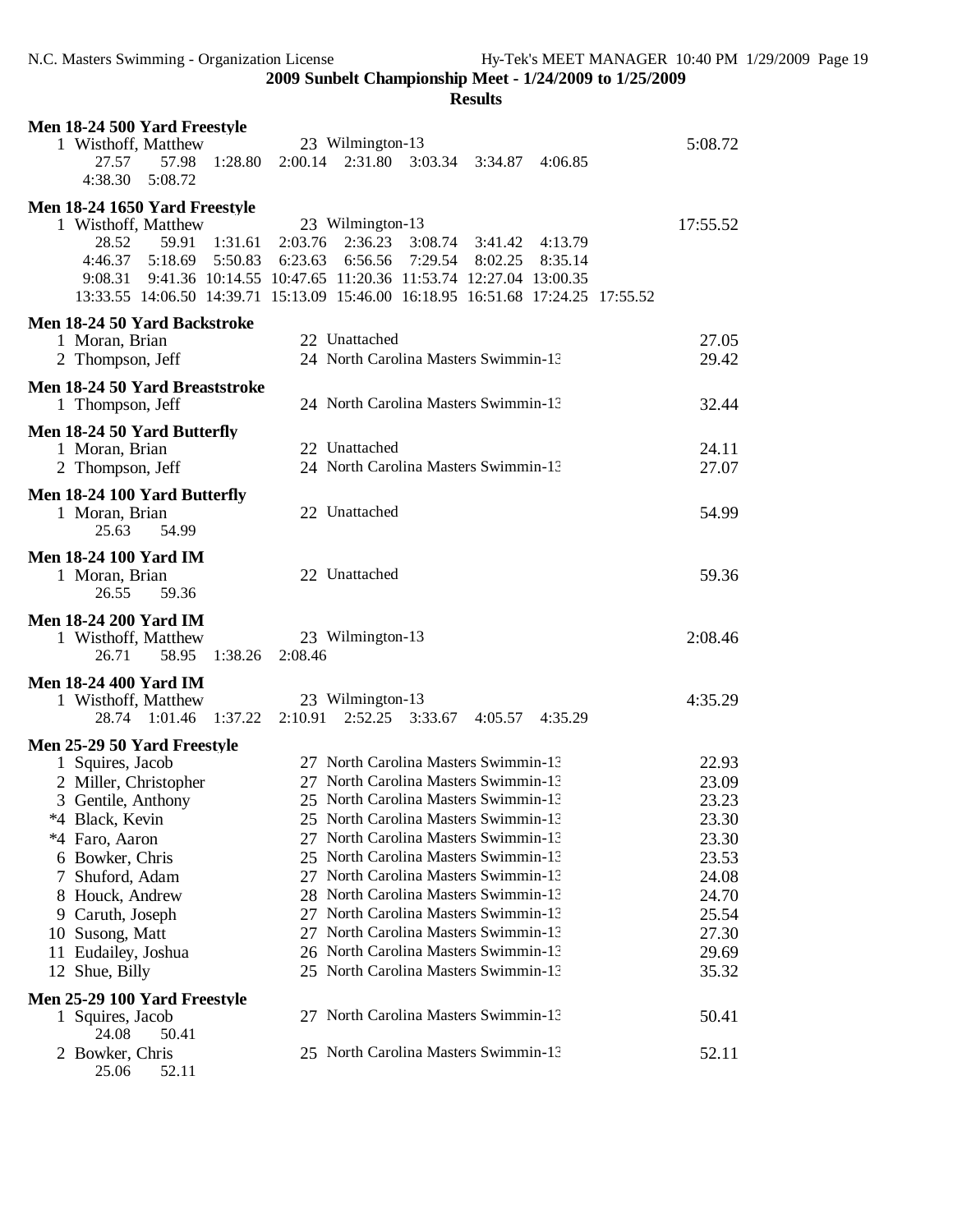**2009 Sunbelt Championship Meet - 1/24/2009 to 1/25/2009**

**Results**

### Men 18-24 500 Yard Freestyle

```
  1 Wisthoff, Matthew           23 Wilmington-13                           5:08.72
      27.57     57.98   1:28.80   2:00.14   2:31.80   3:03.34   3:34.87   4:06.85
    4:38.30   5:08.72
```

### Men 18-24 1650 Yard Freestyle

```
  1 Wisthoff, Matthew           23 Wilmington-13                          17:55.52
      28.52     59.91   1:31.61   2:03.76   2:36.23   3:08.74   3:41.42   4:13.79
    4:46.37   5:18.69   5:50.83   6:23.63   6:56.56   7:29.54   8:02.25   8:35.14
    9:08.31   9:41.36  10:14.55  10:47.65  11:20.36  11:53.74  12:27.04  13:00.35
   13:33.55  14:06.50  14:39.71  15:13.09  15:46.00  16:18.95  16:51.68  17:24.25  17:55.52
```

### Men 18-24 50 Yard Backstroke

```
  1 Moran, Brian                22 Unattached                                27.05
  2 Thompson, Jeff              24 North Carolina Masters Swimmin-13         29.42
```

### Men 18-24 50 Yard Breaststroke

```
  1 Thompson, Jeff              24 North Carolina Masters Swimmin-13         32.44
```

### Men 18-24 50 Yard Butterfly

```
  1 Moran, Brian                22 Unattached                                24.11
  2 Thompson, Jeff              24 North Carolina Masters Swimmin-13         27.07
```

### Men 18-24 100 Yard Butterfly

```
  1 Moran, Brian                22 Unattached                                54.99
      25.63     54.99
```

### Men 18-24 100 Yard IM

```
  1 Moran, Brian                22 Unattached                                59.36
      26.55     59.36
```

### Men 18-24 200 Yard IM

```
  1 Wisthoff, Matthew           23 Wilmington-13                           2:08.46
      26.71     58.95   1:38.26   2:08.46
```

### Men 18-24 400 Yard IM

```
  1 Wisthoff, Matthew           23 Wilmington-13                           4:35.29
      28.74   1:01.46   1:37.22   2:10.91   2:52.25   3:33.67   4:05.57   4:35.29
```

### Men 25-29 50 Yard Freestyle

```
  1 Squires, Jacob              27 North Carolina Masters Swimmin-13         22.93
  2 Miller, Christopher         27 North Carolina Masters Swimmin-13         23.09
  3 Gentile, Anthony            25 North Carolina Masters Swimmin-13         23.23
 *4 Black, Kevin                25 North Carolina Masters Swimmin-13         23.30
 *4 Faro, Aaron                 27 North Carolina Masters Swimmin-13         23.30
  6 Bowker, Chris               25 North Carolina Masters Swimmin-13         23.53
  7 Shuford, Adam               27 North Carolina Masters Swimmin-13         24.08
  8 Houck, Andrew               28 North Carolina Masters Swimmin-13         24.70
  9 Caruth, Joseph              27 North Carolina Masters Swimmin-13         25.54
 10 Susong, Matt                27 North Carolina Masters Swimmin-13         27.30
 11 Eudailey, Joshua            26 North Carolina Masters Swimmin-13         29.69
 12 Shue, Billy                 25 North Carolina Masters Swimmin-13         35.32
```

### Men 25-29 100 Yard Freestyle

```
  1 Squires, Jacob              27 North Carolina Masters Swimmin-13         50.41
      24.08     50.41
  2 Bowker, Chris               25 North Carolina Masters Swimmin-13         52.11
      25.06     52.11
```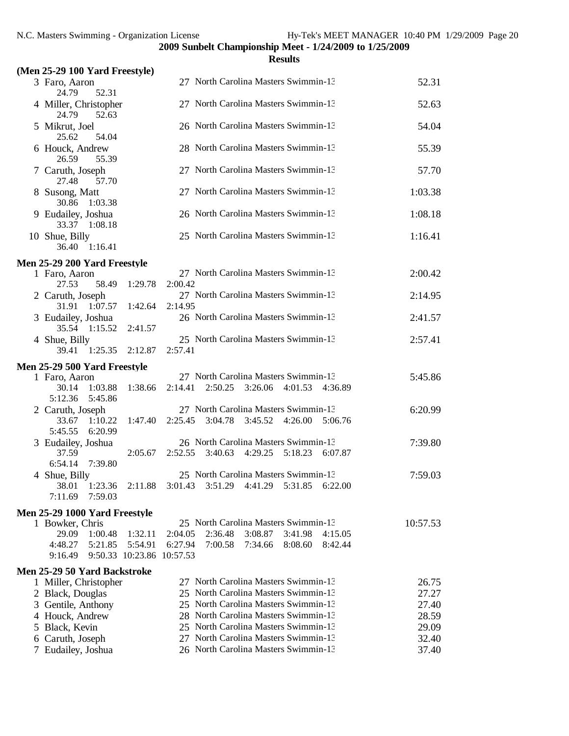**2009 Sunbelt Championship Meet - 1/24/2009 to 1/25/2009**

**Results**

### (Men 25-29 100 Yard Freestyle)

| Place | Name | Age | Team | Finals Time |
|---|---|---|---|---|
| 3 | Faro, Aaron | 27 | North Carolina Masters Swimmin-13 | 52.31 |
| | 24.79  52.31 | | | |
| 4 | Miller, Christopher | 27 | North Carolina Masters Swimmin-13 | 52.63 |
| | 24.79  52.63 | | | |
| 5 | Mikrut, Joel | 26 | North Carolina Masters Swimmin-13 | 54.04 |
| | 25.62  54.04 | | | |
| 6 | Houck, Andrew | 28 | North Carolina Masters Swimmin-13 | 55.39 |
| | 26.59  55.39 | | | |
| 7 | Caruth, Joseph | 27 | North Carolina Masters Swimmin-13 | 57.70 |
| | 27.48  57.70 | | | |
| 8 | Susong, Matt | 27 | North Carolina Masters Swimmin-13 | 1:03.38 |
| | 30.86  1:03.38 | | | |
| 9 | Eudailey, Joshua | 26 | North Carolina Masters Swimmin-13 | 1:08.18 |
| | 33.37  1:08.18 | | | |
| 10 | Shue, Billy | 25 | North Carolina Masters Swimmin-13 | 1:16.41 |
| | 36.40  1:16.41 | | | |

### Men 25-29 200 Yard Freestyle

| Place | Name | Age | Team | Finals Time |
|---|---|---|---|---|
| 1 | Faro, Aaron | 27 | North Carolina Masters Swimmin-13 | 2:00.42 |
| | 27.53  58.49  1:29.78  2:00.42 | | | |
| 2 | Caruth, Joseph | 27 | North Carolina Masters Swimmin-13 | 2:14.95 |
| | 31.91  1:07.57  1:42.64  2:14.95 | | | |
| 3 | Eudailey, Joshua | 26 | North Carolina Masters Swimmin-13 | 2:41.57 |
| | 35.54  1:15.52  2:41.57 | | | |
| 4 | Shue, Billy | 25 | North Carolina Masters Swimmin-13 | 2:57.41 |
| | 39.41  1:25.35  2:12.87  2:57.41 | | | |

### Men 25-29 500 Yard Freestyle

| Place | Name | Age | Team | Finals Time |
|---|---|---|---|---|
| 1 | Faro, Aaron | 27 | North Carolina Masters Swimmin-13 | 5:45.86 |
| | 30.14  1:03.88  1:38.66  2:14.41  2:50.25  3:26.06  4:01.53  4:36.89  5:12.36  5:45.86 | | | |
| 2 | Caruth, Joseph | 27 | North Carolina Masters Swimmin-13 | 6:20.99 |
| | 33.67  1:10.22  1:47.40  2:25.45  3:04.78  3:45.52  4:26.00  5:06.76  5:45.55  6:20.99 | | | |
| 3 | Eudailey, Joshua | 26 | North Carolina Masters Swimmin-13 | 7:39.80 |
| | 37.59  2:05.67  2:52.55  3:40.63  4:29.25  5:18.23  6:07.87  6:54.14  7:39.80 | | | |
| 4 | Shue, Billy | 25 | North Carolina Masters Swimmin-13 | 7:59.03 |
| | 38.01  1:23.36  2:11.88  3:01.43  3:51.29  4:41.29  5:31.85  6:22.00  7:11.69  7:59.03 | | | |

### Men 25-29 1000 Yard Freestyle

| Place | Name | Age | Team | Finals Time |
|---|---|---|---|---|
| 1 | Bowker, Chris | 25 | North Carolina Masters Swimmin-13 | 10:57.53 |
| | 29.09  1:00.48  1:32.11  2:04.05  2:36.48  3:08.87  3:41.98  4:15.05  4:48.27  5:21.85  5:54.91  6:27.94  7:00.58  7:34.66  8:08.60  8:42.44  9:16.49  9:50.33  10:23.86  10:57.53 | | | |

### Men 25-29 50 Yard Backstroke

| Place | Name | Age | Team | Finals Time |
|---|---|---|---|---|
| 1 | Miller, Christopher | 27 | North Carolina Masters Swimmin-13 | 26.75 |
| 2 | Black, Douglas | 25 | North Carolina Masters Swimmin-13 | 27.27 |
| 3 | Gentile, Anthony | 25 | North Carolina Masters Swimmin-13 | 27.40 |
| 4 | Houck, Andrew | 28 | North Carolina Masters Swimmin-13 | 28.59 |
| 5 | Black, Kevin | 25 | North Carolina Masters Swimmin-13 | 29.09 |
| 6 | Caruth, Joseph | 27 | North Carolina Masters Swimmin-13 | 32.40 |
| 7 | Eudailey, Joshua | 26 | North Carolina Masters Swimmin-13 | 37.40 |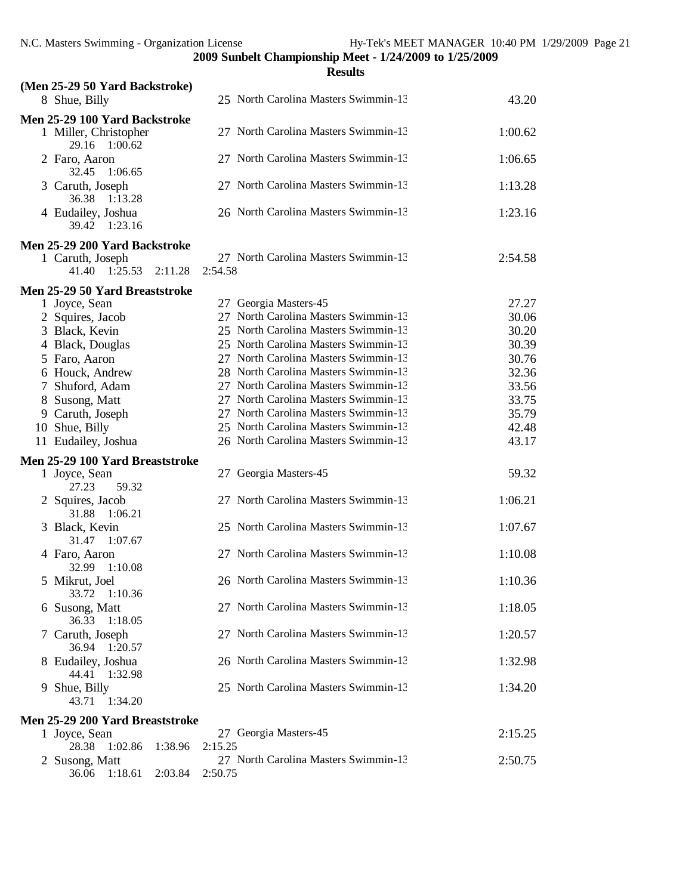**2009 Sunbelt Championship Meet - 1/24/2009 to 1/25/2009**

**Results**

### (Men 25-29 50 Yard Backstroke)

| Place | Name | Age | Team | Time |
|---|---|---|---|---|
| 8 | Shue, Billy | 25 | North Carolina Masters Swimmin-13 | 43.20 |

### Men 25-29 100 Yard Backstroke

| Place | Name | Age | Team | Time |
|---|---|---|---|---|
| 1 | Miller, Christopher | 27 | North Carolina Masters Swimmin-13 | 1:00.62 |
| | 29.16 1:00.62 | | | |
| 2 | Faro, Aaron | 27 | North Carolina Masters Swimmin-13 | 1:06.65 |
| | 32.45 1:06.65 | | | |
| 3 | Caruth, Joseph | 27 | North Carolina Masters Swimmin-13 | 1:13.28 |
| | 36.38 1:13.28 | | | |
| 4 | Eudailey, Joshua | 26 | North Carolina Masters Swimmin-13 | 1:23.16 |
| | 39.42 1:23.16 | | | |

### Men 25-29 200 Yard Backstroke

| Place | Name | Age | Team | Time |
|---|---|---|---|---|
| 1 | Caruth, Joseph | 27 | North Carolina Masters Swimmin-13 | 2:54.58 |
| | 41.40 1:25.53 2:11.28 2:54.58 | | | |

### Men 25-29 50 Yard Breaststroke

| Place | Name | Age | Team | Time |
|---|---|---|---|---|
| 1 | Joyce, Sean | 27 | Georgia Masters-45 | 27.27 |
| 2 | Squires, Jacob | 27 | North Carolina Masters Swimmin-13 | 30.06 |
| 3 | Black, Kevin | 25 | North Carolina Masters Swimmin-13 | 30.20 |
| 4 | Black, Douglas | 25 | North Carolina Masters Swimmin-13 | 30.39 |
| 5 | Faro, Aaron | 27 | North Carolina Masters Swimmin-13 | 30.76 |
| 6 | Houck, Andrew | 28 | North Carolina Masters Swimmin-13 | 32.36 |
| 7 | Shuford, Adam | 27 | North Carolina Masters Swimmin-13 | 33.56 |
| 8 | Susong, Matt | 27 | North Carolina Masters Swimmin-13 | 33.75 |
| 9 | Caruth, Joseph | 27 | North Carolina Masters Swimmin-13 | 35.79 |
| 10 | Shue, Billy | 25 | North Carolina Masters Swimmin-13 | 42.48 |
| 11 | Eudailey, Joshua | 26 | North Carolina Masters Swimmin-13 | 43.17 |

### Men 25-29 100 Yard Breaststroke

| Place | Name | Age | Team | Time |
|---|---|---|---|---|
| 1 | Joyce, Sean | 27 | Georgia Masters-45 | 59.32 |
| | 27.23 59.32 | | | |
| 2 | Squires, Jacob | 27 | North Carolina Masters Swimmin-13 | 1:06.21 |
| | 31.88 1:06.21 | | | |
| 3 | Black, Kevin | 25 | North Carolina Masters Swimmin-13 | 1:07.67 |
| | 31.47 1:07.67 | | | |
| 4 | Faro, Aaron | 27 | North Carolina Masters Swimmin-13 | 1:10.08 |
| | 32.99 1:10.08 | | | |
| 5 | Mikrut, Joel | 26 | North Carolina Masters Swimmin-13 | 1:10.36 |
| | 33.72 1:10.36 | | | |
| 6 | Susong, Matt | 27 | North Carolina Masters Swimmin-13 | 1:18.05 |
| | 36.33 1:18.05 | | | |
| 7 | Caruth, Joseph | 27 | North Carolina Masters Swimmin-13 | 1:20.57 |
| | 36.94 1:20.57 | | | |
| 8 | Eudailey, Joshua | 26 | North Carolina Masters Swimmin-13 | 1:32.98 |
| | 44.41 1:32.98 | | | |
| 9 | Shue, Billy | 25 | North Carolina Masters Swimmin-13 | 1:34.20 |
| | 43.71 1:34.20 | | | |

### Men 25-29 200 Yard Breaststroke

| Place | Name | Age | Team | Time |
|---|---|---|---|---|
| 1 | Joyce, Sean | 27 | Georgia Masters-45 | 2:15.25 |
| | 28.38 1:02.86 1:38.96 2:15.25 | | | |
| 2 | Susong, Matt | 27 | North Carolina Masters Swimmin-13 | 2:50.75 |
| | 36.06 1:18.61 2:03.84 2:50.75 | | | |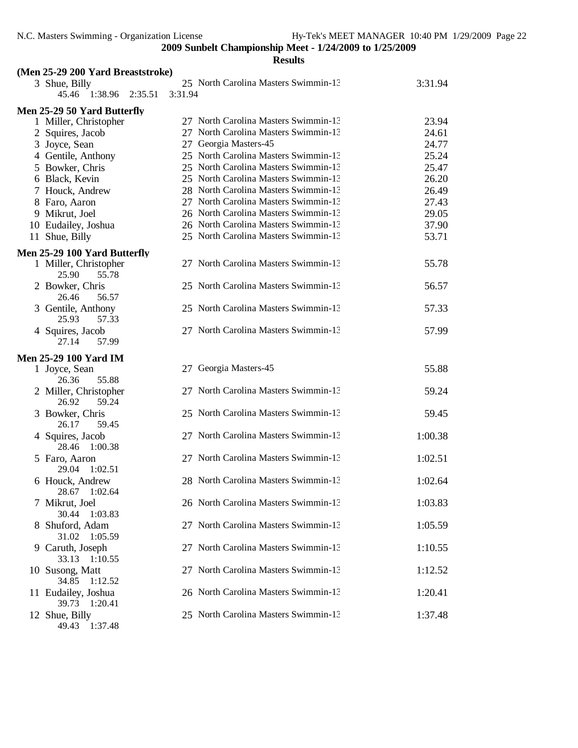**2009 Sunbelt Championship Meet - 1/24/2009 to 1/25/2009**

**Results**

### (Men 25-29 200 Yard Breaststroke)

| Place | Name | Age | Team | Time |
|---|---|---|---|---|
| 3 | Shue, Billy | 25 | North Carolina Masters Swimmin-13 | 3:31.94 |
| | 45.46 1:38.96 2:35.51 3:31.94 | | | |

### Men 25-29 50 Yard Butterfly

| Place | Name | Age | Team | Time |
|---|---|---|---|---|
| 1 | Miller, Christopher | 27 | North Carolina Masters Swimmin-13 | 23.94 |
| 2 | Squires, Jacob | 27 | North Carolina Masters Swimmin-13 | 24.61 |
| 3 | Joyce, Sean | 27 | Georgia Masters-45 | 24.77 |
| 4 | Gentile, Anthony | 25 | North Carolina Masters Swimmin-13 | 25.24 |
| 5 | Bowker, Chris | 25 | North Carolina Masters Swimmin-13 | 25.47 |
| 6 | Black, Kevin | 25 | North Carolina Masters Swimmin-13 | 26.20 |
| 7 | Houck, Andrew | 28 | North Carolina Masters Swimmin-13 | 26.49 |
| 8 | Faro, Aaron | 27 | North Carolina Masters Swimmin-13 | 27.43 |
| 9 | Mikrut, Joel | 26 | North Carolina Masters Swimmin-13 | 29.05 |
| 10 | Eudailey, Joshua | 26 | North Carolina Masters Swimmin-13 | 37.90 |
| 11 | Shue, Billy | 25 | North Carolina Masters Swimmin-13 | 53.71 |

### Men 25-29 100 Yard Butterfly

| Place | Name | Age | Team | Time |
|---|---|---|---|---|
| 1 | Miller, Christopher | 27 | North Carolina Masters Swimmin-13 | 55.78 |
| | 25.90 55.78 | | | |
| 2 | Bowker, Chris | 25 | North Carolina Masters Swimmin-13 | 56.57 |
| | 26.46 56.57 | | | |
| 3 | Gentile, Anthony | 25 | North Carolina Masters Swimmin-13 | 57.33 |
| | 25.93 57.33 | | | |
| 4 | Squires, Jacob | 27 | North Carolina Masters Swimmin-13 | 57.99 |
| | 27.14 57.99 | | | |

### Men 25-29 100 Yard IM

| Place | Name | Age | Team | Time |
|---|---|---|---|---|
| 1 | Joyce, Sean | 27 | Georgia Masters-45 | 55.88 |
| | 26.36 55.88 | | | |
| 2 | Miller, Christopher | 27 | North Carolina Masters Swimmin-13 | 59.24 |
| | 26.92 59.24 | | | |
| 3 | Bowker, Chris | 25 | North Carolina Masters Swimmin-13 | 59.45 |
| | 26.17 59.45 | | | |
| 4 | Squires, Jacob | 27 | North Carolina Masters Swimmin-13 | 1:00.38 |
| | 28.46 1:00.38 | | | |
| 5 | Faro, Aaron | 27 | North Carolina Masters Swimmin-13 | 1:02.51 |
| | 29.04 1:02.51 | | | |
| 6 | Houck, Andrew | 28 | North Carolina Masters Swimmin-13 | 1:02.64 |
| | 28.67 1:02.64 | | | |
| 7 | Mikrut, Joel | 26 | North Carolina Masters Swimmin-13 | 1:03.83 |
| | 30.44 1:03.83 | | | |
| 8 | Shuford, Adam | 27 | North Carolina Masters Swimmin-13 | 1:05.59 |
| | 31.02 1:05.59 | | | |
| 9 | Caruth, Joseph | 27 | North Carolina Masters Swimmin-13 | 1:10.55 |
| | 33.13 1:10.55 | | | |
| 10 | Susong, Matt | 27 | North Carolina Masters Swimmin-13 | 1:12.52 |
| | 34.85 1:12.52 | | | |
| 11 | Eudailey, Joshua | 26 | North Carolina Masters Swimmin-13 | 1:20.41 |
| | 39.73 1:20.41 | | | |
| 12 | Shue, Billy | 25 | North Carolina Masters Swimmin-13 | 1:37.48 |
| | 49.43 1:37.48 | | | |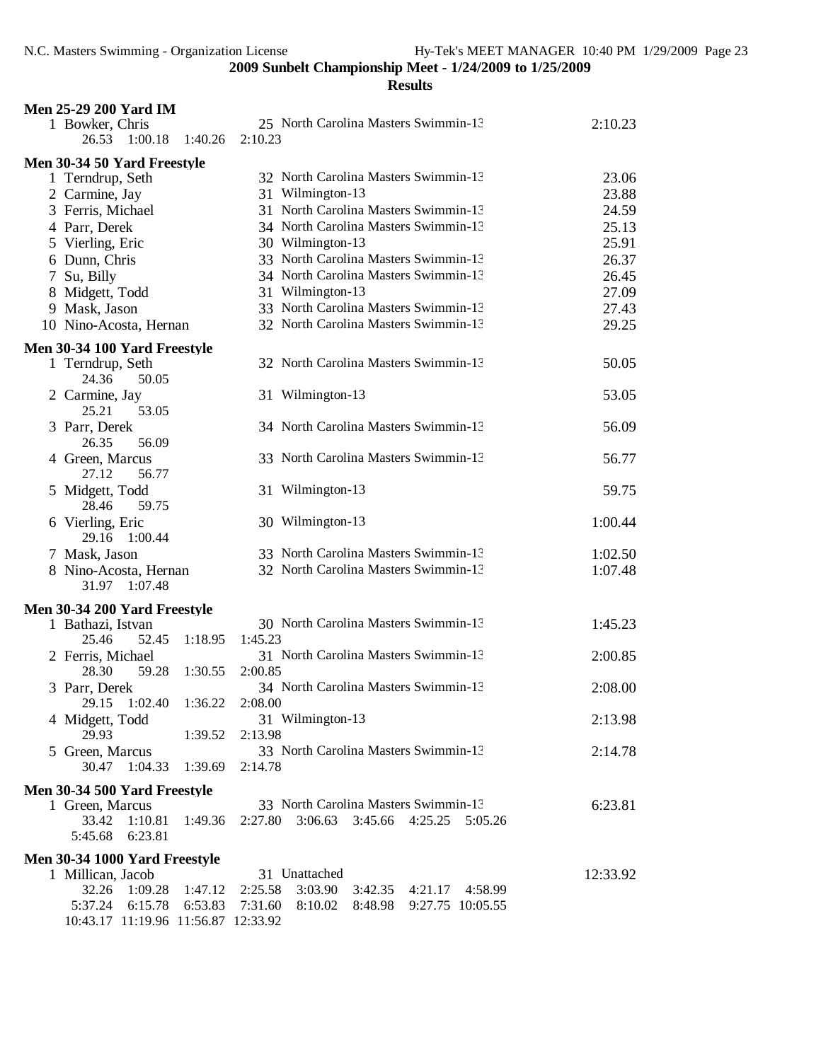**2009 Sunbelt Championship Meet - 1/24/2009 to 1/25/2009**

**Results**

### Men 25-29 200 Yard IM

| Place | Name | Age | Team | Time |
|---|---|---|---|---|
| 1 | Bowker, Chris | 25 | North Carolina Masters Swimmin-13 | 2:10.23 |

Splits: 26.53 1:00.18 1:40.26 2:10.23

### Men 30-34 50 Yard Freestyle

| Place | Name | Age | Team | Time |
|---|---|---|---|---|
| 1 | Terndrup, Seth | 32 | North Carolina Masters Swimmin-13 | 23.06 |
| 2 | Carmine, Jay | 31 | Wilmington-13 | 23.88 |
| 3 | Ferris, Michael | 31 | North Carolina Masters Swimmin-13 | 24.59 |
| 4 | Parr, Derek | 34 | North Carolina Masters Swimmin-13 | 25.13 |
| 5 | Vierling, Eric | 30 | Wilmington-13 | 25.91 |
| 6 | Dunn, Chris | 33 | North Carolina Masters Swimmin-13 | 26.37 |
| 7 | Su, Billy | 34 | North Carolina Masters Swimmin-13 | 26.45 |
| 8 | Midgett, Todd | 31 | Wilmington-13 | 27.09 |
| 9 | Mask, Jason | 33 | North Carolina Masters Swimmin-13 | 27.43 |
| 10 | Nino-Acosta, Hernan | 32 | North Carolina Masters Swimmin-13 | 29.25 |

### Men 30-34 100 Yard Freestyle

| Place | Name | Age | Team | Time | Splits |
|---|---|---|---|---|---|
| 1 | Terndrup, Seth | 32 | North Carolina Masters Swimmin-13 | 50.05 | 24.36 50.05 |
| 2 | Carmine, Jay | 31 | Wilmington-13 | 53.05 | 25.21 53.05 |
| 3 | Parr, Derek | 34 | North Carolina Masters Swimmin-13 | 56.09 | 26.35 56.09 |
| 4 | Green, Marcus | 33 | North Carolina Masters Swimmin-13 | 56.77 | 27.12 56.77 |
| 5 | Midgett, Todd | 31 | Wilmington-13 | 59.75 | 28.46 59.75 |
| 6 | Vierling, Eric | 30 | Wilmington-13 | 1:00.44 | 29.16 1:00.44 |
| 7 | Mask, Jason | 33 | North Carolina Masters Swimmin-13 | 1:02.50 | |
| 8 | Nino-Acosta, Hernan | 32 | North Carolina Masters Swimmin-13 | 1:07.48 | 31.97 1:07.48 |

### Men 30-34 200 Yard Freestyle

| Place | Name | Age | Team | Time | Splits |
|---|---|---|---|---|---|
| 1 | Bathazi, Istvan | 30 | North Carolina Masters Swimmin-13 | 1:45.23 | 25.46 52.45 1:18.95 1:45.23 |
| 2 | Ferris, Michael | 31 | North Carolina Masters Swimmin-13 | 2:00.85 | 28.30 59.28 1:30.55 2:00.85 |
| 3 | Parr, Derek | 34 | North Carolina Masters Swimmin-13 | 2:08.00 | 29.15 1:02.40 1:36.22 2:08.00 |
| 4 | Midgett, Todd | 31 | Wilmington-13 | 2:13.98 | 29.93 1:39.52 2:13.98 |
| 5 | Green, Marcus | 33 | North Carolina Masters Swimmin-13 | 2:14.78 | 30.47 1:04.33 1:39.69 2:14.78 |

### Men 30-34 500 Yard Freestyle

| Place | Name | Age | Team | Time |
|---|---|---|---|---|
| 1 | Green, Marcus | 33 | North Carolina Masters Swimmin-13 | 6:23.81 |

Splits: 33.42 1:10.81 1:49.36 2:27.80 3:06.63 3:45.66 4:25.25 5:05.26 5:45.68 6:23.81

### Men 30-34 1000 Yard Freestyle

| Place | Name | Age | Team | Time |
|---|---|---|---|---|
| 1 | Millican, Jacob | 31 | Unattached | 12:33.92 |

Splits: 32.26 1:09.28 1:47.12 2:25.58 3:03.90 3:42.35 4:21.17 4:58.99 5:37.24 6:15.78 6:53.83 7:31.60 8:10.02 8:48.98 9:27.75 10:05.55 10:43.17 11:19.96 11:56.87 12:33.92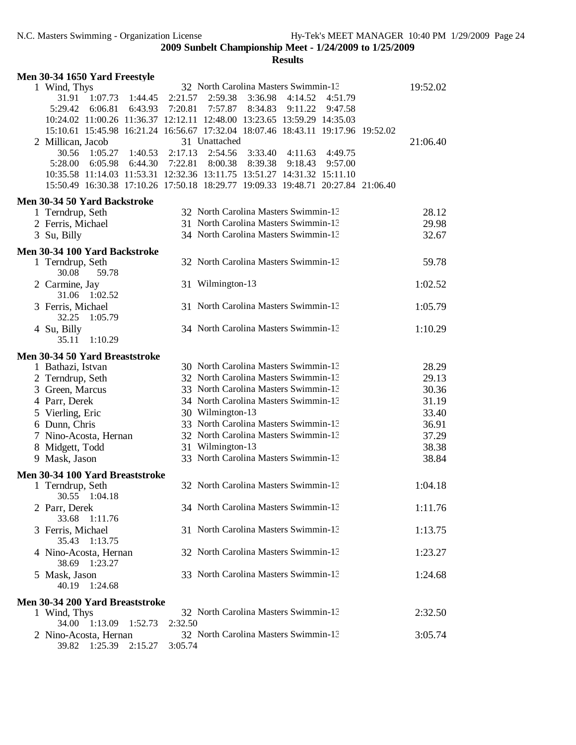**2009 Sunbelt Championship Meet - 1/24/2009 to 1/25/2009**

**Results**

### Men 30-34 1650 Yard Freestyle

| Place | Name | Age | Team | Finals Time |
|---|---|---|---|---|
| 1 | Wind, Thys | 32 | North Carolina Masters Swimmin-13 | 19:52.02 |

31.91 1:07.73 1:44.45 2:21.57 2:59.38 3:36.98 4:14.52 4:51.79
5:29.42 6:06.81 6:43.93 7:20.81 7:57.87 8:34.83 9:11.22 9:47.58
10:24.02 11:00.26 11:36.37 12:12.11 12:48.00 13:23.65 13:59.29 14:35.03
15:10.61 15:45.98 16:21.24 16:56.67 17:32.04 18:07.46 18:43.11 19:17.96 19:52.02

| Place | Name | Age | Team | Finals Time |
|---|---|---|---|---|
| 2 | Millican, Jacob | 31 | Unattached | 21:06.40 |

30.56 1:05.27 1:40.53 2:17.13 2:54.56 3:33.40 4:11.63 4:49.75
5:28.00 6:05.98 6:44.30 7:22.81 8:00.38 8:39.38 9:18.43 9:57.00
10:35.58 11:14.03 11:53.31 12:32.36 13:11.75 13:51.27 14:31.32 15:11.10
15:50.49 16:30.38 17:10.26 17:50.18 18:29.77 19:09.33 19:48.71 20:27.84 21:06.40

### Men 30-34 50 Yard Backstroke

| Place | Name | Age | Team | Finals Time |
|---|---|---|---|---|
| 1 | Terndrup, Seth | 32 | North Carolina Masters Swimmin-13 | 28.12 |
| 2 | Ferris, Michael | 31 | North Carolina Masters Swimmin-13 | 29.98 |
| 3 | Su, Billy | 34 | North Carolina Masters Swimmin-13 | 32.67 |

### Men 30-34 100 Yard Backstroke

| Place | Name | Age | Team | Finals Time | Splits |
|---|---|---|---|---|---|
| 1 | Terndrup, Seth | 32 | North Carolina Masters Swimmin-13 | 59.78 | 30.08 59.78 |
| 2 | Carmine, Jay | 31 | Wilmington-13 | 1:02.52 | 31.06 1:02.52 |
| 3 | Ferris, Michael | 31 | North Carolina Masters Swimmin-13 | 1:05.79 | 32.25 1:05.79 |
| 4 | Su, Billy | 34 | North Carolina Masters Swimmin-13 | 1:10.29 | 35.11 1:10.29 |

### Men 30-34 50 Yard Breaststroke

| Place | Name | Age | Team | Finals Time |
|---|---|---|---|---|
| 1 | Bathazi, Istvan | 30 | North Carolina Masters Swimmin-13 | 28.29 |
| 2 | Terndrup, Seth | 32 | North Carolina Masters Swimmin-13 | 29.13 |
| 3 | Green, Marcus | 33 | North Carolina Masters Swimmin-13 | 30.36 |
| 4 | Parr, Derek | 34 | North Carolina Masters Swimmin-13 | 31.19 |
| 5 | Vierling, Eric | 30 | Wilmington-13 | 33.40 |
| 6 | Dunn, Chris | 33 | North Carolina Masters Swimmin-13 | 36.91 |
| 7 | Nino-Acosta, Hernan | 32 | North Carolina Masters Swimmin-13 | 37.29 |
| 8 | Midgett, Todd | 31 | Wilmington-13 | 38.38 |
| 9 | Mask, Jason | 33 | North Carolina Masters Swimmin-13 | 38.84 |

### Men 30-34 100 Yard Breaststroke

| Place | Name | Age | Team | Finals Time | Splits |
|---|---|---|---|---|---|
| 1 | Terndrup, Seth | 32 | North Carolina Masters Swimmin-13 | 1:04.18 | 30.55 1:04.18 |
| 2 | Parr, Derek | 34 | North Carolina Masters Swimmin-13 | 1:11.76 | 33.68 1:11.76 |
| 3 | Ferris, Michael | 31 | North Carolina Masters Swimmin-13 | 1:13.75 | 35.43 1:13.75 |
| 4 | Nino-Acosta, Hernan | 32 | North Carolina Masters Swimmin-13 | 1:23.27 | 38.69 1:23.27 |
| 5 | Mask, Jason | 33 | North Carolina Masters Swimmin-13 | 1:24.68 | 40.19 1:24.68 |

### Men 30-34 200 Yard Breaststroke

| Place | Name | Age | Team | Finals Time | Splits |
|---|---|---|---|---|---|
| 1 | Wind, Thys | 32 | North Carolina Masters Swimmin-13 | 2:32.50 | 34.00 1:13.09 1:52.73 2:32.50 |
| 2 | Nino-Acosta, Hernan | 32 | North Carolina Masters Swimmin-13 | 3:05.74 | 39.82 1:25.39 2:15.27 3:05.74 |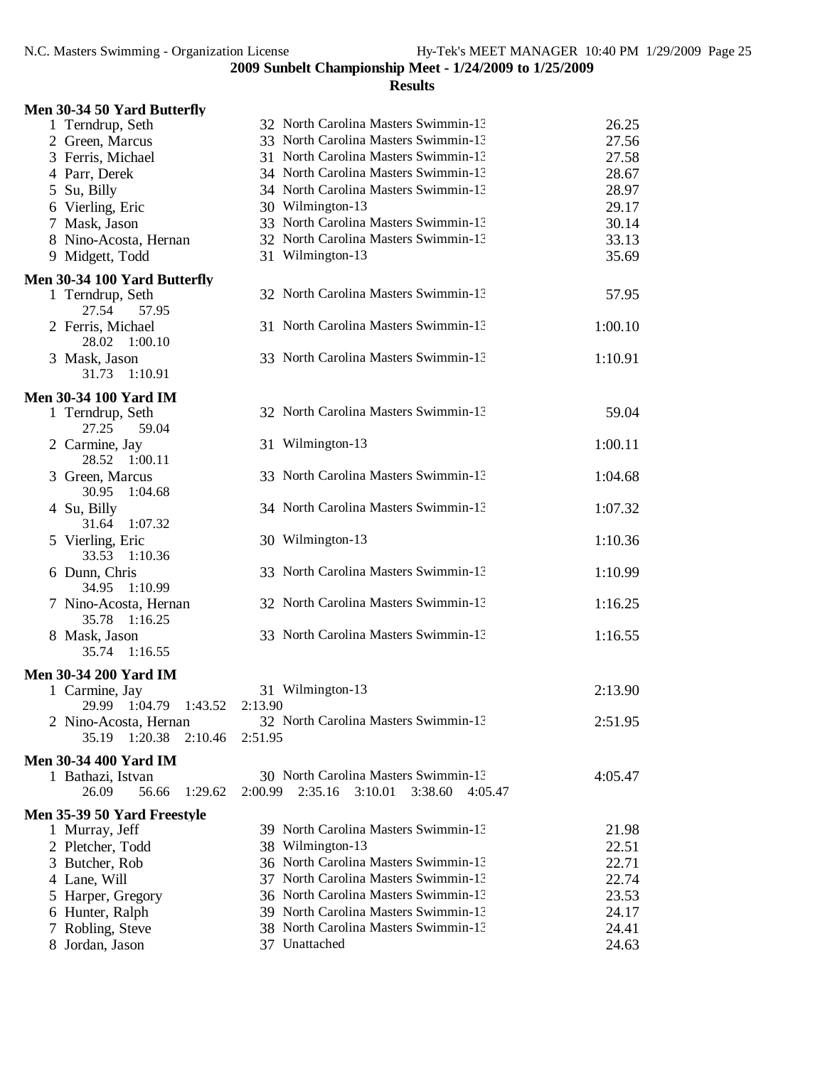**2009 Sunbelt Championship Meet - 1/24/2009 to 1/25/2009**

**Results**

### Men 30-34 50 Yard Butterfly

| Place | Name | Age | Team | Time |
|---|---|---|---|---|
| 1 | Terndrup, Seth | 32 | North Carolina Masters Swimmin-13 | 26.25 |
| 2 | Green, Marcus | 33 | North Carolina Masters Swimmin-13 | 27.56 |
| 3 | Ferris, Michael | 31 | North Carolina Masters Swimmin-13 | 27.58 |
| 4 | Parr, Derek | 34 | North Carolina Masters Swimmin-13 | 28.67 |
| 5 | Su, Billy | 34 | North Carolina Masters Swimmin-13 | 28.97 |
| 6 | Vierling, Eric | 30 | Wilmington-13 | 29.17 |
| 7 | Mask, Jason | 33 | North Carolina Masters Swimmin-13 | 30.14 |
| 8 | Nino-Acosta, Hernan | 32 | North Carolina Masters Swimmin-13 | 33.13 |
| 9 | Midgett, Todd | 31 | Wilmington-13 | 35.69 |

### Men 30-34 100 Yard Butterfly

| Place | Name | Age | Team | Time |
|---|---|---|---|---|
| 1 | Terndrup, Seth | 32 | North Carolina Masters Swimmin-13 | 57.95 |
| | 27.54 57.95 | | | |
| 2 | Ferris, Michael | 31 | North Carolina Masters Swimmin-13 | 1:00.10 |
| | 28.02 1:00.10 | | | |
| 3 | Mask, Jason | 33 | North Carolina Masters Swimmin-13 | 1:10.91 |
| | 31.73 1:10.91 | | | |

### Men 30-34 100 Yard IM

| Place | Name | Age | Team | Time |
|---|---|---|---|---|
| 1 | Terndrup, Seth | 32 | North Carolina Masters Swimmin-13 | 59.04 |
| | 27.25 59.04 | | | |
| 2 | Carmine, Jay | 31 | Wilmington-13 | 1:00.11 |
| | 28.52 1:00.11 | | | |
| 3 | Green, Marcus | 33 | North Carolina Masters Swimmin-13 | 1:04.68 |
| | 30.95 1:04.68 | | | |
| 4 | Su, Billy | 34 | North Carolina Masters Swimmin-13 | 1:07.32 |
| | 31.64 1:07.32 | | | |
| 5 | Vierling, Eric | 30 | Wilmington-13 | 1:10.36 |
| | 33.53 1:10.36 | | | |
| 6 | Dunn, Chris | 33 | North Carolina Masters Swimmin-13 | 1:10.99 |
| | 34.95 1:10.99 | | | |
| 7 | Nino-Acosta, Hernan | 32 | North Carolina Masters Swimmin-13 | 1:16.25 |
| | 35.78 1:16.25 | | | |
| 8 | Mask, Jason | 33 | North Carolina Masters Swimmin-13 | 1:16.55 |
| | 35.74 1:16.55 | | | |

### Men 30-34 200 Yard IM

| Place | Name | Age | Team | Time |
|---|---|---|---|---|
| 1 | Carmine, Jay | 31 | Wilmington-13 | 2:13.90 |
| | 29.99 1:04.79 1:43.52 2:13.90 | | | |
| 2 | Nino-Acosta, Hernan | 32 | North Carolina Masters Swimmin-13 | 2:51.95 |
| | 35.19 1:20.38 2:10.46 2:51.95 | | | |

### Men 30-34 400 Yard IM

| Place | Name | Age | Team | Time |
|---|---|---|---|---|
| 1 | Bathazi, Istvan | 30 | North Carolina Masters Swimmin-13 | 4:05.47 |
| | 26.09 56.66 1:29.62 2:00.99 2:35.16 3:10.01 3:38.60 4:05.47 | | | |

### Men 35-39 50 Yard Freestyle

| Place | Name | Age | Team | Time |
|---|---|---|---|---|
| 1 | Murray, Jeff | 39 | North Carolina Masters Swimmin-13 | 21.98 |
| 2 | Pletcher, Todd | 38 | Wilmington-13 | 22.51 |
| 3 | Butcher, Rob | 36 | North Carolina Masters Swimmin-13 | 22.71 |
| 4 | Lane, Will | 37 | North Carolina Masters Swimmin-13 | 22.74 |
| 5 | Harper, Gregory | 36 | North Carolina Masters Swimmin-13 | 23.53 |
| 6 | Hunter, Ralph | 39 | North Carolina Masters Swimmin-13 | 24.17 |
| 7 | Robling, Steve | 38 | North Carolina Masters Swimmin-13 | 24.41 |
| 8 | Jordan, Jason | 37 | Unattached | 24.63 |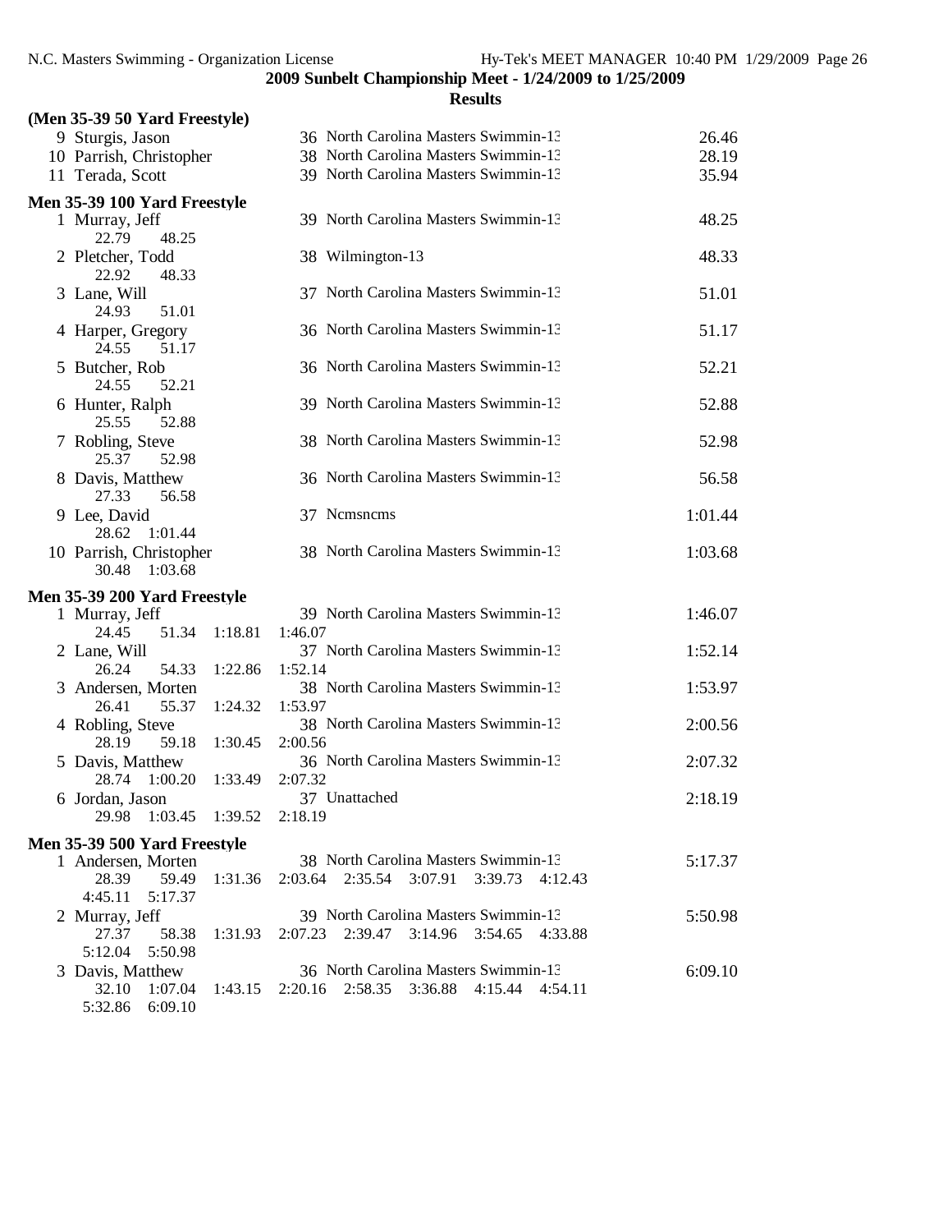## 2009 Sunbelt Championship Meet - 1/24/2009 to 1/25/2009

### Results

**(Men 35-39 50 Yard Freestyle)**

| Place | Name | Age | Team | Time |
|---|---|---|---|---|
| 9 | Sturgis, Jason | 36 | North Carolina Masters Swimmin-13 | 26.46 |
| 10 | Parrish, Christopher | 38 | North Carolina Masters Swimmin-13 | 28.19 |
| 11 | Terada, Scott | 39 | North Carolina Masters Swimmin-13 | 35.94 |

**Men 35-39 100 Yard Freestyle**

| Place | Name | Age | Team | Time | Splits |
|---|---|---|---|---|---|
| 1 | Murray, Jeff | 39 | North Carolina Masters Swimmin-13 | 48.25 | 22.79 48.25 |
| 2 | Pletcher, Todd | 38 | Wilmington-13 | 48.33 | 22.92 48.33 |
| 3 | Lane, Will | 37 | North Carolina Masters Swimmin-13 | 51.01 | 24.93 51.01 |
| 4 | Harper, Gregory | 36 | North Carolina Masters Swimmin-13 | 51.17 | 24.55 51.17 |
| 5 | Butcher, Rob | 36 | North Carolina Masters Swimmin-13 | 52.21 | 24.55 52.21 |
| 6 | Hunter, Ralph | 39 | North Carolina Masters Swimmin-13 | 52.88 | 25.55 52.88 |
| 7 | Robling, Steve | 38 | North Carolina Masters Swimmin-13 | 52.98 | 25.37 52.98 |
| 8 | Davis, Matthew | 36 | North Carolina Masters Swimmin-13 | 56.58 | 27.33 56.58 |
| 9 | Lee, David | 37 | Ncmsncms | 1:01.44 | 28.62 1:01.44 |
| 10 | Parrish, Christopher | 38 | North Carolina Masters Swimmin-13 | 1:03.68 | 30.48 1:03.68 |

**Men 35-39 200 Yard Freestyle**

| Place | Name | Age | Team | Time | Splits |
|---|---|---|---|---|---|
| 1 | Murray, Jeff | 39 | North Carolina Masters Swimmin-13 | 1:46.07 | 24.45 51.34 1:18.81 1:46.07 |
| 2 | Lane, Will | 37 | North Carolina Masters Swimmin-13 | 1:52.14 | 26.24 54.33 1:22.86 1:52.14 |
| 3 | Andersen, Morten | 38 | North Carolina Masters Swimmin-13 | 1:53.97 | 26.41 55.37 1:24.32 1:53.97 |
| 4 | Robling, Steve | 38 | North Carolina Masters Swimmin-13 | 2:00.56 | 28.19 59.18 1:30.45 2:00.56 |
| 5 | Davis, Matthew | 36 | North Carolina Masters Swimmin-13 | 2:07.32 | 28.74 1:00.20 1:33.49 2:07.32 |
| 6 | Jordan, Jason | 37 | Unattached | 2:18.19 | 29.98 1:03.45 1:39.52 2:18.19 |

**Men 35-39 500 Yard Freestyle**

| Place | Name | Age | Team | Time | Splits |
|---|---|---|---|---|---|
| 1 | Andersen, Morten | 38 | North Carolina Masters Swimmin-13 | 5:17.37 | 28.39 59.49 1:31.36 2:03.64 2:35.54 3:07.91 3:39.73 4:12.43 4:45.11 5:17.37 |
| 2 | Murray, Jeff | 39 | North Carolina Masters Swimmin-13 | 5:50.98 | 27.37 58.38 1:31.93 2:07.23 2:39.47 3:14.96 3:54.65 4:33.88 5:12.04 5:50.98 |
| 3 | Davis, Matthew | 36 | North Carolina Masters Swimmin-13 | 6:09.10 | 32.10 1:07.04 1:43.15 2:20.16 2:58.35 3:36.88 4:15.44 4:54.11 5:32.86 6:09.10 |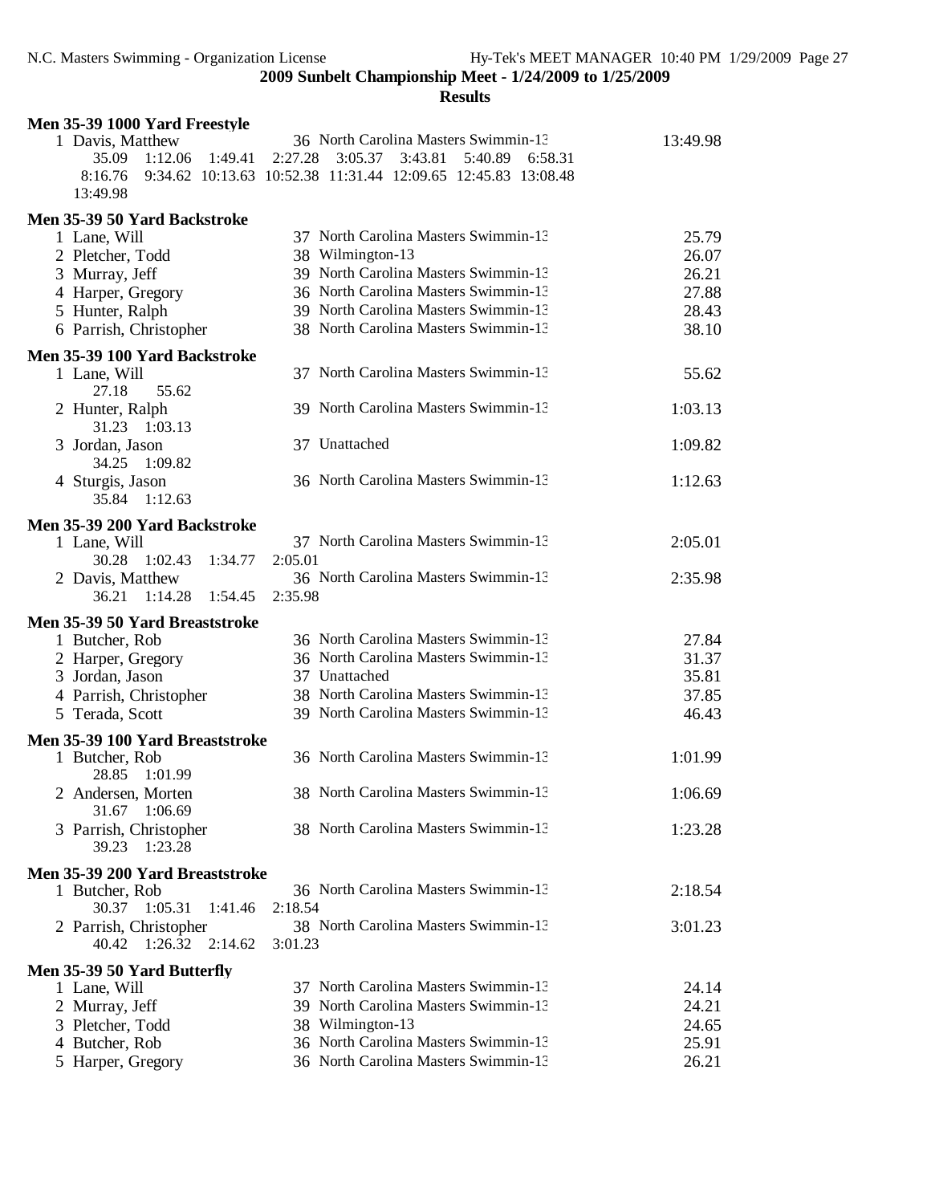**2009 Sunbelt Championship Meet - 1/24/2009 to 1/25/2009**

**Results**

### Men 35-39 1000 Yard Freestyle

1 Davis, Matthew — 36 North Carolina Masters Swimmin-13 — 13:49.98
35.09 1:12.06 1:49.41 2:27.28 3:05.37 3:43.81 5:40.89 6:58.31
8:16.76 9:34.62 10:13.63 10:52.38 11:31.44 12:09.65 12:45.83 13:08.48
13:49.98

### Men 35-39 50 Yard Backstroke

| Place | Name | Age | Team | Time |
|---|---|---|---|---|
| 1 | Lane, Will | 37 | North Carolina Masters Swimmin-13 | 25.79 |
| 2 | Pletcher, Todd | 38 | Wilmington-13 | 26.07 |
| 3 | Murray, Jeff | 39 | North Carolina Masters Swimmin-13 | 26.21 |
| 4 | Harper, Gregory | 36 | North Carolina Masters Swimmin-13 | 27.88 |
| 5 | Hunter, Ralph | 39 | North Carolina Masters Swimmin-13 | 28.43 |
| 6 | Parrish, Christopher | 38 | North Carolina Masters Swimmin-13 | 38.10 |

### Men 35-39 100 Yard Backstroke

1 Lane, Will — 37 North Carolina Masters Swimmin-13 — 55.62
27.18 55.62

2 Hunter, Ralph — 39 North Carolina Masters Swimmin-13 — 1:03.13
31.23 1:03.13

3 Jordan, Jason — 37 Unattached — 1:09.82
34.25 1:09.82

4 Sturgis, Jason — 36 North Carolina Masters Swimmin-13 — 1:12.63
35.84 1:12.63

### Men 35-39 200 Yard Backstroke

1 Lane, Will — 37 North Carolina Masters Swimmin-13 — 2:05.01
30.28 1:02.43 1:34.77 2:05.01

2 Davis, Matthew — 36 North Carolina Masters Swimmin-13 — 2:35.98
36.21 1:14.28 1:54.45 2:35.98

### Men 35-39 50 Yard Breaststroke

| Place | Name | Age | Team | Time |
|---|---|---|---|---|
| 1 | Butcher, Rob | 36 | North Carolina Masters Swimmin-13 | 27.84 |
| 2 | Harper, Gregory | 36 | North Carolina Masters Swimmin-13 | 31.37 |
| 3 | Jordan, Jason | 37 | Unattached | 35.81 |
| 4 | Parrish, Christopher | 38 | North Carolina Masters Swimmin-13 | 37.85 |
| 5 | Terada, Scott | 39 | North Carolina Masters Swimmin-13 | 46.43 |

### Men 35-39 100 Yard Breaststroke

1 Butcher, Rob — 36 North Carolina Masters Swimmin-13 — 1:01.99
28.85 1:01.99

2 Andersen, Morten — 38 North Carolina Masters Swimmin-13 — 1:06.69
31.67 1:06.69

3 Parrish, Christopher — 38 North Carolina Masters Swimmin-13 — 1:23.28
39.23 1:23.28

### Men 35-39 200 Yard Breaststroke

1 Butcher, Rob — 36 North Carolina Masters Swimmin-13 — 2:18.54
30.37 1:05.31 1:41.46 2:18.54

2 Parrish, Christopher — 38 North Carolina Masters Swimmin-13 — 3:01.23
40.42 1:26.32 2:14.62 3:01.23

### Men 35-39 50 Yard Butterfly

| Place | Name | Age | Team | Time |
|---|---|---|---|---|
| 1 | Lane, Will | 37 | North Carolina Masters Swimmin-13 | 24.14 |
| 2 | Murray, Jeff | 39 | North Carolina Masters Swimmin-13 | 24.21 |
| 3 | Pletcher, Todd | 38 | Wilmington-13 | 24.65 |
| 4 | Butcher, Rob | 36 | North Carolina Masters Swimmin-13 | 25.91 |
| 5 | Harper, Gregory | 36 | North Carolina Masters Swimmin-13 | 26.21 |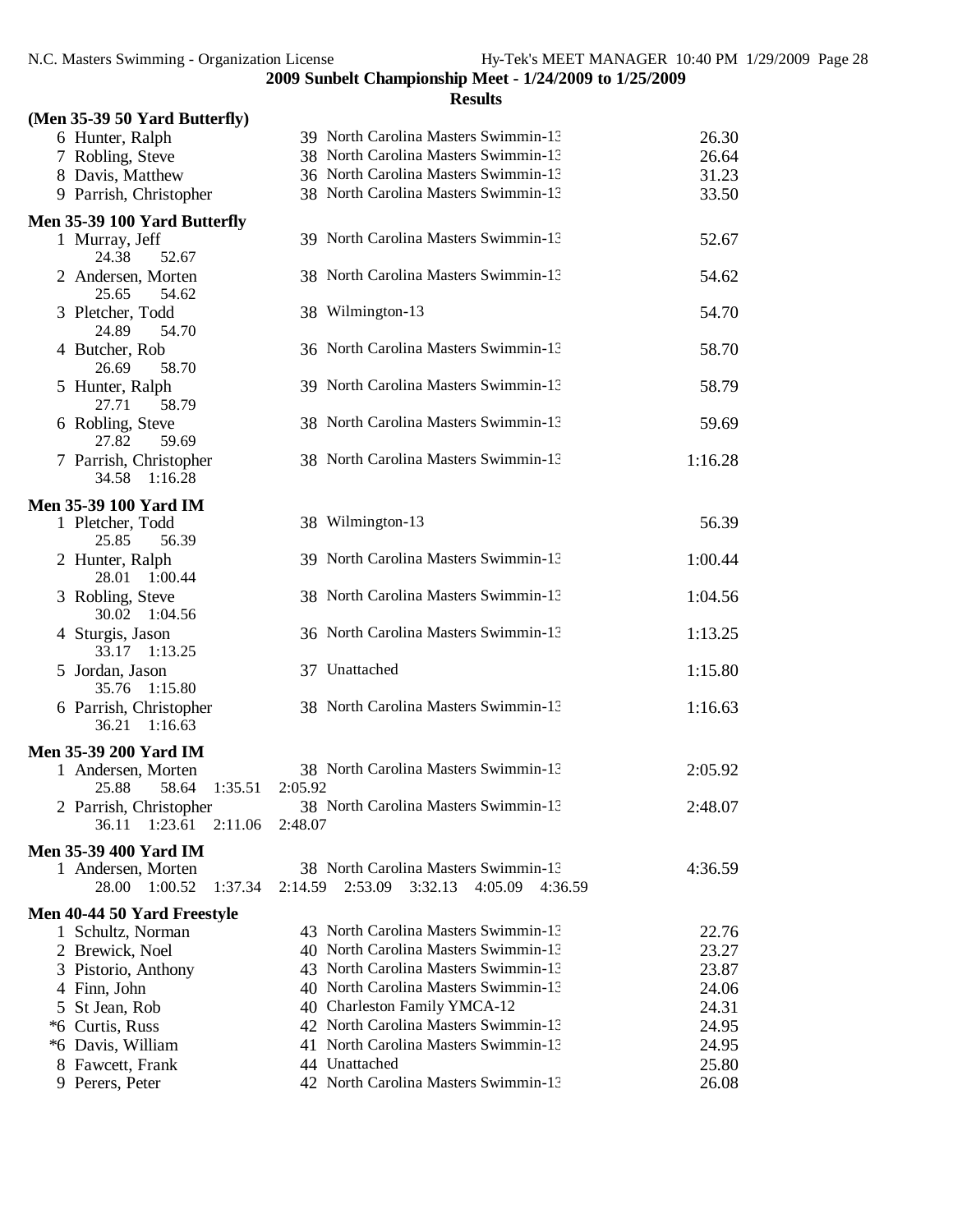## 2009 Sunbelt Championship Meet - 1/24/2009 to 1/25/2009

### Results

**(Men 35-39 50 Yard Butterfly)**

| Place | Name | Age | Team | Time |
|---|---|---|---|---|
| 6 | Hunter, Ralph | 39 | North Carolina Masters Swimmin-13 | 26.30 |
| 7 | Robling, Steve | 38 | North Carolina Masters Swimmin-13 | 26.64 |
| 8 | Davis, Matthew | 36 | North Carolina Masters Swimmin-13 | 31.23 |
| 9 | Parrish, Christopher | 38 | North Carolina Masters Swimmin-13 | 33.50 |

**Men 35-39 100 Yard Butterfly**

| Place | Name | Age | Team | Time |
|---|---|---|---|---|
| 1 | Murray, Jeff | 39 | North Carolina Masters Swimmin-13 | 52.67 |
| | 24.38 52.67 | | | |
| 2 | Andersen, Morten | 38 | North Carolina Masters Swimmin-13 | 54.62 |
| | 25.65 54.62 | | | |
| 3 | Pletcher, Todd | 38 | Wilmington-13 | 54.70 |
| | 24.89 54.70 | | | |
| 4 | Butcher, Rob | 36 | North Carolina Masters Swimmin-13 | 58.70 |
| | 26.69 58.70 | | | |
| 5 | Hunter, Ralph | 39 | North Carolina Masters Swimmin-13 | 58.79 |
| | 27.71 58.79 | | | |
| 6 | Robling, Steve | 38 | North Carolina Masters Swimmin-13 | 59.69 |
| | 27.82 59.69 | | | |
| 7 | Parrish, Christopher | 38 | North Carolina Masters Swimmin-13 | 1:16.28 |
| | 34.58 1:16.28 | | | |

**Men 35-39 100 Yard IM**

| Place | Name | Age | Team | Time |
|---|---|---|---|---|
| 1 | Pletcher, Todd | 38 | Wilmington-13 | 56.39 |
| | 25.85 56.39 | | | |
| 2 | Hunter, Ralph | 39 | North Carolina Masters Swimmin-13 | 1:00.44 |
| | 28.01 1:00.44 | | | |
| 3 | Robling, Steve | 38 | North Carolina Masters Swimmin-13 | 1:04.56 |
| | 30.02 1:04.56 | | | |
| 4 | Sturgis, Jason | 36 | North Carolina Masters Swimmin-13 | 1:13.25 |
| | 33.17 1:13.25 | | | |
| 5 | Jordan, Jason | 37 | Unattached | 1:15.80 |
| | 35.76 1:15.80 | | | |
| 6 | Parrish, Christopher | 38 | North Carolina Masters Swimmin-13 | 1:16.63 |
| | 36.21 1:16.63 | | | |

**Men 35-39 200 Yard IM**

| Place | Name | Age | Team | Time |
|---|---|---|---|---|
| 1 | Andersen, Morten | 38 | North Carolina Masters Swimmin-13 | 2:05.92 |
| | 25.88 58.64 1:35.51 2:05.92 | | | |
| 2 | Parrish, Christopher | 38 | North Carolina Masters Swimmin-13 | 2:48.07 |
| | 36.11 1:23.61 2:11.06 2:48.07 | | | |

**Men 35-39 400 Yard IM**

| Place | Name | Age | Team | Time |
|---|---|---|---|---|
| 1 | Andersen, Morten | 38 | North Carolina Masters Swimmin-13 | 4:36.59 |
| | 28.00 1:00.52 1:37.34 2:14.59 2:53.09 3:32.13 4:05.09 4:36.59 | | | |

**Men 40-44 50 Yard Freestyle**

| Place | Name | Age | Team | Time |
|---|---|---|---|---|
| 1 | Schultz, Norman | 43 | North Carolina Masters Swimmin-13 | 22.76 |
| 2 | Brewick, Noel | 40 | North Carolina Masters Swimmin-13 | 23.27 |
| 3 | Pistorio, Anthony | 43 | North Carolina Masters Swimmin-13 | 23.87 |
| 4 | Finn, John | 40 | North Carolina Masters Swimmin-13 | 24.06 |
| 5 | St Jean, Rob | 40 | Charleston Family YMCA-12 | 24.31 |
| *6 | Curtis, Russ | 42 | North Carolina Masters Swimmin-13 | 24.95 |
| *6 | Davis, William | 41 | North Carolina Masters Swimmin-13 | 24.95 |
| 8 | Fawcett, Frank | 44 | Unattached | 25.80 |
| 9 | Perers, Peter | 42 | North Carolina Masters Swimmin-13 | 26.08 |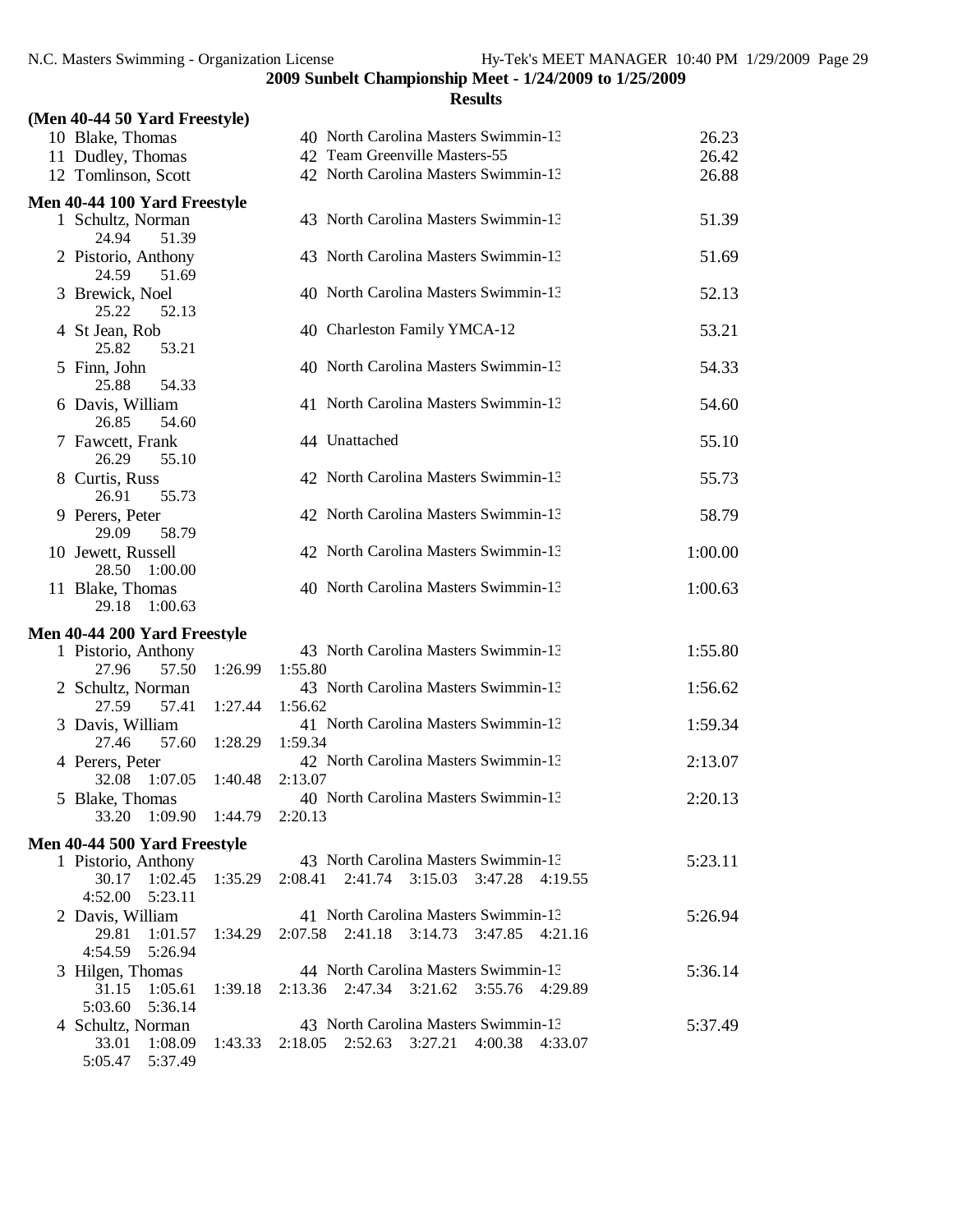**2009 Sunbelt Championship Meet - 1/24/2009 to 1/25/2009**

**Results**

### (Men 40-44 50 Yard Freestyle)

| Place | Name | Age | Team | Time |
|---|---|---|---|---|
| 10 | Blake, Thomas | 40 | North Carolina Masters Swimmin-13 | 26.23 |
| 11 | Dudley, Thomas | 42 | Team Greenville Masters-55 | 26.42 |
| 12 | Tomlinson, Scott | 42 | North Carolina Masters Swimmin-13 | 26.88 |

### Men 40-44 100 Yard Freestyle

| Place | Name | Age | Team | Time |
|---|---|---|---|---|
| 1 | Schultz, Norman | 43 | North Carolina Masters Swimmin-13 | 51.39 |
| | 24.94 51.39 | | | |
| 2 | Pistorio, Anthony | 43 | North Carolina Masters Swimmin-13 | 51.69 |
| | 24.59 51.69 | | | |
| 3 | Brewick, Noel | 40 | North Carolina Masters Swimmin-13 | 52.13 |
| | 25.22 52.13 | | | |
| 4 | St Jean, Rob | 40 | Charleston Family YMCA-12 | 53.21 |
| | 25.82 53.21 | | | |
| 5 | Finn, John | 40 | North Carolina Masters Swimmin-13 | 54.33 |
| | 25.88 54.33 | | | |
| 6 | Davis, William | 41 | North Carolina Masters Swimmin-13 | 54.60 |
| | 26.85 54.60 | | | |
| 7 | Fawcett, Frank | 44 | Unattached | 55.10 |
| | 26.29 55.10 | | | |
| 8 | Curtis, Russ | 42 | North Carolina Masters Swimmin-13 | 55.73 |
| | 26.91 55.73 | | | |
| 9 | Perers, Peter | 42 | North Carolina Masters Swimmin-13 | 58.79 |
| | 29.09 58.79 | | | |
| 10 | Jewett, Russell | 42 | North Carolina Masters Swimmin-13 | 1:00.00 |
| | 28.50 1:00.00 | | | |
| 11 | Blake, Thomas | 40 | North Carolina Masters Swimmin-13 | 1:00.63 |
| | 29.18 1:00.63 | | | |

### Men 40-44 200 Yard Freestyle

| Place | Name | Age | Team | Time |
|---|---|---|---|---|
| 1 | Pistorio, Anthony | 43 | North Carolina Masters Swimmin-13 | 1:55.80 |
| | 27.96 57.50 1:26.99 1:55.80 | | | |
| 2 | Schultz, Norman | 43 | North Carolina Masters Swimmin-13 | 1:56.62 |
| | 27.59 57.41 1:27.44 1:56.62 | | | |
| 3 | Davis, William | 41 | North Carolina Masters Swimmin-13 | 1:59.34 |
| | 27.46 57.60 1:28.29 1:59.34 | | | |
| 4 | Perers, Peter | 42 | North Carolina Masters Swimmin-13 | 2:13.07 |
| | 32.08 1:07.05 1:40.48 2:13.07 | | | |
| 5 | Blake, Thomas | 40 | North Carolina Masters Swimmin-13 | 2:20.13 |
| | 33.20 1:09.90 1:44.79 2:20.13 | | | |

### Men 40-44 500 Yard Freestyle

| Place | Name | Age | Team | Time |
|---|---|---|---|---|
| 1 | Pistorio, Anthony | 43 | North Carolina Masters Swimmin-13 | 5:23.11 |
| | 30.17 1:02.45 1:35.29 2:08.41 2:41.74 3:15.03 3:47.28 4:19.55 4:52.00 5:23.11 | | | |
| 2 | Davis, William | 41 | North Carolina Masters Swimmin-13 | 5:26.94 |
| | 29.81 1:01.57 1:34.29 2:07.58 2:41.18 3:14.73 3:47.85 4:21.16 4:54.59 5:26.94 | | | |
| 3 | Hilgen, Thomas | 44 | North Carolina Masters Swimmin-13 | 5:36.14 |
| | 31.15 1:05.61 1:39.18 2:13.36 2:47.34 3:21.62 3:55.76 4:29.89 5:03.60 5:36.14 | | | |
| 4 | Schultz, Norman | 43 | North Carolina Masters Swimmin-13 | 5:37.49 |
| | 33.01 1:08.09 1:43.33 2:18.05 2:52.63 3:27.21 4:00.38 4:33.07 5:05.47 5:37.49 | | | |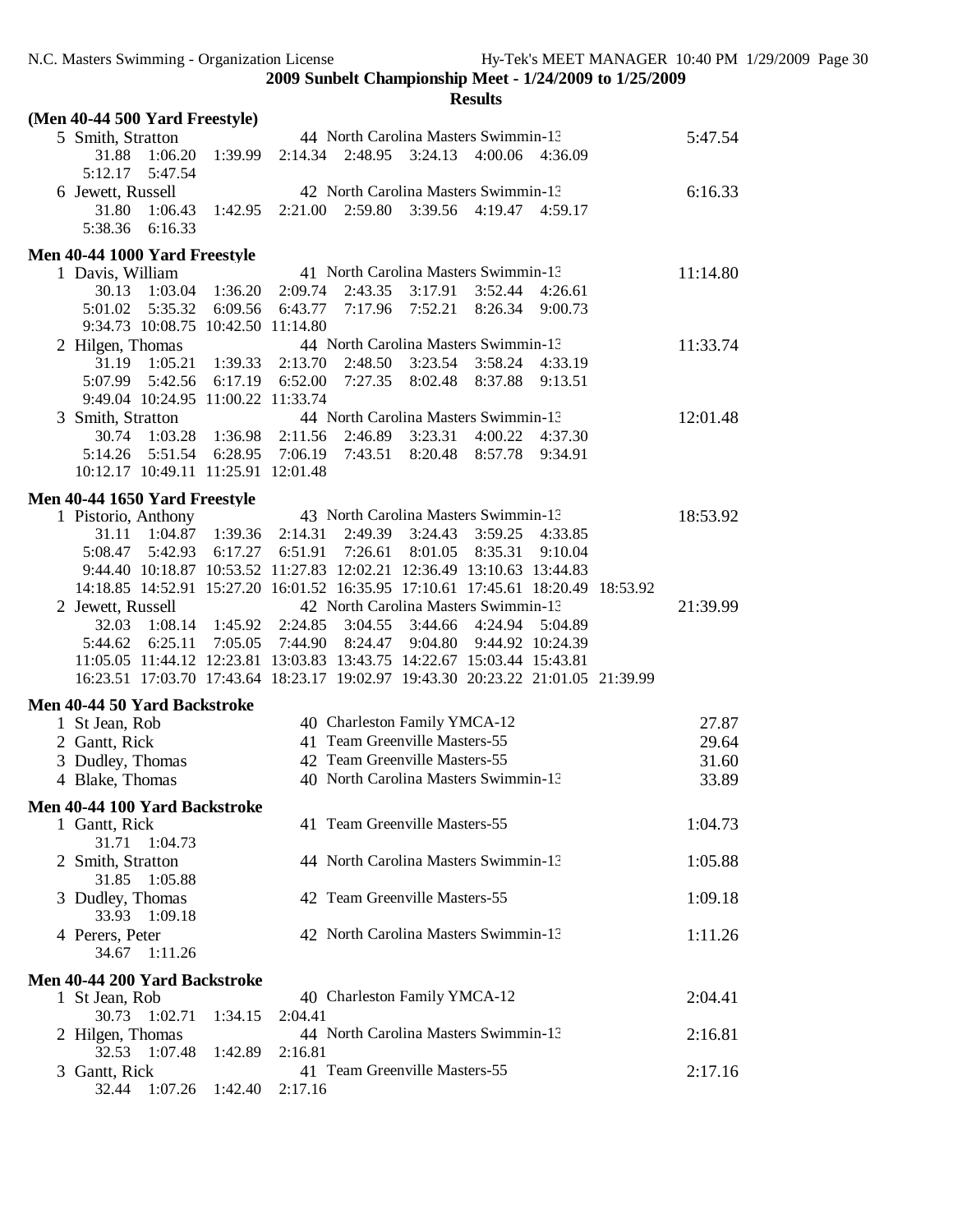**2009 Sunbelt Championship Meet - 1/24/2009 to 1/25/2009**

**Results**

### (Men 40-44 500 Yard Freestyle)

5 Smith, Stratton — 44 North Carolina Masters Swimmin-13 — 5:47.54
31.88 1:06.20 1:39.99 2:14.34 2:48.95 3:24.13 4:00.06 4:36.09
5:12.17 5:47.54

6 Jewett, Russell — 42 North Carolina Masters Swimmin-13 — 6:16.33
31.80 1:06.43 1:42.95 2:21.00 2:59.80 3:39.56 4:19.47 4:59.17
5:38.36 6:16.33

### Men 40-44 1000 Yard Freestyle

1 Davis, William — 41 North Carolina Masters Swimmin-13 — 11:14.80
30.13 1:03.04 1:36.20 2:09.74 2:43.35 3:17.91 3:52.44 4:26.61
5:01.02 5:35.32 6:09.56 6:43.77 7:17.96 7:52.21 8:26.34 9:00.73
9:34.73 10:08.75 10:42.50 11:14.80

2 Hilgen, Thomas — 44 North Carolina Masters Swimmin-13 — 11:33.74
31.19 1:05.21 1:39.33 2:13.70 2:48.50 3:23.54 3:58.24 4:33.19
5:07.99 5:42.56 6:17.19 6:52.00 7:27.35 8:02.48 8:37.88 9:13.51
9:49.04 10:24.95 11:00.22 11:33.74

3 Smith, Stratton — 44 North Carolina Masters Swimmin-13 — 12:01.48
30.74 1:03.28 1:36.98 2:11.56 2:46.89 3:23.31 4:00.22 4:37.30
5:14.26 5:51.54 6:28.95 7:06.19 7:43.51 8:20.48 8:57.78 9:34.91
10:12.17 10:49.11 11:25.91 12:01.48

### Men 40-44 1650 Yard Freestyle

1 Pistorio, Anthony — 43 North Carolina Masters Swimmin-13 — 18:53.92
31.11 1:04.87 1:39.36 2:14.31 2:49.39 3:24.43 3:59.25 4:33.85
5:08.47 5:42.93 6:17.27 6:51.91 7:26.61 8:01.05 8:35.31 9:10.04
9:44.40 10:18.87 10:53.52 11:27.83 12:02.21 12:36.49 13:10.63 13:44.83
14:18.85 14:52.91 15:27.20 16:01.52 16:35.95 17:10.61 17:45.61 18:20.49 18:53.92

2 Jewett, Russell — 42 North Carolina Masters Swimmin-13 — 21:39.99
32.03 1:08.14 1:45.92 2:24.85 3:04.55 3:44.66 4:24.94 5:04.89
5:44.62 6:25.11 7:05.05 7:44.90 8:24.47 9:04.80 9:44.92 10:24.39
11:05.05 11:44.12 12:23.81 13:03.83 13:43.75 14:22.67 15:03.44 15:43.81
16:23.51 17:03.70 17:43.64 18:23.17 19:02.97 19:43.30 20:23.22 21:01.05 21:39.99

### Men 40-44 50 Yard Backstroke

| Place | Name | Age | Team | Time |
|---|---|---|---|---|
| 1 | St Jean, Rob | 40 | Charleston Family YMCA-12 | 27.87 |
| 2 | Gantt, Rick | 41 | Team Greenville Masters-55 | 29.64 |
| 3 | Dudley, Thomas | 42 | Team Greenville Masters-55 | 31.60 |
| 4 | Blake, Thomas | 40 | North Carolina Masters Swimmin-13 | 33.89 |

### Men 40-44 100 Yard Backstroke

1 Gantt, Rick — 41 Team Greenville Masters-55 — 1:04.73
31.71 1:04.73

2 Smith, Stratton — 44 North Carolina Masters Swimmin-13 — 1:05.88
31.85 1:05.88

3 Dudley, Thomas — 42 Team Greenville Masters-55 — 1:09.18
33.93 1:09.18

4 Perers, Peter — 42 North Carolina Masters Swimmin-13 — 1:11.26
34.67 1:11.26

### Men 40-44 200 Yard Backstroke

1 St Jean, Rob — 40 Charleston Family YMCA-12 — 2:04.41
30.73 1:02.71 1:34.15 2:04.41

2 Hilgen, Thomas — 44 North Carolina Masters Swimmin-13 — 2:16.81
32.53 1:07.48 1:42.89 2:16.81

3 Gantt, Rick — 41 Team Greenville Masters-55 — 2:17.16
32.44 1:07.26 1:42.40 2:17.16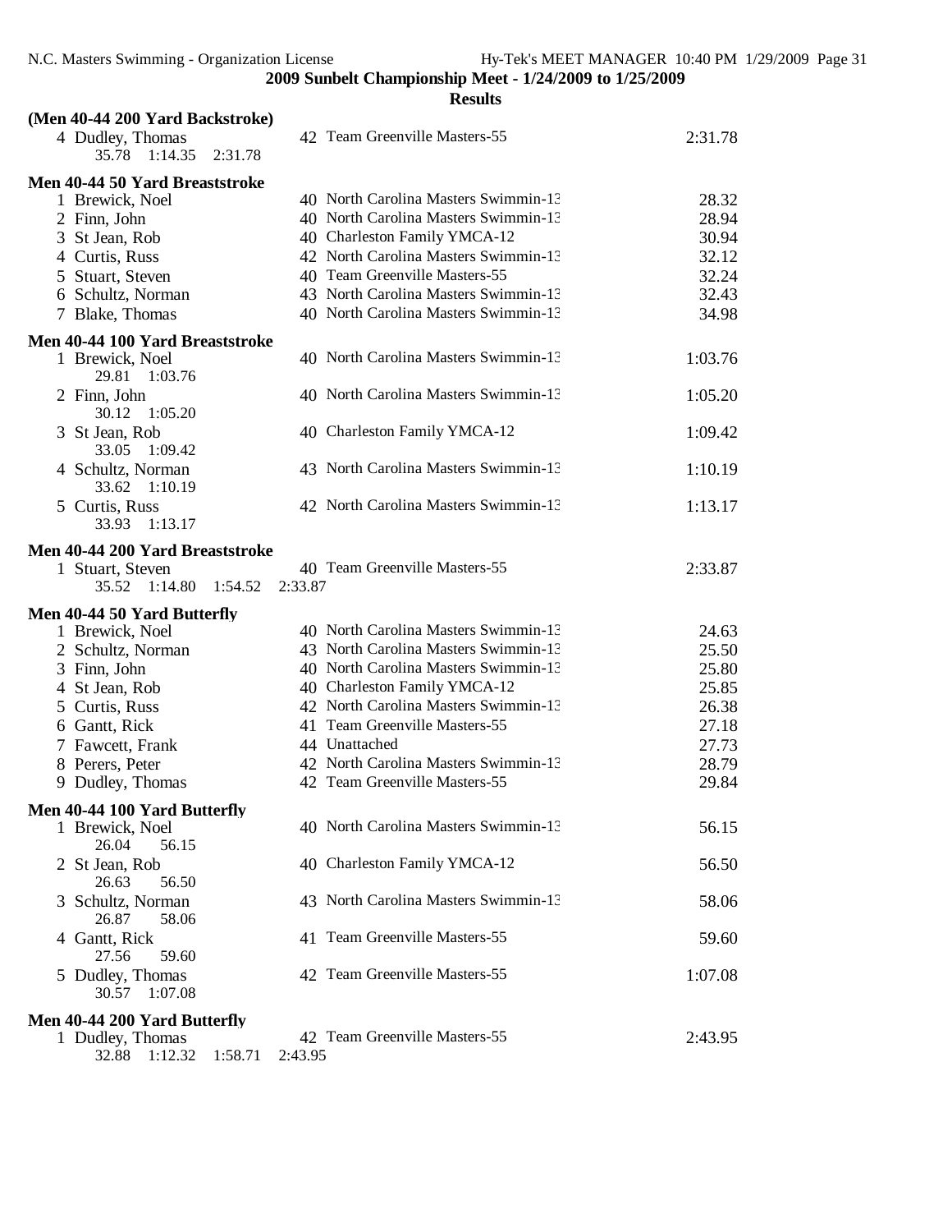**2009 Sunbelt Championship Meet - 1/24/2009 to 1/25/2009**

**Results**

### (Men 40-44 200 Yard Backstroke)

| Place | Name | Age | Team | Time |
|---|---|---|---|---|
| 4 | Dudley, Thomas | 42 | Team Greenville Masters-55 | 2:31.78 |
| | 35.78 1:14.35 2:31.78 | | | |

### Men 40-44 50 Yard Breaststroke

| Place | Name | Age | Team | Time |
|---|---|---|---|---|
| 1 | Brewick, Noel | 40 | North Carolina Masters Swimmin-13 | 28.32 |
| 2 | Finn, John | 40 | North Carolina Masters Swimmin-13 | 28.94 |
| 3 | St Jean, Rob | 40 | Charleston Family YMCA-12 | 30.94 |
| 4 | Curtis, Russ | 42 | North Carolina Masters Swimmin-13 | 32.12 |
| 5 | Stuart, Steven | 40 | Team Greenville Masters-55 | 32.24 |
| 6 | Schultz, Norman | 43 | North Carolina Masters Swimmin-13 | 32.43 |
| 7 | Blake, Thomas | 40 | North Carolina Masters Swimmin-13 | 34.98 |

### Men 40-44 100 Yard Breaststroke

| Place | Name | Age | Team | Time |
|---|---|---|---|---|
| 1 | Brewick, Noel | 40 | North Carolina Masters Swimmin-13 | 1:03.76 |
| | 29.81 1:03.76 | | | |
| 2 | Finn, John | 40 | North Carolina Masters Swimmin-13 | 1:05.20 |
| | 30.12 1:05.20 | | | |
| 3 | St Jean, Rob | 40 | Charleston Family YMCA-12 | 1:09.42 |
| | 33.05 1:09.42 | | | |
| 4 | Schultz, Norman | 43 | North Carolina Masters Swimmin-13 | 1:10.19 |
| | 33.62 1:10.19 | | | |
| 5 | Curtis, Russ | 42 | North Carolina Masters Swimmin-13 | 1:13.17 |
| | 33.93 1:13.17 | | | |

### Men 40-44 200 Yard Breaststroke

| Place | Name | Age | Team | Time |
|---|---|---|---|---|
| 1 | Stuart, Steven | 40 | Team Greenville Masters-55 | 2:33.87 |
| | 35.52 1:14.80 1:54.52 2:33.87 | | | |

### Men 40-44 50 Yard Butterfly

| Place | Name | Age | Team | Time |
|---|---|---|---|---|
| 1 | Brewick, Noel | 40 | North Carolina Masters Swimmin-13 | 24.63 |
| 2 | Schultz, Norman | 43 | North Carolina Masters Swimmin-13 | 25.50 |
| 3 | Finn, John | 40 | North Carolina Masters Swimmin-13 | 25.80 |
| 4 | St Jean, Rob | 40 | Charleston Family YMCA-12 | 25.85 |
| 5 | Curtis, Russ | 42 | North Carolina Masters Swimmin-13 | 26.38 |
| 6 | Gantt, Rick | 41 | Team Greenville Masters-55 | 27.18 |
| 7 | Fawcett, Frank | 44 | Unattached | 27.73 |
| 8 | Perers, Peter | 42 | North Carolina Masters Swimmin-13 | 28.79 |
| 9 | Dudley, Thomas | 42 | Team Greenville Masters-55 | 29.84 |

### Men 40-44 100 Yard Butterfly

| Place | Name | Age | Team | Time |
|---|---|---|---|---|
| 1 | Brewick, Noel | 40 | North Carolina Masters Swimmin-13 | 56.15 |
| | 26.04 56.15 | | | |
| 2 | St Jean, Rob | 40 | Charleston Family YMCA-12 | 56.50 |
| | 26.63 56.50 | | | |
| 3 | Schultz, Norman | 43 | North Carolina Masters Swimmin-13 | 58.06 |
| | 26.87 58.06 | | | |
| 4 | Gantt, Rick | 41 | Team Greenville Masters-55 | 59.60 |
| | 27.56 59.60 | | | |
| 5 | Dudley, Thomas | 42 | Team Greenville Masters-55 | 1:07.08 |
| | 30.57 1:07.08 | | | |

### Men 40-44 200 Yard Butterfly

| Place | Name | Age | Team | Time |
|---|---|---|---|---|
| 1 | Dudley, Thomas | 42 | Team Greenville Masters-55 | 2:43.95 |
| | 32.88 1:12.32 1:58.71 2:43.95 | | | |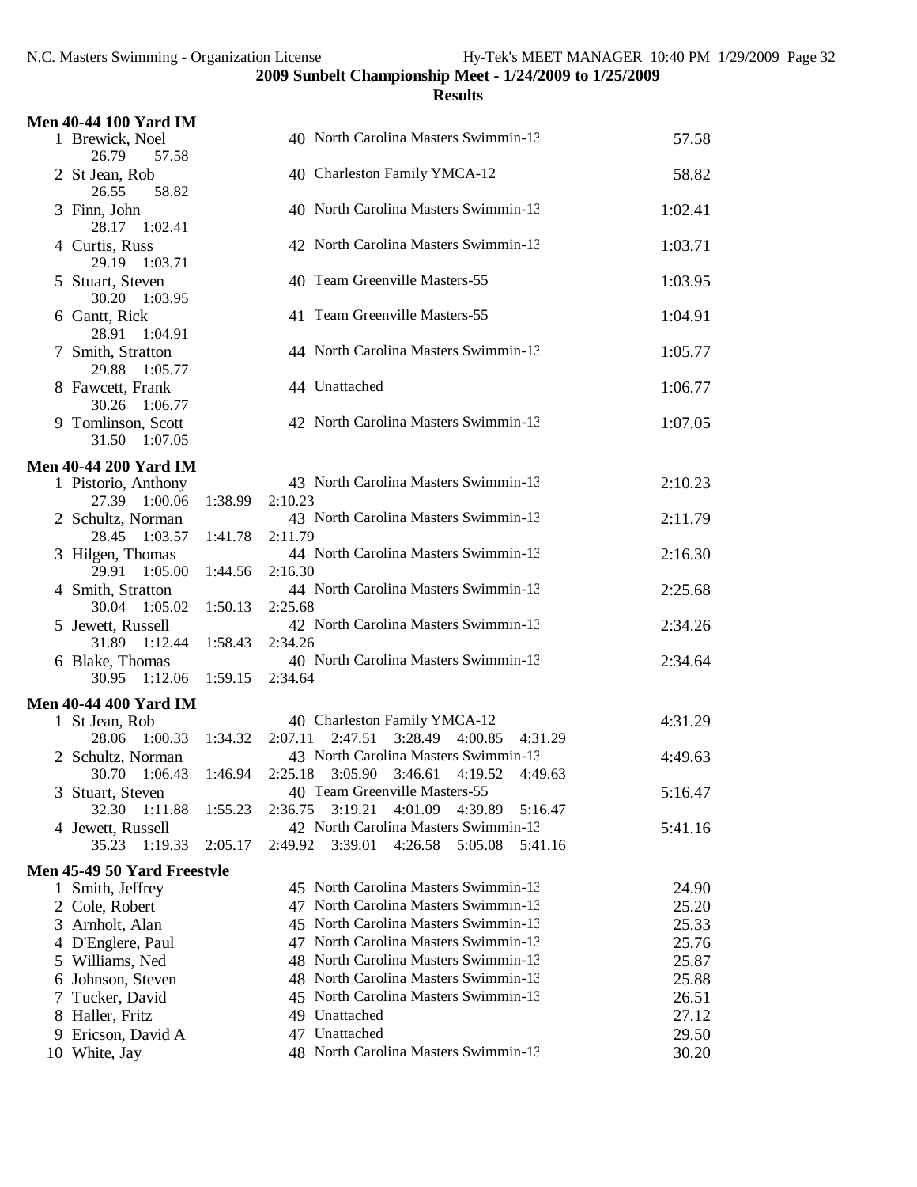## 2009 Sunbelt Championship Meet - 1/24/2009 to 1/25/2009

### Results

**Men 40-44 100 Yard IM**

| Place | Name | Age | Team | Time |
|---|---|---|---|---|
| 1 | Brewick, Noel | 40 | North Carolina Masters Swimmin-13 | 57.58 |
| | 26.79 57.58 | | | |
| 2 | St Jean, Rob | 40 | Charleston Family YMCA-12 | 58.82 |
| | 26.55 58.82 | | | |
| 3 | Finn, John | 40 | North Carolina Masters Swimmin-13 | 1:02.41 |
| | 28.17 1:02.41 | | | |
| 4 | Curtis, Russ | 42 | North Carolina Masters Swimmin-13 | 1:03.71 |
| | 29.19 1:03.71 | | | |
| 5 | Stuart, Steven | 40 | Team Greenville Masters-55 | 1:03.95 |
| | 30.20 1:03.95 | | | |
| 6 | Gantt, Rick | 41 | Team Greenville Masters-55 | 1:04.91 |
| | 28.91 1:04.91 | | | |
| 7 | Smith, Stratton | 44 | North Carolina Masters Swimmin-13 | 1:05.77 |
| | 29.88 1:05.77 | | | |
| 8 | Fawcett, Frank | 44 | Unattached | 1:06.77 |
| | 30.26 1:06.77 | | | |
| 9 | Tomlinson, Scott | 42 | North Carolina Masters Swimmin-13 | 1:07.05 |
| | 31.50 1:07.05 | | | |

**Men 40-44 200 Yard IM**

| Place | Name | Age | Team | Time |
|---|---|---|---|---|
| 1 | Pistorio, Anthony | 43 | North Carolina Masters Swimmin-13 | 2:10.23 |
| | 27.39 1:00.06 1:38.99 2:10.23 | | | |
| 2 | Schultz, Norman | 43 | North Carolina Masters Swimmin-13 | 2:11.79 |
| | 28.45 1:03.57 1:41.78 2:11.79 | | | |
| 3 | Hilgen, Thomas | 44 | North Carolina Masters Swimmin-13 | 2:16.30 |
| | 29.91 1:05.00 1:44.56 2:16.30 | | | |
| 4 | Smith, Stratton | 44 | North Carolina Masters Swimmin-13 | 2:25.68 |
| | 30.04 1:05.02 1:50.13 2:25.68 | | | |
| 5 | Jewett, Russell | 42 | North Carolina Masters Swimmin-13 | 2:34.26 |
| | 31.89 1:12.44 1:58.43 2:34.26 | | | |
| 6 | Blake, Thomas | 40 | North Carolina Masters Swimmin-13 | 2:34.64 |
| | 30.95 1:12.06 1:59.15 2:34.64 | | | |

**Men 40-44 400 Yard IM**

| Place | Name | Age | Team | Time |
|---|---|---|---|---|
| 1 | St Jean, Rob | 40 | Charleston Family YMCA-12 | 4:31.29 |
| | 28.06 1:00.33 1:34.32 2:07.11 2:47.51 3:28.49 4:00.85 4:31.29 | | | |
| 2 | Schultz, Norman | 43 | North Carolina Masters Swimmin-13 | 4:49.63 |
| | 30.70 1:06.43 1:46.94 2:25.18 3:05.90 3:46.61 4:19.52 4:49.63 | | | |
| 3 | Stuart, Steven | 40 | Team Greenville Masters-55 | 5:16.47 |
| | 32.30 1:11.88 1:55.23 2:36.75 3:19.21 4:01.09 4:39.89 5:16.47 | | | |
| 4 | Jewett, Russell | 42 | North Carolina Masters Swimmin-13 | 5:41.16 |
| | 35.23 1:19.33 2:05.17 2:49.92 3:39.01 4:26.58 5:05.08 5:41.16 | | | |

**Men 45-49 50 Yard Freestyle**

| Place | Name | Age | Team | Time |
|---|---|---|---|---|
| 1 | Smith, Jeffrey | 45 | North Carolina Masters Swimmin-13 | 24.90 |
| 2 | Cole, Robert | 47 | North Carolina Masters Swimmin-13 | 25.20 |
| 3 | Arnholt, Alan | 45 | North Carolina Masters Swimmin-13 | 25.33 |
| 4 | D'Englere, Paul | 47 | North Carolina Masters Swimmin-13 | 25.76 |
| 5 | Williams, Ned | 48 | North Carolina Masters Swimmin-13 | 25.87 |
| 6 | Johnson, Steven | 48 | North Carolina Masters Swimmin-13 | 25.88 |
| 7 | Tucker, David | 45 | North Carolina Masters Swimmin-13 | 26.51 |
| 8 | Haller, Fritz | 49 | Unattached | 27.12 |
| 9 | Ericson, David A | 47 | Unattached | 29.50 |
| 10 | White, Jay | 48 | North Carolina Masters Swimmin-13 | 30.20 |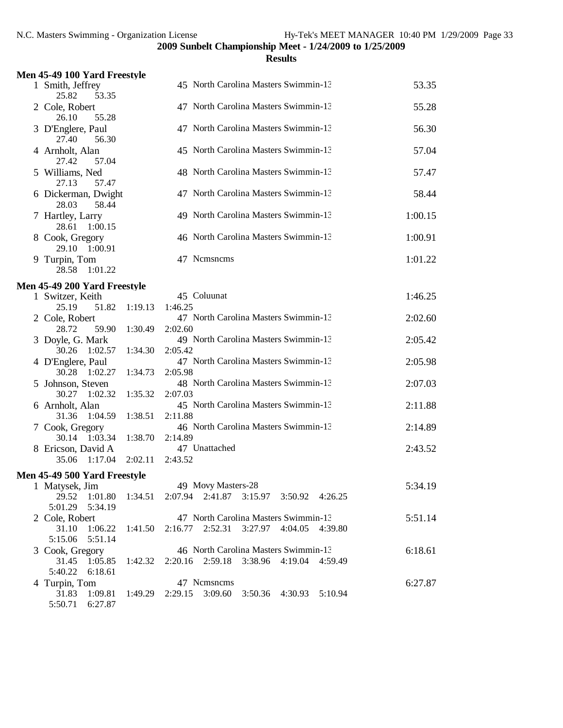## 2009 Sunbelt Championship Meet - 1/24/2009 to 1/25/2009

### Results

#### Men 45-49 100 Yard Freestyle

| Place | Name | Age | Team | Time |
|---|---|---|---|---|
| 1 | Smith, Jeffrey | 45 | North Carolina Masters Swimmin-13 | 53.35 |
| | 25.82 53.35 | | | |
| 2 | Cole, Robert | 47 | North Carolina Masters Swimmin-13 | 55.28 |
| | 26.10 55.28 | | | |
| 3 | D'Englere, Paul | 47 | North Carolina Masters Swimmin-13 | 56.30 |
| | 27.40 56.30 | | | |
| 4 | Arnholt, Alan | 45 | North Carolina Masters Swimmin-13 | 57.04 |
| | 27.42 57.04 | | | |
| 5 | Williams, Ned | 48 | North Carolina Masters Swimmin-13 | 57.47 |
| | 27.13 57.47 | | | |
| 6 | Dickerman, Dwight | 47 | North Carolina Masters Swimmin-13 | 58.44 |
| | 28.03 58.44 | | | |
| 7 | Hartley, Larry | 49 | North Carolina Masters Swimmin-13 | 1:00.15 |
| | 28.61 1:00.15 | | | |
| 8 | Cook, Gregory | 46 | North Carolina Masters Swimmin-13 | 1:00.91 |
| | 29.10 1:00.91 | | | |
| 9 | Turpin, Tom | 47 | Ncmsncms | 1:01.22 |
| | 28.58 1:01.22 | | | |

#### Men 45-49 200 Yard Freestyle

| Place | Name | Age | Team | Time |
|---|---|---|---|---|
| 1 | Switzer, Keith | 45 | Coluunat | 1:46.25 |
| | 25.19 51.82 1:19.13 1:46.25 | | | |
| 2 | Cole, Robert | 47 | North Carolina Masters Swimmin-13 | 2:02.60 |
| | 28.72 59.90 1:30.49 2:02.60 | | | |
| 3 | Doyle, G. Mark | 49 | North Carolina Masters Swimmin-13 | 2:05.42 |
| | 30.26 1:02.57 1:34.30 2:05.42 | | | |
| 4 | D'Englere, Paul | 47 | North Carolina Masters Swimmin-13 | 2:05.98 |
| | 30.28 1:02.27 1:34.73 2:05.98 | | | |
| 5 | Johnson, Steven | 48 | North Carolina Masters Swimmin-13 | 2:07.03 |
| | 30.27 1:02.32 1:35.32 2:07.03 | | | |
| 6 | Arnholt, Alan | 45 | North Carolina Masters Swimmin-13 | 2:11.88 |
| | 31.36 1:04.59 1:38.51 2:11.88 | | | |
| 7 | Cook, Gregory | 46 | North Carolina Masters Swimmin-13 | 2:14.89 |
| | 30.14 1:03.34 1:38.70 2:14.89 | | | |
| 8 | Ericson, David A | 47 | Unattached | 2:43.52 |
| | 35.06 1:17.04 2:02.11 2:43.52 | | | |

#### Men 45-49 500 Yard Freestyle

| Place | Name | Age | Team | Time |
|---|---|---|---|---|
| 1 | Matysek, Jim | 49 | Movy Masters-28 | 5:34.19 |
| | 29.52 1:01.80 1:34.51 2:07.94 2:41.87 3:15.97 3:50.92 4:26.25 5:01.29 5:34.19 | | | |
| 2 | Cole, Robert | 47 | North Carolina Masters Swimmin-13 | 5:51.14 |
| | 31.10 1:06.22 1:41.50 2:16.77 2:52.31 3:27.97 4:04.05 4:39.80 5:15.06 5:51.14 | | | |
| 3 | Cook, Gregory | 46 | North Carolina Masters Swimmin-13 | 6:18.61 |
| | 31.45 1:05.85 1:42.32 2:20.16 2:59.18 3:38.96 4:19.04 4:59.49 5:40.22 6:18.61 | | | |
| 4 | Turpin, Tom | 47 | Ncmsncms | 6:27.87 |
| | 31.83 1:09.81 1:49.29 2:29.15 3:09.60 3:50.36 4:30.93 5:10.94 5:50.71 6:27.87 | | | |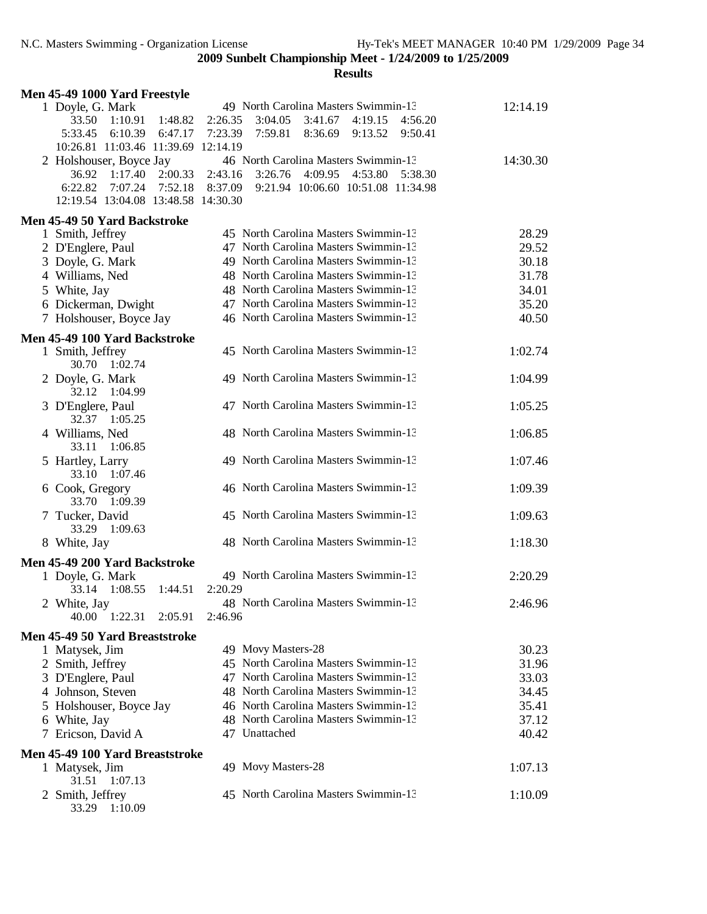**2009 Sunbelt Championship Meet - 1/24/2009 to 1/25/2009**

**Results**

### Men 45-49 1000 Yard Freestyle

| Place | Name | Age | Team | Finals Time |
|---|---|---|---|---|
| 1 | Doyle, G. Mark | 49 | North Carolina Masters Swimmin-13 | 12:14.19 |
| | 33.50 1:10.91 1:48.82 2:26.35 3:04.05 3:41.67 4:19.15 4:56.20 5:33.45 6:10.39 6:47.17 7:23.39 7:59.81 8:36.69 9:13.52 9:50.41 10:26.81 11:03.46 11:39.69 12:14.19 | | | |
| 2 | Holshouser, Boyce Jay | 46 | North Carolina Masters Swimmin-13 | 14:30.30 |
| | 36.92 1:17.40 2:00.33 2:43.16 3:26.76 4:09.95 4:53.80 5:38.30 6:22.82 7:07.24 7:52.18 8:37.09 9:21.94 10:06.60 10:51.08 11:34.98 12:19.54 13:04.08 13:48.58 14:30.30 | | | |

### Men 45-49 50 Yard Backstroke

| Place | Name | Age | Team | Finals Time |
|---|---|---|---|---|
| 1 | Smith, Jeffrey | 45 | North Carolina Masters Swimmin-13 | 28.29 |
| 2 | D'Englere, Paul | 47 | North Carolina Masters Swimmin-13 | 29.52 |
| 3 | Doyle, G. Mark | 49 | North Carolina Masters Swimmin-13 | 30.18 |
| 4 | Williams, Ned | 48 | North Carolina Masters Swimmin-13 | 31.78 |
| 5 | White, Jay | 48 | North Carolina Masters Swimmin-13 | 34.01 |
| 6 | Dickerman, Dwight | 47 | North Carolina Masters Swimmin-13 | 35.20 |
| 7 | Holshouser, Boyce Jay | 46 | North Carolina Masters Swimmin-13 | 40.50 |

### Men 45-49 100 Yard Backstroke

| Place | Name | Age | Team | Finals Time |
|---|---|---|---|---|
| 1 | Smith, Jeffrey | 45 | North Carolina Masters Swimmin-13 | 1:02.74 |
| | 30.70 1:02.74 | | | |
| 2 | Doyle, G. Mark | 49 | North Carolina Masters Swimmin-13 | 1:04.99 |
| | 32.12 1:04.99 | | | |
| 3 | D'Englere, Paul | 47 | North Carolina Masters Swimmin-13 | 1:05.25 |
| | 32.37 1:05.25 | | | |
| 4 | Williams, Ned | 48 | North Carolina Masters Swimmin-13 | 1:06.85 |
| | 33.11 1:06.85 | | | |
| 5 | Hartley, Larry | 49 | North Carolina Masters Swimmin-13 | 1:07.46 |
| | 33.10 1:07.46 | | | |
| 6 | Cook, Gregory | 46 | North Carolina Masters Swimmin-13 | 1:09.39 |
| | 33.70 1:09.39 | | | |
| 7 | Tucker, David | 45 | North Carolina Masters Swimmin-13 | 1:09.63 |
| | 33.29 1:09.63 | | | |
| 8 | White, Jay | 48 | North Carolina Masters Swimmin-13 | 1:18.30 |

### Men 45-49 200 Yard Backstroke

| Place | Name | Age | Team | Finals Time |
|---|---|---|---|---|
| 1 | Doyle, G. Mark | 49 | North Carolina Masters Swimmin-13 | 2:20.29 |
| | 33.14 1:08.55 1:44.51 2:20.29 | | | |
| 2 | White, Jay | 48 | North Carolina Masters Swimmin-13 | 2:46.96 |
| | 40.00 1:22.31 2:05.91 2:46.96 | | | |

### Men 45-49 50 Yard Breaststroke

| Place | Name | Age | Team | Finals Time |
|---|---|---|---|---|
| 1 | Matysek, Jim | 49 | Movy Masters-28 | 30.23 |
| 2 | Smith, Jeffrey | 45 | North Carolina Masters Swimmin-13 | 31.96 |
| 3 | D'Englere, Paul | 47 | North Carolina Masters Swimmin-13 | 33.03 |
| 4 | Johnson, Steven | 48 | North Carolina Masters Swimmin-13 | 34.45 |
| 5 | Holshouser, Boyce Jay | 46 | North Carolina Masters Swimmin-13 | 35.41 |
| 6 | White, Jay | 48 | North Carolina Masters Swimmin-13 | 37.12 |
| 7 | Ericson, David A | 47 | Unattached | 40.42 |

### Men 45-49 100 Yard Breaststroke

| Place | Name | Age | Team | Finals Time |
|---|---|---|---|---|
| 1 | Matysek, Jim | 49 | Movy Masters-28 | 1:07.13 |
| | 31.51 1:07.13 | | | |
| 2 | Smith, Jeffrey | 45 | North Carolina Masters Swimmin-13 | 1:10.09 |
| | 33.29 1:10.09 | | | |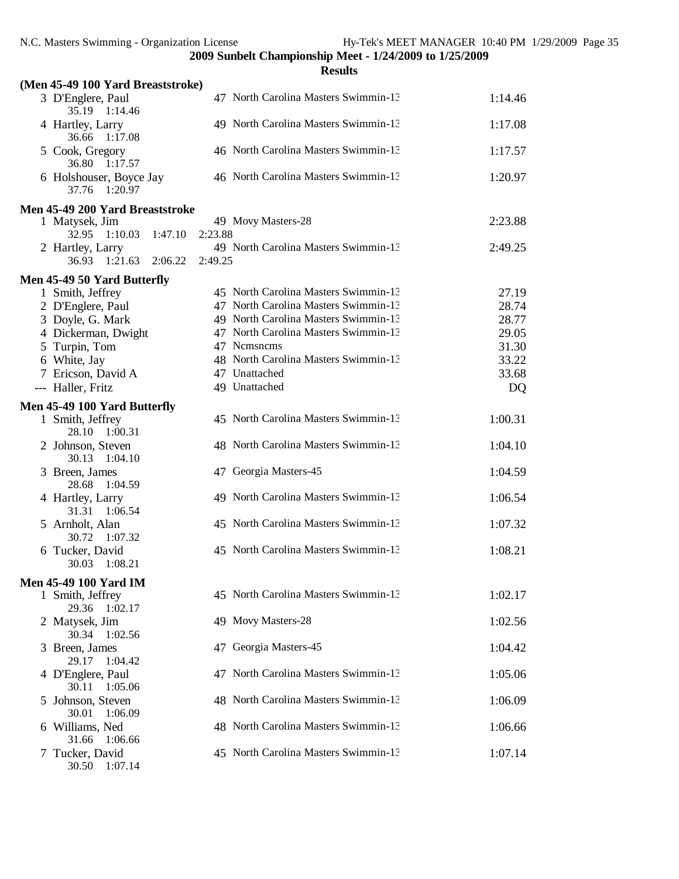**2009 Sunbelt Championship Meet - 1/24/2009 to 1/25/2009**

**Results**

### (Men 45-49 100 Yard Breaststroke)

| Place | Name | Age | Team | Time |
|---|---|---|---|---|
| 3 | D'Englere, Paul | 47 | North Carolina Masters Swimmin-13 | 1:14.46 |
| | 35.19 1:14.46 | | | |
| 4 | Hartley, Larry | 49 | North Carolina Masters Swimmin-13 | 1:17.08 |
| | 36.66 1:17.08 | | | |
| 5 | Cook, Gregory | 46 | North Carolina Masters Swimmin-13 | 1:17.57 |
| | 36.80 1:17.57 | | | |
| 6 | Holshouser, Boyce Jay | 46 | North Carolina Masters Swimmin-13 | 1:20.97 |
| | 37.76 1:20.97 | | | |

### Men 45-49 200 Yard Breaststroke

| Place | Name | Age | Team | Time |
|---|---|---|---|---|
| 1 | Matysek, Jim | 49 | Movy Masters-28 | 2:23.88 |
| | 32.95 1:10.03 1:47.10 2:23.88 | | | |
| 2 | Hartley, Larry | 49 | North Carolina Masters Swimmin-13 | 2:49.25 |
| | 36.93 1:21.63 2:06.22 2:49.25 | | | |

### Men 45-49 50 Yard Butterfly

| Place | Name | Age | Team | Time |
|---|---|---|---|---|
| 1 | Smith, Jeffrey | 45 | North Carolina Masters Swimmin-13 | 27.19 |
| 2 | D'Englere, Paul | 47 | North Carolina Masters Swimmin-13 | 28.74 |
| 3 | Doyle, G. Mark | 49 | North Carolina Masters Swimmin-13 | 28.77 |
| 4 | Dickerman, Dwight | 47 | North Carolina Masters Swimmin-13 | 29.05 |
| 5 | Turpin, Tom | 47 | Ncmsncms | 31.30 |
| 6 | White, Jay | 48 | North Carolina Masters Swimmin-13 | 33.22 |
| 7 | Ericson, David A | 47 | Unattached | 33.68 |
| --- | Haller, Fritz | 49 | Unattached | DQ |

### Men 45-49 100 Yard Butterfly

| Place | Name | Age | Team | Time |
|---|---|---|---|---|
| 1 | Smith, Jeffrey | 45 | North Carolina Masters Swimmin-13 | 1:00.31 |
| | 28.10 1:00.31 | | | |
| 2 | Johnson, Steven | 48 | North Carolina Masters Swimmin-13 | 1:04.10 |
| | 30.13 1:04.10 | | | |
| 3 | Breen, James | 47 | Georgia Masters-45 | 1:04.59 |
| | 28.68 1:04.59 | | | |
| 4 | Hartley, Larry | 49 | North Carolina Masters Swimmin-13 | 1:06.54 |
| | 31.31 1:06.54 | | | |
| 5 | Arnholt, Alan | 45 | North Carolina Masters Swimmin-13 | 1:07.32 |
| | 30.72 1:07.32 | | | |
| 6 | Tucker, David | 45 | North Carolina Masters Swimmin-13 | 1:08.21 |
| | 30.03 1:08.21 | | | |

### Men 45-49 100 Yard IM

| Place | Name | Age | Team | Time |
|---|---|---|---|---|
| 1 | Smith, Jeffrey | 45 | North Carolina Masters Swimmin-13 | 1:02.17 |
| | 29.36 1:02.17 | | | |
| 2 | Matysek, Jim | 49 | Movy Masters-28 | 1:02.56 |
| | 30.34 1:02.56 | | | |
| 3 | Breen, James | 47 | Georgia Masters-45 | 1:04.42 |
| | 29.17 1:04.42 | | | |
| 4 | D'Englere, Paul | 47 | North Carolina Masters Swimmin-13 | 1:05.06 |
| | 30.11 1:05.06 | | | |
| 5 | Johnson, Steven | 48 | North Carolina Masters Swimmin-13 | 1:06.09 |
| | 30.01 1:06.09 | | | |
| 6 | Williams, Ned | 48 | North Carolina Masters Swimmin-13 | 1:06.66 |
| | 31.66 1:06.66 | | | |
| 7 | Tucker, David | 45 | North Carolina Masters Swimmin-13 | 1:07.14 |
| | 30.50 1:07.14 | | | |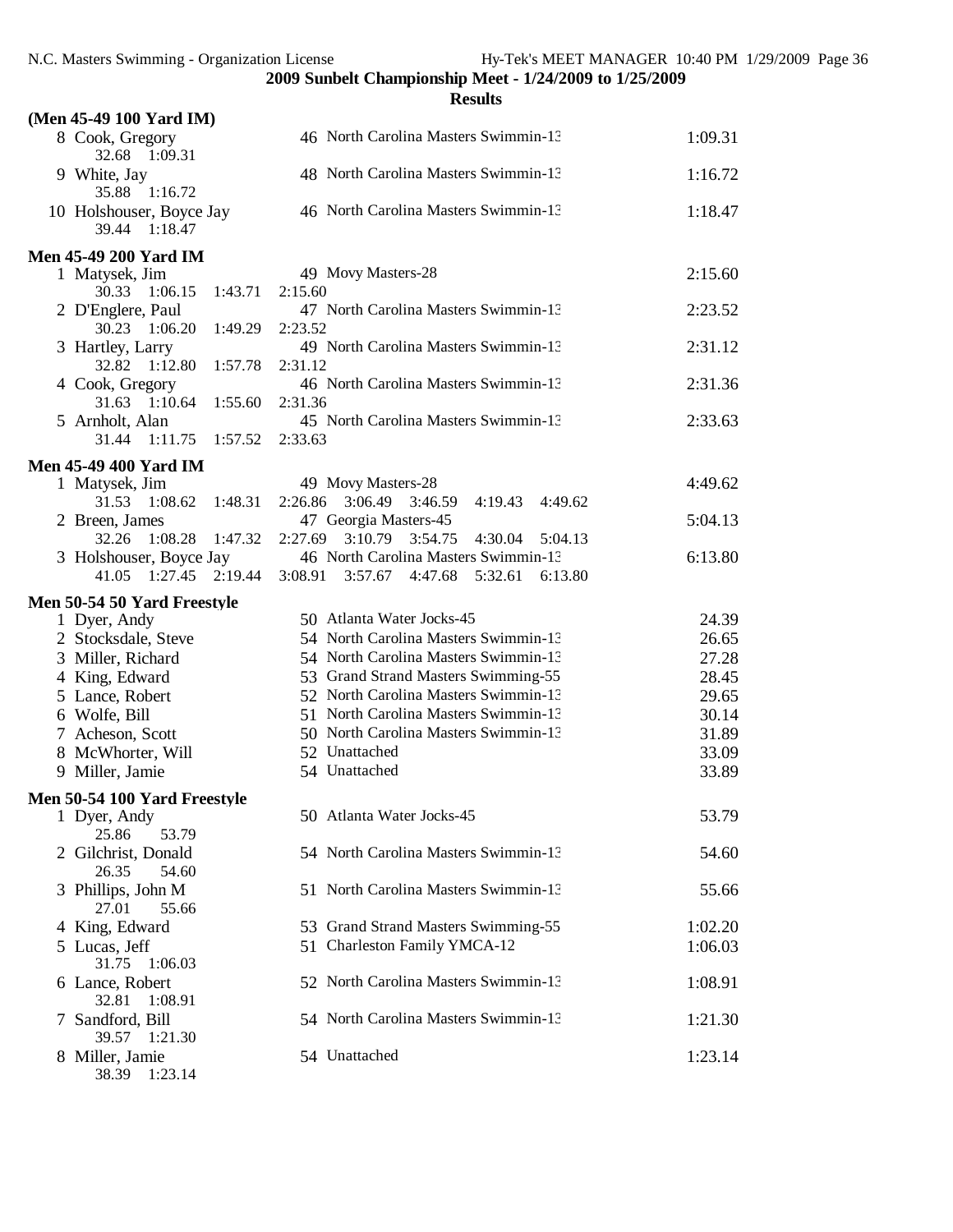**2009 Sunbelt Championship Meet - 1/24/2009 to 1/25/2009**

**Results**

**(Men 45-49 100 Yard IM)**

| | Name | Age | Team | Time |
|---|---|---|---|---|
| 8 | Cook, Gregory | 46 | North Carolina Masters Swimmin-13 | 1:09.31 |
| | 32.68 1:09.31 | | | |
| 9 | White, Jay | 48 | North Carolina Masters Swimmin-13 | 1:16.72 |
| | 35.88 1:16.72 | | | |
| 10 | Holshouser, Boyce Jay | 46 | North Carolina Masters Swimmin-13 | 1:18.47 |
| | 39.44 1:18.47 | | | |

**Men 45-49 200 Yard IM**

| | Name | Age | Team | Time |
|---|---|---|---|---|
| 1 | Matysek, Jim | 49 | Movy Masters-28 | 2:15.60 |
| | 30.33 1:06.15 1:43.71 2:15.60 | | | |
| 2 | D'Englere, Paul | 47 | North Carolina Masters Swimmin-13 | 2:23.52 |
| | 30.23 1:06.20 1:49.29 2:23.52 | | | |
| 3 | Hartley, Larry | 49 | North Carolina Masters Swimmin-13 | 2:31.12 |
| | 32.82 1:12.80 1:57.78 2:31.12 | | | |
| 4 | Cook, Gregory | 46 | North Carolina Masters Swimmin-13 | 2:31.36 |
| | 31.63 1:10.64 1:55.60 2:31.36 | | | |
| 5 | Arnholt, Alan | 45 | North Carolina Masters Swimmin-13 | 2:33.63 |
| | 31.44 1:11.75 1:57.52 2:33.63 | | | |

**Men 45-49 400 Yard IM**

| | Name | Age | Team | Time |
|---|---|---|---|---|
| 1 | Matysek, Jim | 49 | Movy Masters-28 | 4:49.62 |
| | 31.53 1:08.62 1:48.31 2:26.86 3:06.49 3:46.59 4:19.43 4:49.62 | | | |
| 2 | Breen, James | 47 | Georgia Masters-45 | 5:04.13 |
| | 32.26 1:08.28 1:47.32 2:27.69 3:10.79 3:54.75 4:30.04 5:04.13 | | | |
| 3 | Holshouser, Boyce Jay | 46 | North Carolina Masters Swimmin-13 | 6:13.80 |
| | 41.05 1:27.45 2:19.44 3:08.91 3:57.67 4:47.68 5:32.61 6:13.80 | | | |

**Men 50-54 50 Yard Freestyle**

| | Name | Age | Team | Time |
|---|---|---|---|---|
| 1 | Dyer, Andy | 50 | Atlanta Water Jocks-45 | 24.39 |
| 2 | Stocksdale, Steve | 54 | North Carolina Masters Swimmin-13 | 26.65 |
| 3 | Miller, Richard | 54 | North Carolina Masters Swimmin-13 | 27.28 |
| 4 | King, Edward | 53 | Grand Strand Masters Swimming-55 | 28.45 |
| 5 | Lance, Robert | 52 | North Carolina Masters Swimmin-13 | 29.65 |
| 6 | Wolfe, Bill | 51 | North Carolina Masters Swimmin-13 | 30.14 |
| 7 | Acheson, Scott | 50 | North Carolina Masters Swimmin-13 | 31.89 |
| 8 | McWhorter, Will | 52 | Unattached | 33.09 |
| 9 | Miller, Jamie | 54 | Unattached | 33.89 |

**Men 50-54 100 Yard Freestyle**

| | Name | Age | Team | Time |
|---|---|---|---|---|
| 1 | Dyer, Andy | 50 | Atlanta Water Jocks-45 | 53.79 |
| | 25.86 53.79 | | | |
| 2 | Gilchrist, Donald | 54 | North Carolina Masters Swimmin-13 | 54.60 |
| | 26.35 54.60 | | | |
| 3 | Phillips, John M | 51 | North Carolina Masters Swimmin-13 | 55.66 |
| | 27.01 55.66 | | | |
| 4 | King, Edward | 53 | Grand Strand Masters Swimming-55 | 1:02.20 |
| 5 | Lucas, Jeff | 51 | Charleston Family YMCA-12 | 1:06.03 |
| | 31.75 1:06.03 | | | |
| 6 | Lance, Robert | 52 | North Carolina Masters Swimmin-13 | 1:08.91 |
| | 32.81 1:08.91 | | | |
| 7 | Sandford, Bill | 54 | North Carolina Masters Swimmin-13 | 1:21.30 |
| | 39.57 1:21.30 | | | |
| 8 | Miller, Jamie | 54 | Unattached | 1:23.14 |
| | 38.39 1:23.14 | | | |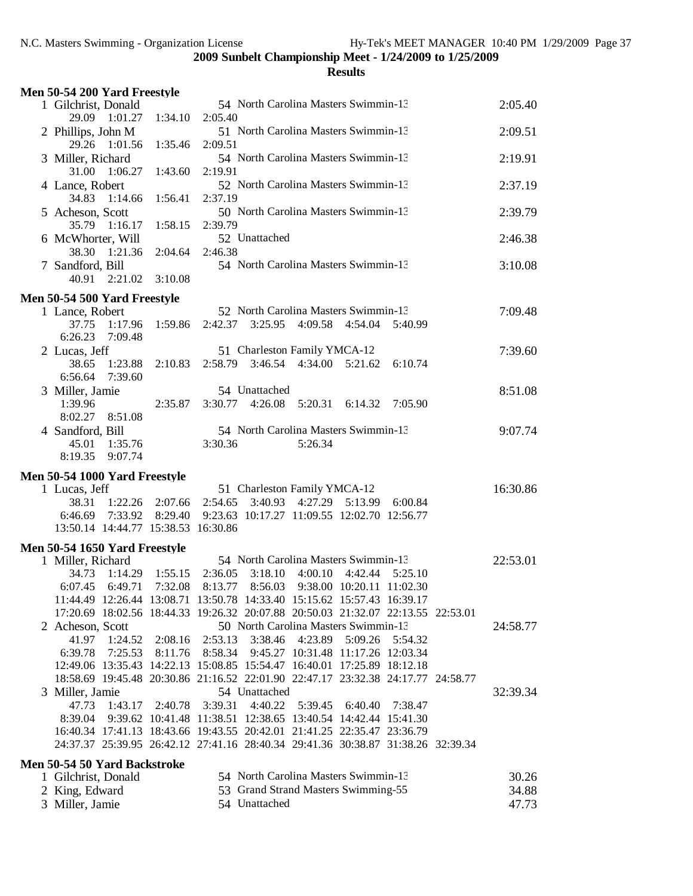**2009 Sunbelt Championship Meet - 1/24/2009 to 1/25/2009**

**Results**

### Men 50-54 200 Yard Freestyle

1 Gilchrist, Donald — 54 North Carolina Masters Swimmin-13 — 2:05.40
29.09 1:01.27 1:34.10 2:05.40

2 Phillips, John M — 51 North Carolina Masters Swimmin-13 — 2:09.51
29.26 1:01.56 1:35.46 2:09.51

3 Miller, Richard — 54 North Carolina Masters Swimmin-13 — 2:19.91
31.00 1:06.27 1:43.60 2:19.91

4 Lance, Robert — 52 North Carolina Masters Swimmin-13 — 2:37.19
34.83 1:14.66 1:56.41 2:37.19

5 Acheson, Scott — 50 North Carolina Masters Swimmin-13 — 2:39.79
35.79 1:16.17 1:58.15 2:39.79

6 McWhorter, Will — 52 Unattached — 2:46.38
38.30 1:21.36 2:04.64 2:46.38

7 Sandford, Bill — 54 North Carolina Masters Swimmin-13 — 3:10.08
40.91 2:21.02 3:10.08

### Men 50-54 500 Yard Freestyle

1 Lance, Robert — 52 North Carolina Masters Swimmin-13 — 7:09.48
37.75 1:17.96 1:59.86 2:42.37 3:25.95 4:09.58 4:54.04 5:40.99
6:26.23 7:09.48

2 Lucas, Jeff — 51 Charleston Family YMCA-12 — 7:39.60
38.65 1:23.88 2:10.83 2:58.79 3:46.54 4:34.00 5:21.62 6:10.74
6:56.64 7:39.60

3 Miller, Jamie — 54 Unattached — 8:51.08
1:39.96 2:35.87 3:30.77 4:26.08 5:20.31 6:14.32 7:05.90
8:02.27 8:51.08

4 Sandford, Bill — 54 North Carolina Masters Swimmin-13 — 9:07.74
45.01 1:35.76 3:30.36 5:26.34
8:19.35 9:07.74

### Men 50-54 1000 Yard Freestyle

1 Lucas, Jeff — 51 Charleston Family YMCA-12 — 16:30.86
38.31 1:22.26 2:07.66 2:54.65 3:40.93 4:27.29 5:13.99 6:00.84
6:46.69 7:33.92 8:29.40 9:23.63 10:17.27 11:09.55 12:02.70 12:56.77
13:50.14 14:44.77 15:38.53 16:30.86

### Men 50-54 1650 Yard Freestyle

1 Miller, Richard — 54 North Carolina Masters Swimmin-13 — 22:53.01
34.73 1:14.29 1:55.15 2:36.05 3:18.10 4:00.10 4:42.44 5:25.10
6:07.45 6:49.71 7:32.08 8:13.77 8:56.03 9:38.00 10:20.11 11:02.30
11:44.49 12:26.44 13:08.71 13:50.78 14:33.40 15:15.62 15:57.43 16:39.17
17:20.69 18:02.56 18:44.33 19:26.32 20:07.88 20:50.03 21:32.07 22:13.55 22:53.01

2 Acheson, Scott — 50 North Carolina Masters Swimmin-13 — 24:58.77
41.97 1:24.52 2:08.16 2:53.13 3:38.46 4:23.89 5:09.26 5:54.32
6:39.78 7:25.53 8:11.76 8:58.34 9:45.27 10:31.48 11:17.26 12:03.34
12:49.06 13:35.43 14:22.13 15:08.85 15:54.47 16:40.01 17:25.89 18:12.18
18:58.69 19:45.48 20:30.86 21:16.52 22:01.90 22:47.17 23:32.38 24:17.77 24:58.77

3 Miller, Jamie — 54 Unattached — 32:39.34
47.73 1:43.17 2:40.78 3:39.31 4:40.22 5:39.45 6:40.40 7:38.47
8:39.04 9:39.62 10:41.48 11:38.51 12:38.65 13:40.54 14:42.44 15:41.30
16:40.34 17:41.13 18:43.66 19:43.55 20:42.01 21:41.25 22:35.47 23:36.79
24:37.37 25:39.95 26:42.12 27:41.16 28:40.34 29:41.36 30:38.87 31:38.26 32:39.34

### Men 50-54 50 Yard Backstroke

1 Gilchrist, Donald — 54 North Carolina Masters Swimmin-13 — 30.26

2 King, Edward — 53 Grand Strand Masters Swimming-55 — 34.88

3 Miller, Jamie — 54 Unattached — 47.73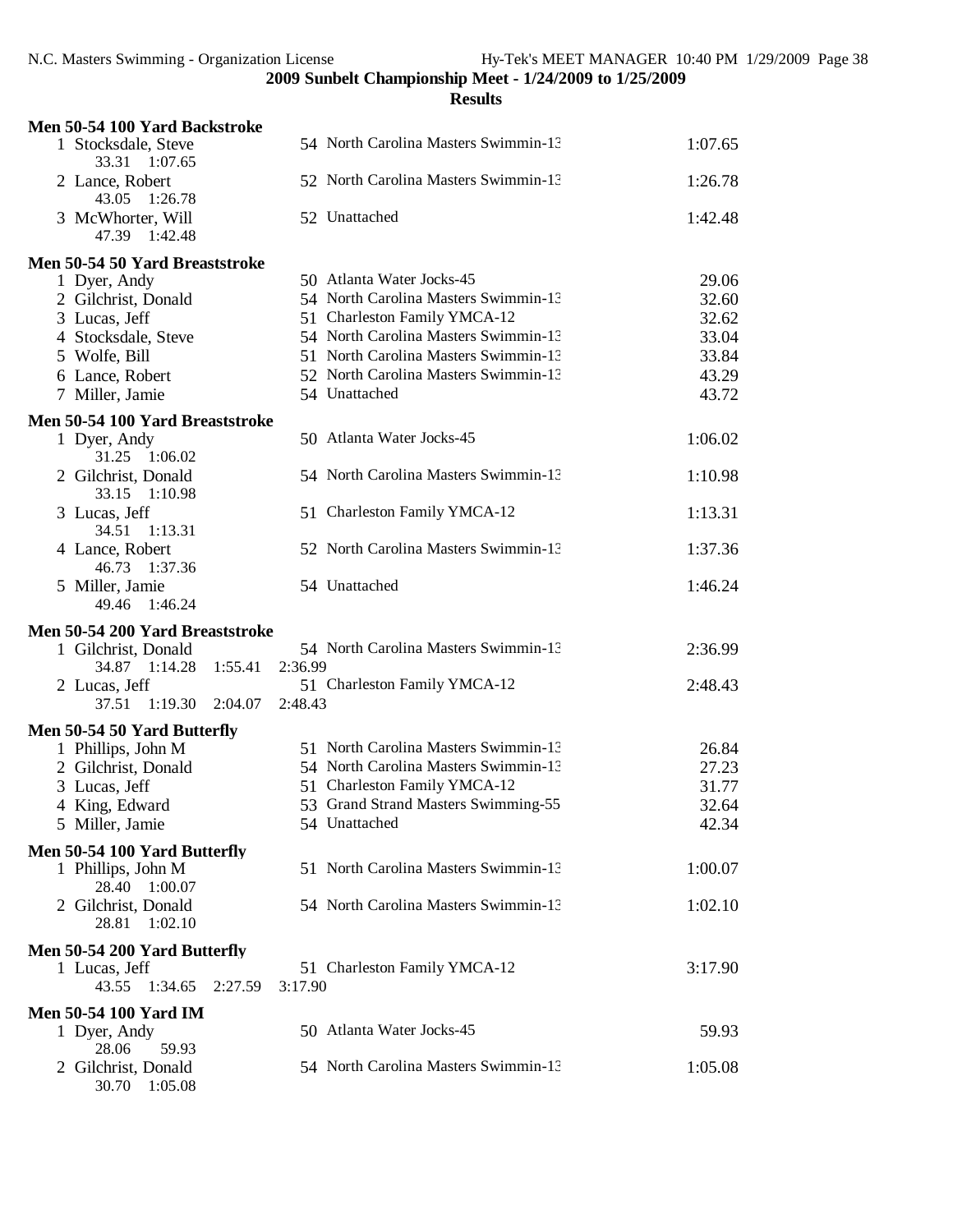**2009 Sunbelt Championship Meet - 1/24/2009 to 1/25/2009**

**Results**

### Men 50-54 100 Yard Backstroke

| Place | Name | Age | Team | Time |
|---|---|---|---|---|
| 1 | Stocksdale, Steve | 54 | North Carolina Masters Swimmin-13 | 1:07.65 |
| | 33.31 1:07.65 | | | |
| 2 | Lance, Robert | 52 | North Carolina Masters Swimmin-13 | 1:26.78 |
| | 43.05 1:26.78 | | | |
| 3 | McWhorter, Will | 52 | Unattached | 1:42.48 |
| | 47.39 1:42.48 | | | |

### Men 50-54 50 Yard Breaststroke

| Place | Name | Age | Team | Time |
|---|---|---|---|---|
| 1 | Dyer, Andy | 50 | Atlanta Water Jocks-45 | 29.06 |
| 2 | Gilchrist, Donald | 54 | North Carolina Masters Swimmin-13 | 32.60 |
| 3 | Lucas, Jeff | 51 | Charleston Family YMCA-12 | 32.62 |
| 4 | Stocksdale, Steve | 54 | North Carolina Masters Swimmin-13 | 33.04 |
| 5 | Wolfe, Bill | 51 | North Carolina Masters Swimmin-13 | 33.84 |
| 6 | Lance, Robert | 52 | North Carolina Masters Swimmin-13 | 43.29 |
| 7 | Miller, Jamie | 54 | Unattached | 43.72 |

### Men 50-54 100 Yard Breaststroke

| Place | Name | Age | Team | Time |
|---|---|---|---|---|
| 1 | Dyer, Andy | 50 | Atlanta Water Jocks-45 | 1:06.02 |
| | 31.25 1:06.02 | | | |
| 2 | Gilchrist, Donald | 54 | North Carolina Masters Swimmin-13 | 1:10.98 |
| | 33.15 1:10.98 | | | |
| 3 | Lucas, Jeff | 51 | Charleston Family YMCA-12 | 1:13.31 |
| | 34.51 1:13.31 | | | |
| 4 | Lance, Robert | 52 | North Carolina Masters Swimmin-13 | 1:37.36 |
| | 46.73 1:37.36 | | | |
| 5 | Miller, Jamie | 54 | Unattached | 1:46.24 |
| | 49.46 1:46.24 | | | |

### Men 50-54 200 Yard Breaststroke

| Place | Name | Age | Team | Time |
|---|---|---|---|---|
| 1 | Gilchrist, Donald | 54 | North Carolina Masters Swimmin-13 | 2:36.99 |
| | 34.87 1:14.28 1:55.41 2:36.99 | | | |
| 2 | Lucas, Jeff | 51 | Charleston Family YMCA-12 | 2:48.43 |
| | 37.51 1:19.30 2:04.07 2:48.43 | | | |

### Men 50-54 50 Yard Butterfly

| Place | Name | Age | Team | Time |
|---|---|---|---|---|
| 1 | Phillips, John M | 51 | North Carolina Masters Swimmin-13 | 26.84 |
| 2 | Gilchrist, Donald | 54 | North Carolina Masters Swimmin-13 | 27.23 |
| 3 | Lucas, Jeff | 51 | Charleston Family YMCA-12 | 31.77 |
| 4 | King, Edward | 53 | Grand Strand Masters Swimming-55 | 32.64 |
| 5 | Miller, Jamie | 54 | Unattached | 42.34 |

### Men 50-54 100 Yard Butterfly

| Place | Name | Age | Team | Time |
|---|---|---|---|---|
| 1 | Phillips, John M | 51 | North Carolina Masters Swimmin-13 | 1:00.07 |
| | 28.40 1:00.07 | | | |
| 2 | Gilchrist, Donald | 54 | North Carolina Masters Swimmin-13 | 1:02.10 |
| | 28.81 1:02.10 | | | |

### Men 50-54 200 Yard Butterfly

| Place | Name | Age | Team | Time |
|---|---|---|---|---|
| 1 | Lucas, Jeff | 51 | Charleston Family YMCA-12 | 3:17.90 |
| | 43.55 1:34.65 2:27.59 3:17.90 | | | |

### Men 50-54 100 Yard IM

| Place | Name | Age | Team | Time |
|---|---|---|---|---|
| 1 | Dyer, Andy | 50 | Atlanta Water Jocks-45 | 59.93 |
| | 28.06 59.93 | | | |
| 2 | Gilchrist, Donald | 54 | North Carolina Masters Swimmin-13 | 1:05.08 |
| | 30.70 1:05.08 | | | |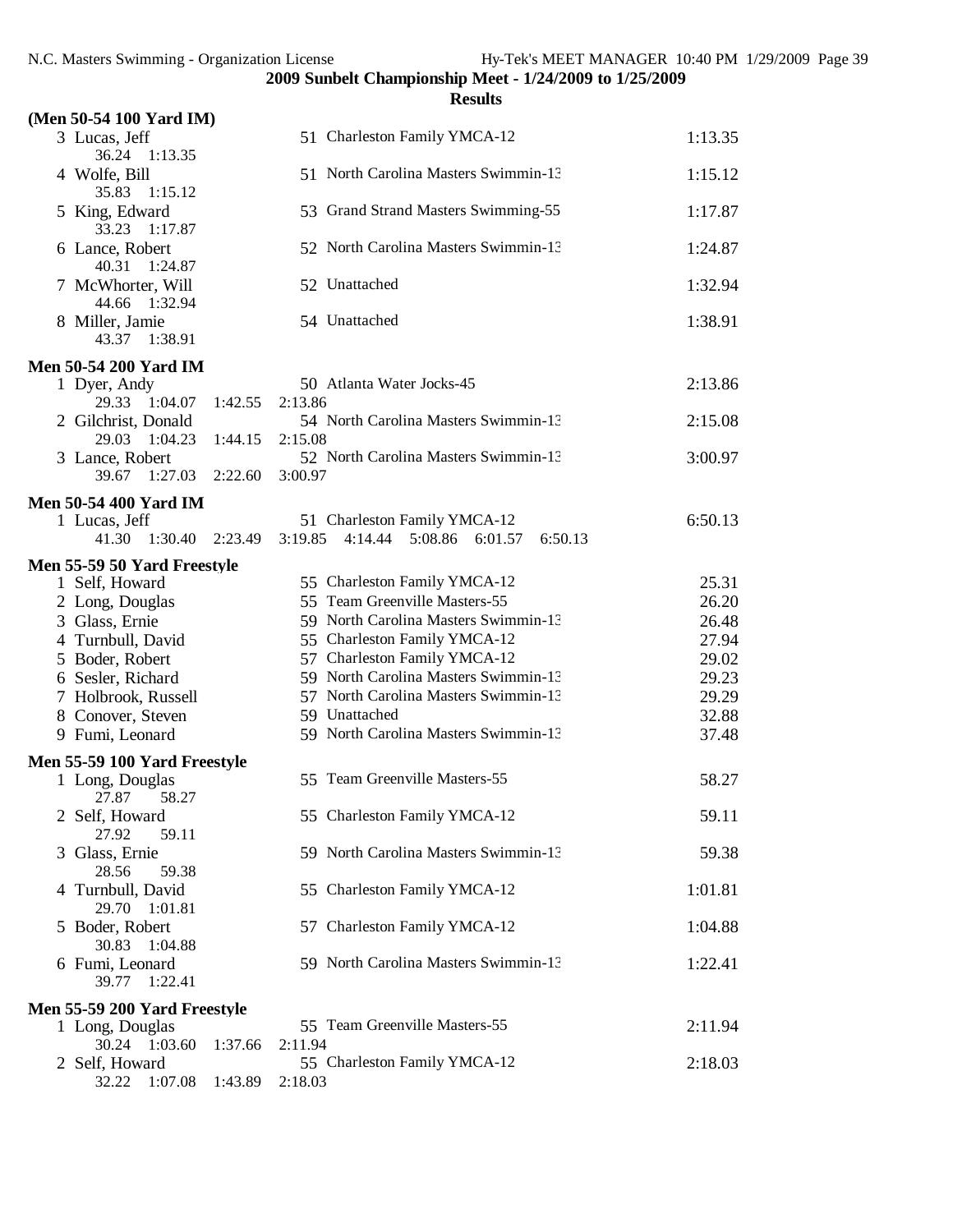**2009 Sunbelt Championship Meet - 1/24/2009 to 1/25/2009**

**Results**

### (Men 50-54 100 Yard IM)

| Place | Name | Age | Team | Time |
|---|---|---|---|---|
| 3 | Lucas, Jeff | 51 | Charleston Family YMCA-12 | 1:13.35 |
| | 36.24 1:13.35 | | | |
| 4 | Wolfe, Bill | 51 | North Carolina Masters Swimmin-13 | 1:15.12 |
| | 35.83 1:15.12 | | | |
| 5 | King, Edward | 53 | Grand Strand Masters Swimming-55 | 1:17.87 |
| | 33.23 1:17.87 | | | |
| 6 | Lance, Robert | 52 | North Carolina Masters Swimmin-13 | 1:24.87 |
| | 40.31 1:24.87 | | | |
| 7 | McWhorter, Will | 52 | Unattached | 1:32.94 |
| | 44.66 1:32.94 | | | |
| 8 | Miller, Jamie | 54 | Unattached | 1:38.91 |
| | 43.37 1:38.91 | | | |

### Men 50-54 200 Yard IM

| Place | Name | Age | Team | Time |
|---|---|---|---|---|
| 1 | Dyer, Andy | 50 | Atlanta Water Jocks-45 | 2:13.86 |
| | 29.33 1:04.07 1:42.55 2:13.86 | | | |
| 2 | Gilchrist, Donald | 54 | North Carolina Masters Swimmin-13 | 2:15.08 |
| | 29.03 1:04.23 1:44.15 2:15.08 | | | |
| 3 | Lance, Robert | 52 | North Carolina Masters Swimmin-13 | 3:00.97 |
| | 39.67 1:27.03 2:22.60 3:00.97 | | | |

### Men 50-54 400 Yard IM

| Place | Name | Age | Team | Time |
|---|---|---|---|---|
| 1 | Lucas, Jeff | 51 | Charleston Family YMCA-12 | 6:50.13 |
| | 41.30 1:30.40 2:23.49 3:19.85 4:14.44 5:08.86 6:01.57 6:50.13 | | | |

### Men 55-59 50 Yard Freestyle

| Place | Name | Age | Team | Time |
|---|---|---|---|---|
| 1 | Self, Howard | 55 | Charleston Family YMCA-12 | 25.31 |
| 2 | Long, Douglas | 55 | Team Greenville Masters-55 | 26.20 |
| 3 | Glass, Ernie | 59 | North Carolina Masters Swimmin-13 | 26.48 |
| 4 | Turnbull, David | 55 | Charleston Family YMCA-12 | 27.94 |
| 5 | Boder, Robert | 57 | Charleston Family YMCA-12 | 29.02 |
| 6 | Sesler, Richard | 59 | North Carolina Masters Swimmin-13 | 29.23 |
| 7 | Holbrook, Russell | 57 | North Carolina Masters Swimmin-13 | 29.29 |
| 8 | Conover, Steven | 59 | Unattached | 32.88 |
| 9 | Fumi, Leonard | 59 | North Carolina Masters Swimmin-13 | 37.48 |

### Men 55-59 100 Yard Freestyle

| Place | Name | Age | Team | Time |
|---|---|---|---|---|
| 1 | Long, Douglas | 55 | Team Greenville Masters-55 | 58.27 |
| | 27.87 58.27 | | | |
| 2 | Self, Howard | 55 | Charleston Family YMCA-12 | 59.11 |
| | 27.92 59.11 | | | |
| 3 | Glass, Ernie | 59 | North Carolina Masters Swimmin-13 | 59.38 |
| | 28.56 59.38 | | | |
| 4 | Turnbull, David | 55 | Charleston Family YMCA-12 | 1:01.81 |
| | 29.70 1:01.81 | | | |
| 5 | Boder, Robert | 57 | Charleston Family YMCA-12 | 1:04.88 |
| | 30.83 1:04.88 | | | |
| 6 | Fumi, Leonard | 59 | North Carolina Masters Swimmin-13 | 1:22.41 |
| | 39.77 1:22.41 | | | |

### Men 55-59 200 Yard Freestyle

| Place | Name | Age | Team | Time |
|---|---|---|---|---|
| 1 | Long, Douglas | 55 | Team Greenville Masters-55 | 2:11.94 |
| | 30.24 1:03.60 1:37.66 2:11.94 | | | |
| 2 | Self, Howard | 55 | Charleston Family YMCA-12 | 2:18.03 |
| | 32.22 1:07.08 1:43.89 2:18.03 | | | |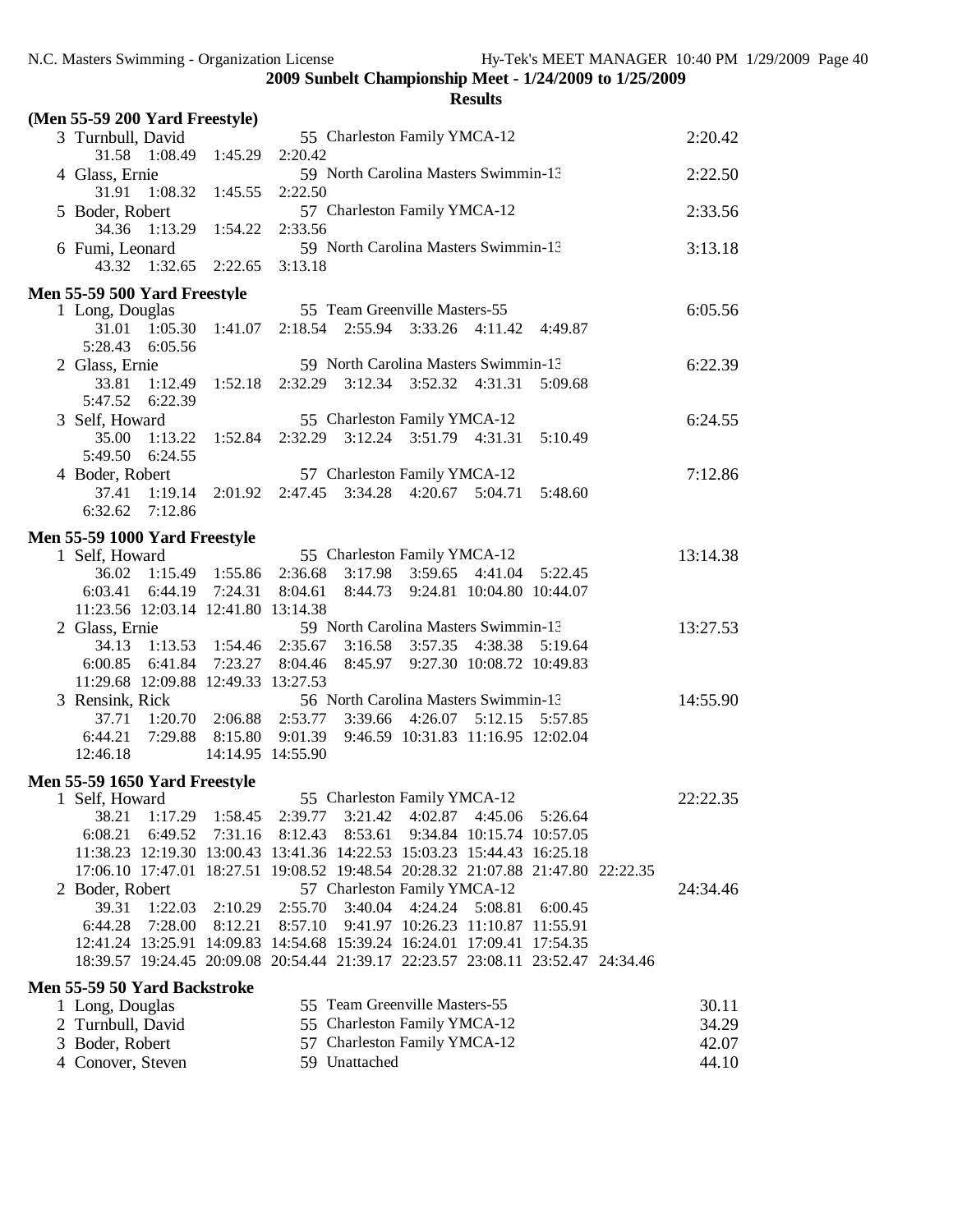2009 Sunbelt Championship Meet - 1/24/2009 to 1/25/2009

**Results**

**(Men 55-59 200 Yard Freestyle)**

```
  3 Turnbull, David              55 Charleston Family YMCA-12                      2:20.42
      31.58   1:08.49   1:45.29   2:20.42
  4 Glass, Ernie                 59 North Carolina Masters Swimmin-13              2:22.50
      31.91   1:08.32   1:45.55   2:22.50
  5 Boder, Robert                57 Charleston Family YMCA-12                      2:33.56
      34.36   1:13.29   1:54.22   2:33.56
  6 Fumi, Leonard                59 North Carolina Masters Swimmin-13              3:13.18
      43.32   1:32.65   2:22.65   3:13.18
```

**Men 55-59 500 Yard Freestyle**

```
  1 Long, Douglas                55 Team Greenville Masters-55                     6:05.56
      31.01   1:05.30   1:41.07   2:18.54   2:55.94   3:33.26   4:11.42   4:49.87
    5:28.43   6:05.56
  2 Glass, Ernie                 59 North Carolina Masters Swimmin-13              6:22.39
      33.81   1:12.49   1:52.18   2:32.29   3:12.34   3:52.32   4:31.31   5:09.68
    5:47.52   6:22.39
  3 Self, Howard                 55 Charleston Family YMCA-12                      6:24.55
      35.00   1:13.22   1:52.84   2:32.29   3:12.24   3:51.79   4:31.31   5:10.49
    5:49.50   6:24.55
  4 Boder, Robert                57 Charleston Family YMCA-12                      7:12.86
      37.41   1:19.14   2:01.92   2:47.45   3:34.28   4:20.67   5:04.71   5:48.60
    6:32.62   7:12.86
```

**Men 55-59 1000 Yard Freestyle**

```
  1 Self, Howard                 55 Charleston Family YMCA-12                     13:14.38
      36.02   1:15.49   1:55.86   2:36.68   3:17.98   3:59.65   4:41.04   5:22.45
    6:03.41   6:44.19   7:24.31   8:04.61   8:44.73   9:24.81  10:04.80  10:44.07
   11:23.56  12:03.14  12:41.80  13:14.38
  2 Glass, Ernie                 59 North Carolina Masters Swimmin-13             13:27.53
      34.13   1:13.53   1:54.46   2:35.67   3:16.58   3:57.35   4:38.38   5:19.64
    6:00.85   6:41.84   7:23.27   8:04.46   8:45.97   9:27.30  10:08.72  10:49.83
   11:29.68  12:09.88  12:49.33  13:27.53
  3 Rensink, Rick                56 North Carolina Masters Swimmin-13             14:55.90
      37.71   1:20.70   2:06.88   2:53.77   3:39.66   4:26.07   5:12.15   5:57.85
    6:44.21   7:29.88   8:15.80   9:01.39   9:46.59  10:31.83  11:16.95  12:02.04
   12:46.18            14:14.95  14:55.90
```

**Men 55-59 1650 Yard Freestyle**

```
  1 Self, Howard                 55 Charleston Family YMCA-12                     22:22.35
      38.21   1:17.29   1:58.45   2:39.77   3:21.42   4:02.87   4:45.06   5:26.64
    6:08.21   6:49.52   7:31.16   8:12.43   8:53.61   9:34.84  10:15.74  10:57.05
   11:38.23  12:19.30  13:00.43  13:41.36  14:22.53  15:03.23  15:44.43  16:25.18
   17:06.10  17:47.01  18:27.51  19:08.52  19:48.54  20:28.32  21:07.88  21:47.80  22:22.35
  2 Boder, Robert                57 Charleston Family YMCA-12                     24:34.46
      39.31   1:22.03   2:10.29   2:55.70   3:40.04   4:24.24   5:08.81   6:00.45
    6:44.28   7:28.00   8:12.21   8:57.10   9:41.97  10:26.23  11:10.87  11:55.91
   12:41.24  13:25.91  14:09.83  14:54.68  15:39.24  16:24.01  17:09.41  17:54.35
   18:39.57  19:24.45  20:09.08  20:54.44  21:39.17  22:23.57  23:08.11  23:52.47  24:34.46
```

**Men 55-59 50 Yard Backstroke**

```
  1 Long, Douglas                55 Team Greenville Masters-55                       30.11
  2 Turnbull, David              55 Charleston Family YMCA-12                        34.29
  3 Boder, Robert                57 Charleston Family YMCA-12                        42.07
  4 Conover, Steven              59 Unattached                                       44.10
```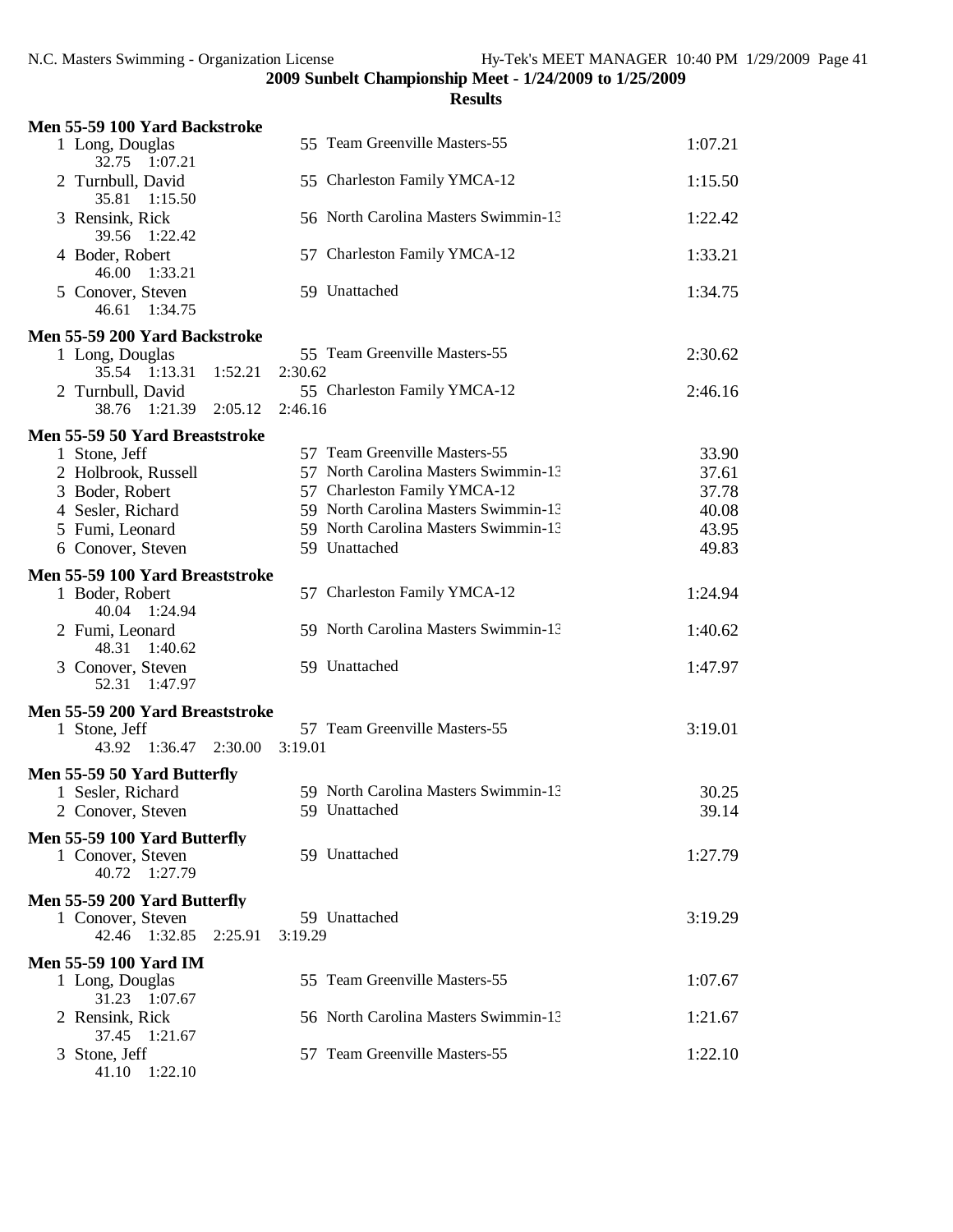**2009 Sunbelt Championship Meet - 1/24/2009 to 1/25/2009**

**Results**

### Men 55-59 100 Yard Backstroke

| Place | Name | Age | Team | Time |
|---|---|---|---|---|
| 1 | Long, Douglas | 55 | Team Greenville Masters-55 | 1:07.21 |
| | 32.75 1:07.21 | | | |
| 2 | Turnbull, David | 55 | Charleston Family YMCA-12 | 1:15.50 |
| | 35.81 1:15.50 | | | |
| 3 | Rensink, Rick | 56 | North Carolina Masters Swimmin-13 | 1:22.42 |
| | 39.56 1:22.42 | | | |
| 4 | Boder, Robert | 57 | Charleston Family YMCA-12 | 1:33.21 |
| | 46.00 1:33.21 | | | |
| 5 | Conover, Steven | 59 | Unattached | 1:34.75 |
| | 46.61 1:34.75 | | | |

### Men 55-59 200 Yard Backstroke

| Place | Name | Age | Team | Time |
|---|---|---|---|---|
| 1 | Long, Douglas | 55 | Team Greenville Masters-55 | 2:30.62 |
| | 35.54 1:13.31 1:52.21 2:30.62 | | | |
| 2 | Turnbull, David | 55 | Charleston Family YMCA-12 | 2:46.16 |
| | 38.76 1:21.39 2:05.12 2:46.16 | | | |

### Men 55-59 50 Yard Breaststroke

| Place | Name | Age | Team | Time |
|---|---|---|---|---|
| 1 | Stone, Jeff | 57 | Team Greenville Masters-55 | 33.90 |
| 2 | Holbrook, Russell | 57 | North Carolina Masters Swimmin-13 | 37.61 |
| 3 | Boder, Robert | 57 | Charleston Family YMCA-12 | 37.78 |
| 4 | Sesler, Richard | 59 | North Carolina Masters Swimmin-13 | 40.08 |
| 5 | Fumi, Leonard | 59 | North Carolina Masters Swimmin-13 | 43.95 |
| 6 | Conover, Steven | 59 | Unattached | 49.83 |

### Men 55-59 100 Yard Breaststroke

| Place | Name | Age | Team | Time |
|---|---|---|---|---|
| 1 | Boder, Robert | 57 | Charleston Family YMCA-12 | 1:24.94 |
| | 40.04 1:24.94 | | | |
| 2 | Fumi, Leonard | 59 | North Carolina Masters Swimmin-13 | 1:40.62 |
| | 48.31 1:40.62 | | | |
| 3 | Conover, Steven | 59 | Unattached | 1:47.97 |
| | 52.31 1:47.97 | | | |

### Men 55-59 200 Yard Breaststroke

| Place | Name | Age | Team | Time |
|---|---|---|---|---|
| 1 | Stone, Jeff | 57 | Team Greenville Masters-55 | 3:19.01 |
| | 43.92 1:36.47 2:30.00 3:19.01 | | | |

### Men 55-59 50 Yard Butterfly

| Place | Name | Age | Team | Time |
|---|---|---|---|---|
| 1 | Sesler, Richard | 59 | North Carolina Masters Swimmin-13 | 30.25 |
| 2 | Conover, Steven | 59 | Unattached | 39.14 |

### Men 55-59 100 Yard Butterfly

| Place | Name | Age | Team | Time |
|---|---|---|---|---|
| 1 | Conover, Steven | 59 | Unattached | 1:27.79 |
| | 40.72 1:27.79 | | | |

### Men 55-59 200 Yard Butterfly

| Place | Name | Age | Team | Time |
|---|---|---|---|---|
| 1 | Conover, Steven | 59 | Unattached | 3:19.29 |
| | 42.46 1:32.85 2:25.91 3:19.29 | | | |

### Men 55-59 100 Yard IM

| Place | Name | Age | Team | Time |
|---|---|---|---|---|
| 1 | Long, Douglas | 55 | Team Greenville Masters-55 | 1:07.67 |
| | 31.23 1:07.67 | | | |
| 2 | Rensink, Rick | 56 | North Carolina Masters Swimmin-13 | 1:21.67 |
| | 37.45 1:21.67 | | | |
| 3 | Stone, Jeff | 57 | Team Greenville Masters-55 | 1:22.10 |
| | 41.10 1:22.10 | | | |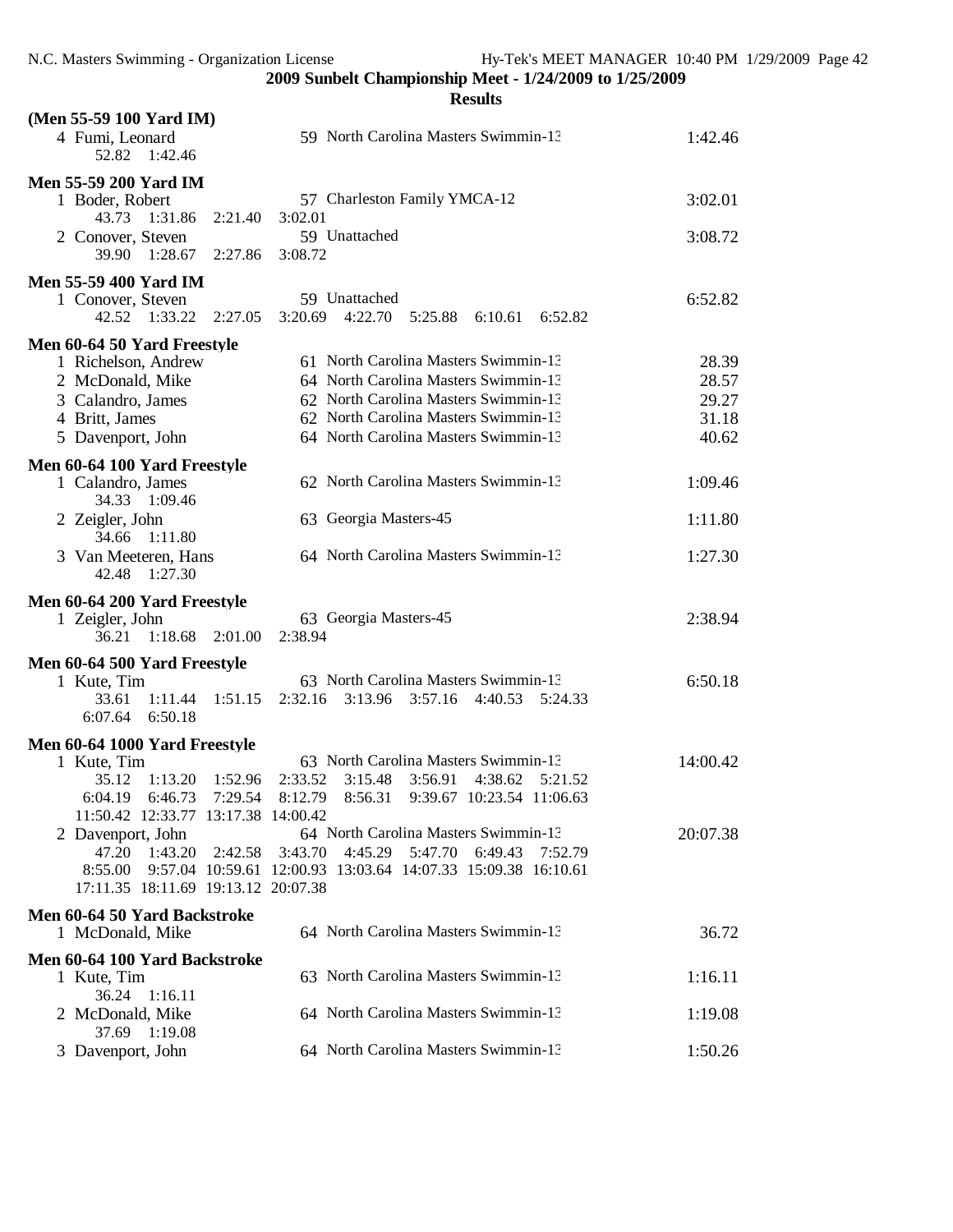**2009 Sunbelt Championship Meet - 1/24/2009 to 1/25/2009**

**Results**

**(Men 55-59 100 Yard IM)**

4 Fumi, Leonard — 59 North Carolina Masters Swimmin-13 — 1:42.46
52.82 1:42.46

**Men 55-59 200 Yard IM**

1 Boder, Robert — 57 Charleston Family YMCA-12 — 3:02.01
43.73 1:31.86 2:21.40 3:02.01

2 Conover, Steven — 59 Unattached — 3:08.72
39.90 1:28.67 2:27.86 3:08.72

**Men 55-59 400 Yard IM**

1 Conover, Steven — 59 Unattached — 6:52.82
42.52 1:33.22 2:27.05 3:20.69 4:22.70 5:25.88 6:10.61 6:52.82

**Men 60-64 50 Yard Freestyle**

1 Richelson, Andrew — 61 North Carolina Masters Swimmin-13 — 28.39
2 McDonald, Mike — 64 North Carolina Masters Swimmin-13 — 28.57
3 Calandro, James — 62 North Carolina Masters Swimmin-13 — 29.27
4 Britt, James — 62 North Carolina Masters Swimmin-13 — 31.18
5 Davenport, John — 64 North Carolina Masters Swimmin-13 — 40.62

**Men 60-64 100 Yard Freestyle**

1 Calandro, James — 62 North Carolina Masters Swimmin-13 — 1:09.46
34.33 1:09.46

2 Zeigler, John — 63 Georgia Masters-45 — 1:11.80
34.66 1:11.80

3 Van Meeteren, Hans — 64 North Carolina Masters Swimmin-13 — 1:27.30
42.48 1:27.30

**Men 60-64 200 Yard Freestyle**

1 Zeigler, John — 63 Georgia Masters-45 — 2:38.94
36.21 1:18.68 2:01.00 2:38.94

**Men 60-64 500 Yard Freestyle**

1 Kute, Tim — 63 North Carolina Masters Swimmin-13 — 6:50.18
33.61 1:11.44 1:51.15 2:32.16 3:13.96 3:57.16 4:40.53 5:24.33
6:07.64 6:50.18

**Men 60-64 1000 Yard Freestyle**

1 Kute, Tim — 63 North Carolina Masters Swimmin-13 — 14:00.42
35.12 1:13.20 1:52.96 2:33.52 3:15.48 3:56.91 4:38.62 5:21.52
6:04.19 6:46.73 7:29.54 8:12.79 8:56.31 9:39.67 10:23.54 11:06.63
11:50.42 12:33.77 13:17.38 14:00.42

2 Davenport, John — 64 North Carolina Masters Swimmin-13 — 20:07.38
47.20 1:43.20 2:42.58 3:43.70 4:45.29 5:47.70 6:49.43 7:52.79
8:55.00 9:57.04 10:59.61 12:00.93 13:03.64 14:07.33 15:09.38 16:10.61
17:11.35 18:11.69 19:13.12 20:07.38

**Men 60-64 50 Yard Backstroke**

1 McDonald, Mike — 64 North Carolina Masters Swimmin-13 — 36.72

**Men 60-64 100 Yard Backstroke**

1 Kute, Tim — 63 North Carolina Masters Swimmin-13 — 1:16.11
36.24 1:16.11

2 McDonald, Mike — 64 North Carolina Masters Swimmin-13 — 1:19.08
37.69 1:19.08

3 Davenport, John — 64 North Carolina Masters Swimmin-13 — 1:50.26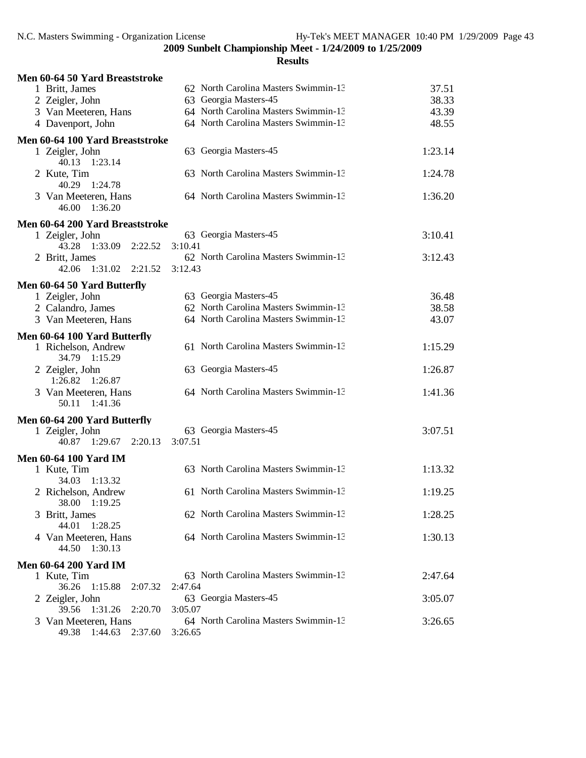**2009 Sunbelt Championship Meet - 1/24/2009 to 1/25/2009**

**Results**

### Men 60-64 50 Yard Breaststroke

| Place | Name | Age | Team | Time |
|---|---|---|---|---|
| 1 | Britt, James | 62 | North Carolina Masters Swimmin-13 | 37.51 |
| 2 | Zeigler, John | 63 | Georgia Masters-45 | 38.33 |
| 3 | Van Meeteren, Hans | 64 | North Carolina Masters Swimmin-13 | 43.39 |
| 4 | Davenport, John | 64 | North Carolina Masters Swimmin-13 | 48.55 |

### Men 60-64 100 Yard Breaststroke

| Place | Name | Age | Team | Time |
|---|---|---|---|---|
| 1 | Zeigler, John | 63 | Georgia Masters-45 | 1:23.14 |
| | 40.13 1:23.14 | | | |
| 2 | Kute, Tim | 63 | North Carolina Masters Swimmin-13 | 1:24.78 |
| | 40.29 1:24.78 | | | |
| 3 | Van Meeteren, Hans | 64 | North Carolina Masters Swimmin-13 | 1:36.20 |
| | 46.00 1:36.20 | | | |

### Men 60-64 200 Yard Breaststroke

| Place | Name | Age | Team | Time |
|---|---|---|---|---|
| 1 | Zeigler, John | 63 | Georgia Masters-45 | 3:10.41 |
| | 43.28 1:33.09 2:22.52 3:10.41 | | | |
| 2 | Britt, James | 62 | North Carolina Masters Swimmin-13 | 3:12.43 |
| | 42.06 1:31.02 2:21.52 3:12.43 | | | |

### Men 60-64 50 Yard Butterfly

| Place | Name | Age | Team | Time |
|---|---|---|---|---|
| 1 | Zeigler, John | 63 | Georgia Masters-45 | 36.48 |
| 2 | Calandro, James | 62 | North Carolina Masters Swimmin-13 | 38.58 |
| 3 | Van Meeteren, Hans | 64 | North Carolina Masters Swimmin-13 | 43.07 |

### Men 60-64 100 Yard Butterfly

| Place | Name | Age | Team | Time |
|---|---|---|---|---|
| 1 | Richelson, Andrew | 61 | North Carolina Masters Swimmin-13 | 1:15.29 |
| | 34.79 1:15.29 | | | |
| 2 | Zeigler, John | 63 | Georgia Masters-45 | 1:26.87 |
| | 1:26.82 1:26.87 | | | |
| 3 | Van Meeteren, Hans | 64 | North Carolina Masters Swimmin-13 | 1:41.36 |
| | 50.11 1:41.36 | | | |

### Men 60-64 200 Yard Butterfly

| Place | Name | Age | Team | Time |
|---|---|---|---|---|
| 1 | Zeigler, John | 63 | Georgia Masters-45 | 3:07.51 |
| | 40.87 1:29.67 2:20.13 3:07.51 | | | |

### Men 60-64 100 Yard IM

| Place | Name | Age | Team | Time |
|---|---|---|---|---|
| 1 | Kute, Tim | 63 | North Carolina Masters Swimmin-13 | 1:13.32 |
| | 34.03 1:13.32 | | | |
| 2 | Richelson, Andrew | 61 | North Carolina Masters Swimmin-13 | 1:19.25 |
| | 38.00 1:19.25 | | | |
| 3 | Britt, James | 62 | North Carolina Masters Swimmin-13 | 1:28.25 |
| | 44.01 1:28.25 | | | |
| 4 | Van Meeteren, Hans | 64 | North Carolina Masters Swimmin-13 | 1:30.13 |
| | 44.50 1:30.13 | | | |

### Men 60-64 200 Yard IM

| Place | Name | Age | Team | Time |
|---|---|---|---|---|
| 1 | Kute, Tim | 63 | North Carolina Masters Swimmin-13 | 2:47.64 |
| | 36.26 1:15.88 2:07.32 2:47.64 | | | |
| 2 | Zeigler, John | 63 | Georgia Masters-45 | 3:05.07 |
| | 39.56 1:31.26 2:20.70 3:05.07 | | | |
| 3 | Van Meeteren, Hans | 64 | North Carolina Masters Swimmin-13 | 3:26.65 |
| | 49.38 1:44.63 2:37.60 3:26.65 | | | |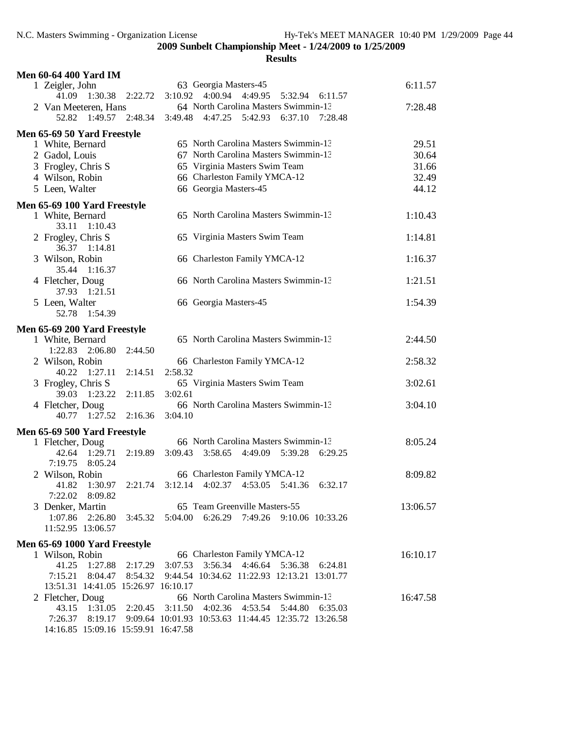**2009 Sunbelt Championship Meet - 1/24/2009 to 1/25/2009**

**Results**

### Men 60-64 400 Yard IM

| Place | Name | Age | Team | Time |
|---|---|---|---|---|
| 1 | Zeigler, John | 63 | Georgia Masters-45 | 6:11.57 |
| | 41.09 1:30.38 2:22.72 3:10.92 4:00.94 4:49.95 5:32.94 6:11.57 | | | |
| 2 | Van Meeteren, Hans | 64 | North Carolina Masters Swimmin-13 | 7:28.48 |
| | 52.82 1:49.57 2:48.34 3:49.48 4:47.25 5:42.93 6:37.10 7:28.48 | | | |

### Men 65-69 50 Yard Freestyle

| Place | Name | Age | Team | Time |
|---|---|---|---|---|
| 1 | White, Bernard | 65 | North Carolina Masters Swimmin-13 | 29.51 |
| 2 | Gadol, Louis | 67 | North Carolina Masters Swimmin-13 | 30.64 |
| 3 | Frogley, Chris S | 65 | Virginia Masters Swim Team | 31.66 |
| 4 | Wilson, Robin | 66 | Charleston Family YMCA-12 | 32.49 |
| 5 | Leen, Walter | 66 | Georgia Masters-45 | 44.12 |

### Men 65-69 100 Yard Freestyle

| Place | Name | Age | Team | Time |
|---|---|---|---|---|
| 1 | White, Bernard | 65 | North Carolina Masters Swimmin-13 | 1:10.43 |
| | 33.11 1:10.43 | | | |
| 2 | Frogley, Chris S | 65 | Virginia Masters Swim Team | 1:14.81 |
| | 36.37 1:14.81 | | | |
| 3 | Wilson, Robin | 66 | Charleston Family YMCA-12 | 1:16.37 |
| | 35.44 1:16.37 | | | |
| 4 | Fletcher, Doug | 66 | North Carolina Masters Swimmin-13 | 1:21.51 |
| | 37.93 1:21.51 | | | |
| 5 | Leen, Walter | 66 | Georgia Masters-45 | 1:54.39 |
| | 52.78 1:54.39 | | | |

### Men 65-69 200 Yard Freestyle

| Place | Name | Age | Team | Time |
|---|---|---|---|---|
| 1 | White, Bernard | 65 | North Carolina Masters Swimmin-13 | 2:44.50 |
| | 1:22.83 2:06.80 2:44.50 | | | |
| 2 | Wilson, Robin | 66 | Charleston Family YMCA-12 | 2:58.32 |
| | 40.22 1:27.11 2:14.51 2:58.32 | | | |
| 3 | Frogley, Chris S | 65 | Virginia Masters Swim Team | 3:02.61 |
| | 39.03 1:23.22 2:11.85 3:02.61 | | | |
| 4 | Fletcher, Doug | 66 | North Carolina Masters Swimmin-13 | 3:04.10 |
| | 40.77 1:27.52 2:16.36 3:04.10 | | | |

### Men 65-69 500 Yard Freestyle

| Place | Name | Age | Team | Time |
|---|---|---|---|---|
| 1 | Fletcher, Doug | 66 | North Carolina Masters Swimmin-13 | 8:05.24 |
| | 42.64 1:29.71 2:19.89 3:09.43 3:58.65 4:49.09 5:39.28 6:29.25 7:19.75 8:05.24 | | | |
| 2 | Wilson, Robin | 66 | Charleston Family YMCA-12 | 8:09.82 |
| | 41.82 1:30.97 2:21.74 3:12.14 4:02.37 4:53.05 5:41.36 6:32.17 7:22.02 8:09.82 | | | |
| 3 | Denker, Martin | 65 | Team Greenville Masters-55 | 13:06.57 |
| | 1:07.86 2:26.80 3:45.32 5:04.00 6:26.29 7:49.26 9:10.06 10:33.26 11:52.95 13:06.57 | | | |

### Men 65-69 1000 Yard Freestyle

| Place | Name | Age | Team | Time |
|---|---|---|---|---|
| 1 | Wilson, Robin | 66 | Charleston Family YMCA-12 | 16:10.17 |
| | 41.25 1:27.88 2:17.29 3:07.53 3:56.34 4:46.64 5:36.38 6:24.81 7:15.21 8:04.47 8:54.32 9:44.54 10:34.62 11:22.93 12:13.21 13:01.77 13:51.31 14:41.05 15:26.97 16:10.17 | | | |
| 2 | Fletcher, Doug | 66 | North Carolina Masters Swimmin-13 | 16:47.58 |
| | 43.15 1:31.05 2:20.45 3:11.50 4:02.36 4:53.54 5:44.80 6:35.03 7:26.37 8:19.17 9:09.64 10:01.93 10:53.63 11:44.45 12:35.72 13:26.58 14:16.85 15:09.16 15:59.91 16:47.58 | | | |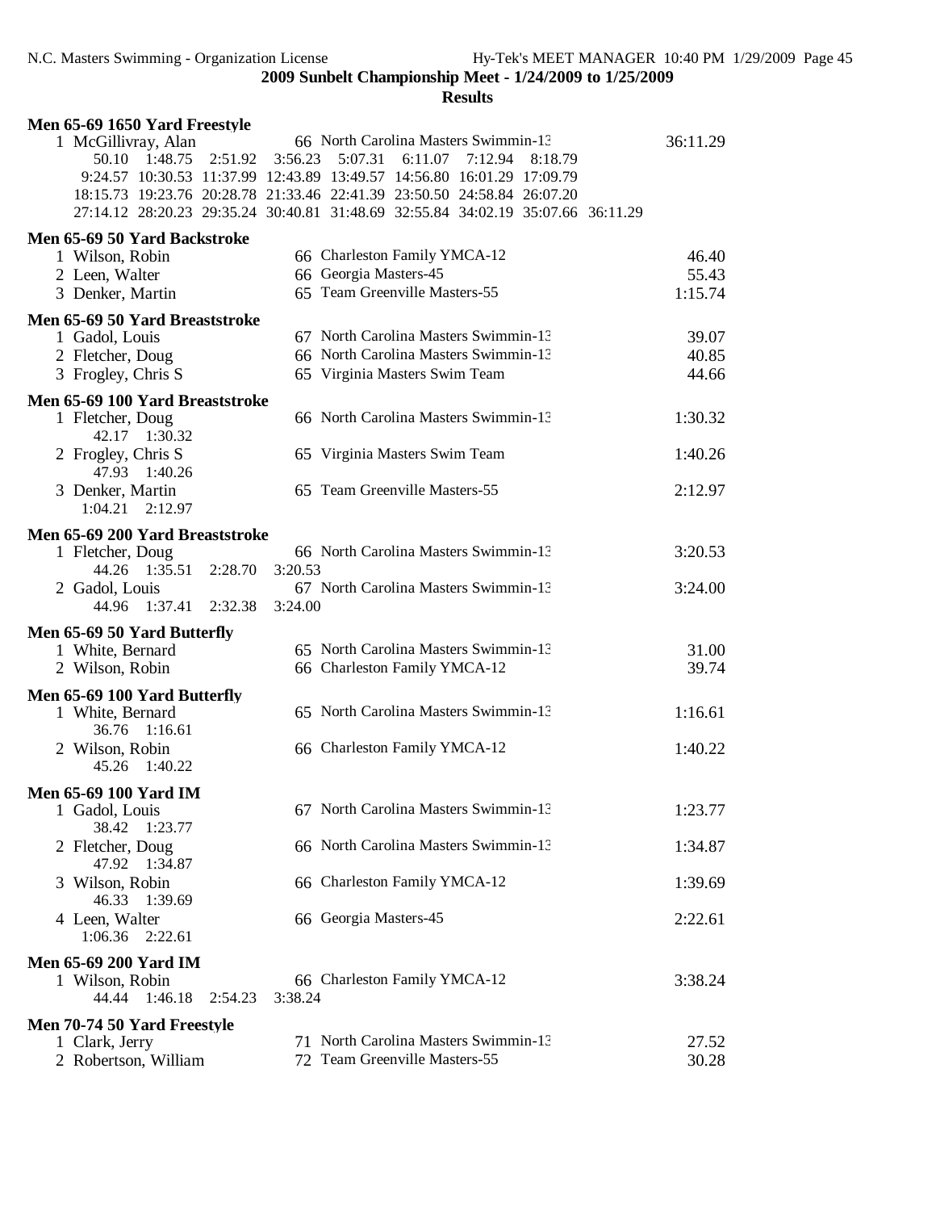**2009 Sunbelt Championship Meet - 1/24/2009 to 1/25/2009**

**Results**

### Men 65-69 1650 Yard Freestyle

1 McGillivray, Alan — 66 North Carolina Masters Swimmin-13 — 36:11.29

50.10 1:48.75 2:51.92 3:56.23 5:07.31 6:11.07 7:12.94 8:18.79
9:24.57 10:30.53 11:37.99 12:43.89 13:49.57 14:56.80 16:01.29 17:09.79
18:15.73 19:23.76 20:28.78 21:33.46 22:41.39 23:50.50 24:58.84 26:07.20
27:14.12 28:20.23 29:35.24 30:40.81 31:48.69 32:55.84 34:02.19 35:07.66 36:11.29

### Men 65-69 50 Yard Backstroke

| Place | Name | Age | Team | Time |
|---|---|---|---|---|
| 1 | Wilson, Robin | 66 | Charleston Family YMCA-12 | 46.40 |
| 2 | Leen, Walter | 66 | Georgia Masters-45 | 55.43 |
| 3 | Denker, Martin | 65 | Team Greenville Masters-55 | 1:15.74 |

### Men 65-69 50 Yard Breaststroke

| Place | Name | Age | Team | Time |
|---|---|---|---|---|
| 1 | Gadol, Louis | 67 | North Carolina Masters Swimmin-13 | 39.07 |
| 2 | Fletcher, Doug | 66 | North Carolina Masters Swimmin-13 | 40.85 |
| 3 | Frogley, Chris S | 65 | Virginia Masters Swim Team | 44.66 |

### Men 65-69 100 Yard Breaststroke

| Place | Name | Age | Team | Time | Splits |
|---|---|---|---|---|---|
| 1 | Fletcher, Doug | 66 | North Carolina Masters Swimmin-13 | 1:30.32 | 42.17 1:30.32 |
| 2 | Frogley, Chris S | 65 | Virginia Masters Swim Team | 1:40.26 | 47.93 1:40.26 |
| 3 | Denker, Martin | 65 | Team Greenville Masters-55 | 2:12.97 | 1:04.21 2:12.97 |

### Men 65-69 200 Yard Breaststroke

| Place | Name | Age | Team | Time | Splits |
|---|---|---|---|---|---|
| 1 | Fletcher, Doug | 66 | North Carolina Masters Swimmin-13 | 3:20.53 | 44.26 1:35.51 2:28.70 3:20.53 |
| 2 | Gadol, Louis | 67 | North Carolina Masters Swimmin-13 | 3:24.00 | 44.96 1:37.41 2:32.38 3:24.00 |

### Men 65-69 50 Yard Butterfly

| Place | Name | Age | Team | Time |
|---|---|---|---|---|
| 1 | White, Bernard | 65 | North Carolina Masters Swimmin-13 | 31.00 |
| 2 | Wilson, Robin | 66 | Charleston Family YMCA-12 | 39.74 |

### Men 65-69 100 Yard Butterfly

| Place | Name | Age | Team | Time | Splits |
|---|---|---|---|---|---|
| 1 | White, Bernard | 65 | North Carolina Masters Swimmin-13 | 1:16.61 | 36.76 1:16.61 |
| 2 | Wilson, Robin | 66 | Charleston Family YMCA-12 | 1:40.22 | 45.26 1:40.22 |

### Men 65-69 100 Yard IM

| Place | Name | Age | Team | Time | Splits |
|---|---|---|---|---|---|
| 1 | Gadol, Louis | 67 | North Carolina Masters Swimmin-13 | 1:23.77 | 38.42 1:23.77 |
| 2 | Fletcher, Doug | 66 | North Carolina Masters Swimmin-13 | 1:34.87 | 47.92 1:34.87 |
| 3 | Wilson, Robin | 66 | Charleston Family YMCA-12 | 1:39.69 | 46.33 1:39.69 |
| 4 | Leen, Walter | 66 | Georgia Masters-45 | 2:22.61 | 1:06.36 2:22.61 |

### Men 65-69 200 Yard IM

| Place | Name | Age | Team | Time | Splits |
|---|---|---|---|---|---|
| 1 | Wilson, Robin | 66 | Charleston Family YMCA-12 | 3:38.24 | 44.44 1:46.18 2:54.23 3:38.24 |

### Men 70-74 50 Yard Freestyle

| Place | Name | Age | Team | Time |
|---|---|---|---|---|
| 1 | Clark, Jerry | 71 | North Carolina Masters Swimmin-13 | 27.52 |
| 2 | Robertson, William | 72 | Team Greenville Masters-55 | 30.28 |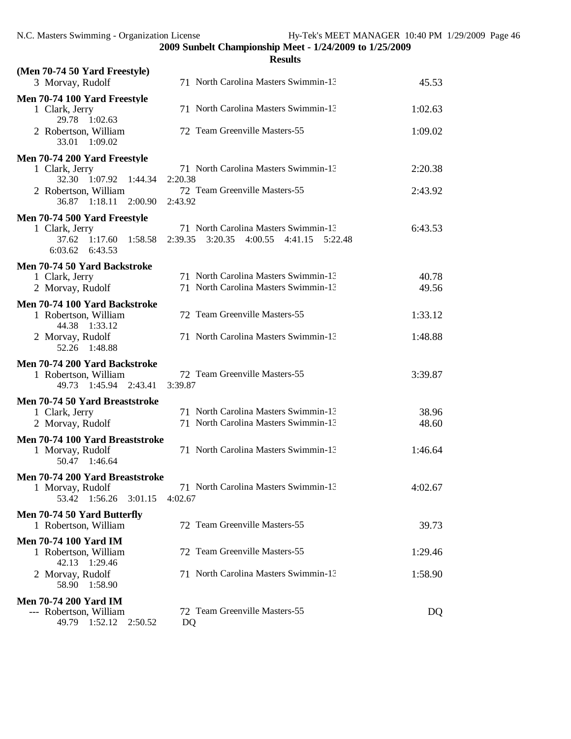**2009 Sunbelt Championship Meet - 1/24/2009 to 1/25/2009**

**Results**

**(Men 70-74 50 Yard Freestyle)**

| Place | Name | Age | Team | Time |
|---|---|---|---|---|
| 3 | Morvay, Rudolf | 71 | North Carolina Masters Swimmin-13 | 45.53 |

**Men 70-74 100 Yard Freestyle**

| Place | Name | Age | Team | Time |
|---|---|---|---|---|
| 1 | Clark, Jerry | 71 | North Carolina Masters Swimmin-13 | 1:02.63 |
| | 29.78 1:02.63 | | | |
| 2 | Robertson, William | 72 | Team Greenville Masters-55 | 1:09.02 |
| | 33.01 1:09.02 | | | |

**Men 70-74 200 Yard Freestyle**

| Place | Name | Age | Team | Time |
|---|---|---|---|---|
| 1 | Clark, Jerry | 71 | North Carolina Masters Swimmin-13 | 2:20.38 |
| | 32.30 1:07.92 1:44.34 2:20.38 | | | |
| 2 | Robertson, William | 72 | Team Greenville Masters-55 | 2:43.92 |
| | 36.87 1:18.11 2:00.90 2:43.92 | | | |

**Men 70-74 500 Yard Freestyle**

| Place | Name | Age | Team | Time |
|---|---|---|---|---|
| 1 | Clark, Jerry | 71 | North Carolina Masters Swimmin-13 | 6:43.53 |
| | 37.62 1:17.60 1:58.58 2:39.35 3:20.35 4:00.55 4:41.15 5:22.48 6:03.62 6:43.53 | | | |

**Men 70-74 50 Yard Backstroke**

| Place | Name | Age | Team | Time |
|---|---|---|---|---|
| 1 | Clark, Jerry | 71 | North Carolina Masters Swimmin-13 | 40.78 |
| 2 | Morvay, Rudolf | 71 | North Carolina Masters Swimmin-13 | 49.56 |

**Men 70-74 100 Yard Backstroke**

| Place | Name | Age | Team | Time |
|---|---|---|---|---|
| 1 | Robertson, William | 72 | Team Greenville Masters-55 | 1:33.12 |
| | 44.38 1:33.12 | | | |
| 2 | Morvay, Rudolf | 71 | North Carolina Masters Swimmin-13 | 1:48.88 |
| | 52.26 1:48.88 | | | |

**Men 70-74 200 Yard Backstroke**

| Place | Name | Age | Team | Time |
|---|---|---|---|---|
| 1 | Robertson, William | 72 | Team Greenville Masters-55 | 3:39.87 |
| | 49.73 1:45.94 2:43.41 3:39.87 | | | |

**Men 70-74 50 Yard Breaststroke**

| Place | Name | Age | Team | Time |
|---|---|---|---|---|
| 1 | Clark, Jerry | 71 | North Carolina Masters Swimmin-13 | 38.96 |
| 2 | Morvay, Rudolf | 71 | North Carolina Masters Swimmin-13 | 48.60 |

**Men 70-74 100 Yard Breaststroke**

| Place | Name | Age | Team | Time |
|---|---|---|---|---|
| 1 | Morvay, Rudolf | 71 | North Carolina Masters Swimmin-13 | 1:46.64 |
| | 50.47 1:46.64 | | | |

**Men 70-74 200 Yard Breaststroke**

| Place | Name | Age | Team | Time |
|---|---|---|---|---|
| 1 | Morvay, Rudolf | 71 | North Carolina Masters Swimmin-13 | 4:02.67 |
| | 53.42 1:56.26 3:01.15 4:02.67 | | | |

**Men 70-74 50 Yard Butterfly**

| Place | Name | Age | Team | Time |
|---|---|---|---|---|
| 1 | Robertson, William | 72 | Team Greenville Masters-55 | 39.73 |

**Men 70-74 100 Yard IM**

| Place | Name | Age | Team | Time |
|---|---|---|---|---|
| 1 | Robertson, William | 72 | Team Greenville Masters-55 | 1:29.46 |
| | 42.13 1:29.46 | | | |
| 2 | Morvay, Rudolf | 71 | North Carolina Masters Swimmin-13 | 1:58.90 |
| | 58.90 1:58.90 | | | |

**Men 70-74 200 Yard IM**

| Place | Name | Age | Team | Time |
|---|---|---|---|---|
| --- | Robertson, William | 72 | Team Greenville Masters-55 | DQ |
| | 49.79 1:52.12 2:50.52 DQ | | | |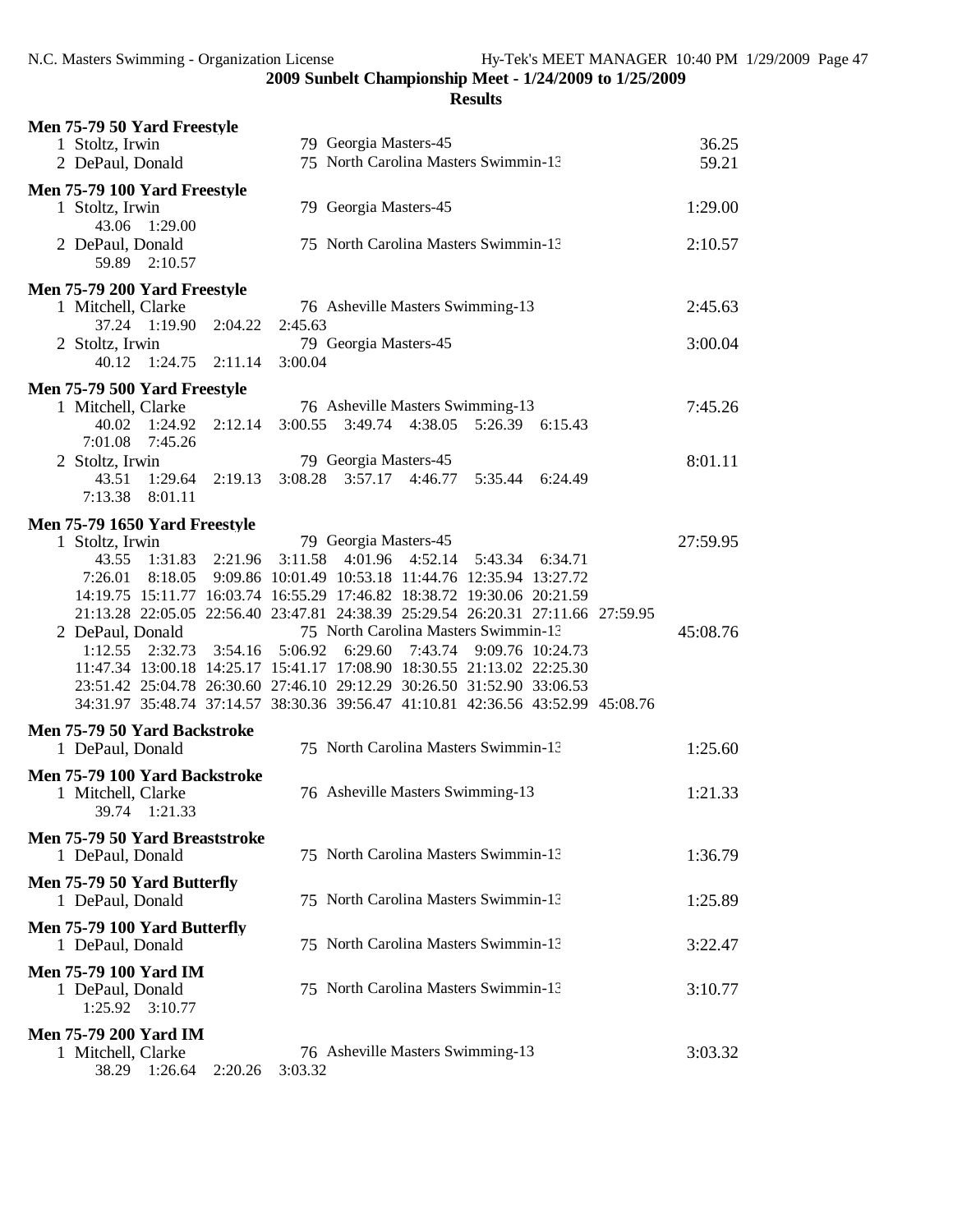**2009 Sunbelt Championship Meet - 1/24/2009 to 1/25/2009**

**Results**

**Men 75-79 50 Yard Freestyle**

| Place | Name | Age | Team | Time |
|---|---|---|---|---|
| 1 | Stoltz, Irwin | 79 | Georgia Masters-45 | 36.25 |
| 2 | DePaul, Donald | 75 | North Carolina Masters Swimmin-13 | 59.21 |

**Men 75-79 100 Yard Freestyle**

| Place | Name | Age | Team | Time |
|---|---|---|---|---|
| 1 | Stoltz, Irwin | 79 | Georgia Masters-45 | 1:29.00 |
| | 43.06 1:29.00 | | | |
| 2 | DePaul, Donald | 75 | North Carolina Masters Swimmin-13 | 2:10.57 |
| | 59.89 2:10.57 | | | |

**Men 75-79 200 Yard Freestyle**

| Place | Name | Age | Team | Time |
|---|---|---|---|---|
| 1 | Mitchell, Clarke | 76 | Asheville Masters Swimming-13 | 2:45.63 |
| | 37.24 1:19.90 2:04.22 2:45.63 | | | |
| 2 | Stoltz, Irwin | 79 | Georgia Masters-45 | 3:00.04 |
| | 40.12 1:24.75 2:11.14 3:00.04 | | | |

**Men 75-79 500 Yard Freestyle**

| Place | Name | Age | Team | Time |
|---|---|---|---|---|
| 1 | Mitchell, Clarke | 76 | Asheville Masters Swimming-13 | 7:45.26 |
| | 40.02 1:24.92 2:12.14 3:00.55 3:49.74 4:38.05 5:26.39 6:15.43 7:01.08 7:45.26 | | | |
| 2 | Stoltz, Irwin | 79 | Georgia Masters-45 | 8:01.11 |
| | 43.51 1:29.64 2:19.13 3:08.28 3:57.17 4:46.77 5:35.44 6:24.49 7:13.38 8:01.11 | | | |

**Men 75-79 1650 Yard Freestyle**

| Place | Name | Age | Team | Time |
|---|---|---|---|---|
| 1 | Stoltz, Irwin | 79 | Georgia Masters-45 | 27:59.95 |
| | 43.55 1:31.83 2:21.96 3:11.58 4:01.96 4:52.14 5:43.34 6:34.71 7:26.01 8:18.05 9:09.86 10:01.49 10:53.18 11:44.76 12:35.94 13:27.72 14:19.75 15:11.77 16:03.74 16:55.29 17:46.82 18:38.72 19:30.06 20:21.59 21:13.28 22:05.05 22:56.40 23:47.81 24:38.39 25:29.54 26:20.31 27:11.66 27:59.95 | | | |
| 2 | DePaul, Donald | 75 | North Carolina Masters Swimmin-13 | 45:08.76 |
| | 1:12.55 2:32.73 3:54.16 5:06.92 6:29.60 7:43.74 9:09.76 10:24.73 11:47.34 13:00.18 14:25.17 15:41.17 17:08.90 18:30.55 21:13.02 22:25.30 23:51.42 25:04.78 26:30.60 27:46.10 29:12.29 30:26.50 31:52.90 33:06.53 34:31.97 35:48.74 37:14.57 38:30.36 39:56.47 41:10.81 42:36.56 43:52.99 45:08.76 | | | |

**Men 75-79 50 Yard Backstroke**

| Place | Name | Age | Team | Time |
|---|---|---|---|---|
| 1 | DePaul, Donald | 75 | North Carolina Masters Swimmin-13 | 1:25.60 |

**Men 75-79 100 Yard Backstroke**

| Place | Name | Age | Team | Time |
|---|---|---|---|---|
| 1 | Mitchell, Clarke | 76 | Asheville Masters Swimming-13 | 1:21.33 |
| | 39.74 1:21.33 | | | |

**Men 75-79 50 Yard Breaststroke**

| Place | Name | Age | Team | Time |
|---|---|---|---|---|
| 1 | DePaul, Donald | 75 | North Carolina Masters Swimmin-13 | 1:36.79 |

**Men 75-79 50 Yard Butterfly**

| Place | Name | Age | Team | Time |
|---|---|---|---|---|
| 1 | DePaul, Donald | 75 | North Carolina Masters Swimmin-13 | 1:25.89 |

**Men 75-79 100 Yard Butterfly**

| Place | Name | Age | Team | Time |
|---|---|---|---|---|
| 1 | DePaul, Donald | 75 | North Carolina Masters Swimmin-13 | 3:22.47 |

**Men 75-79 100 Yard IM**

| Place | Name | Age | Team | Time |
|---|---|---|---|---|
| 1 | DePaul, Donald | 75 | North Carolina Masters Swimmin-13 | 3:10.77 |
| | 1:25.92 3:10.77 | | | |

**Men 75-79 200 Yard IM**

| Place | Name | Age | Team | Time |
|---|---|---|---|---|
| 1 | Mitchell, Clarke | 76 | Asheville Masters Swimming-13 | 3:03.32 |
| | 38.29 1:26.64 2:20.26 3:03.32 | | | |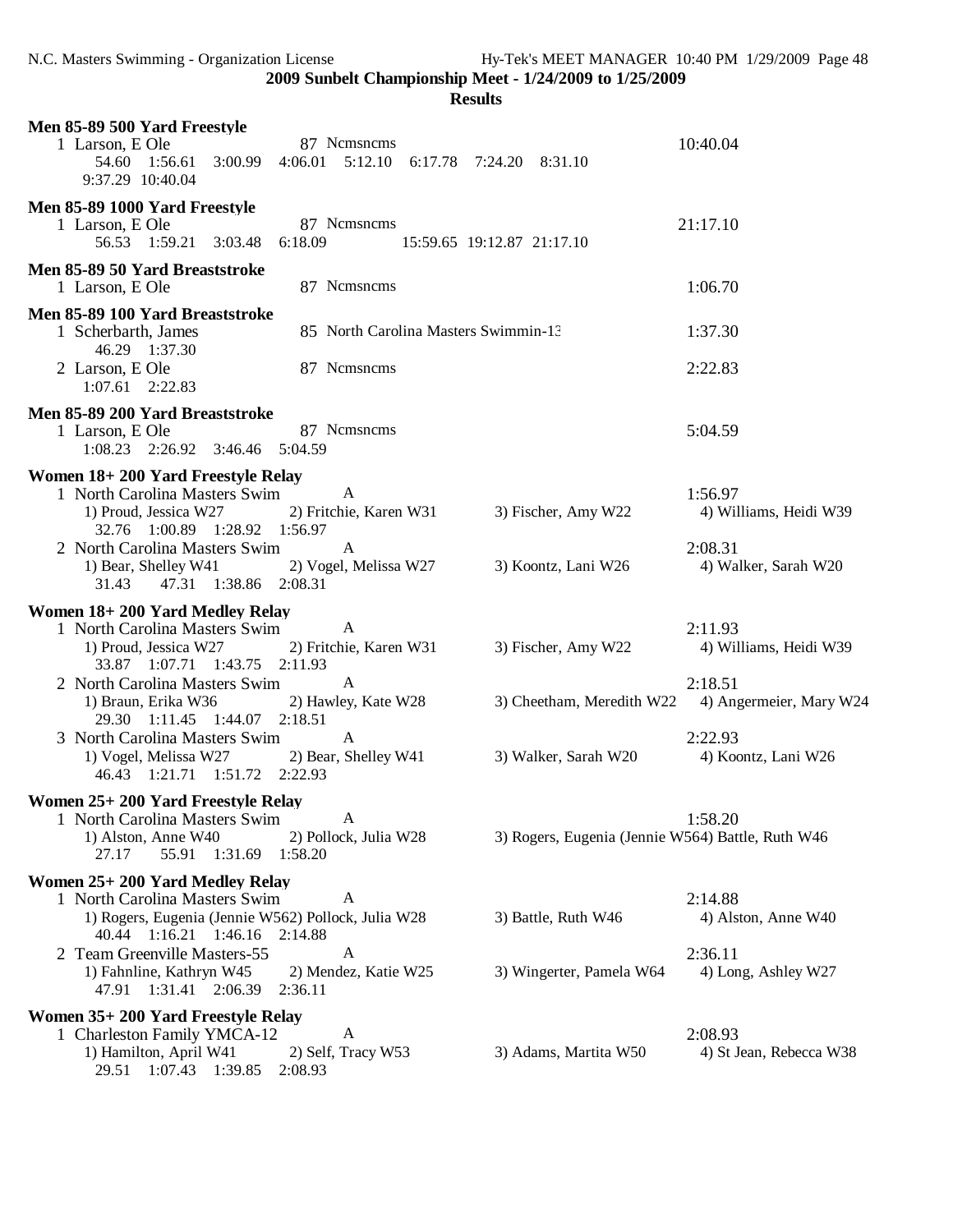**2009 Sunbelt Championship Meet - 1/24/2009 to 1/25/2009**

**Results**

### Men 85-89 500 Yard Freestyle

1 Larson, E Ole — 87 Ncmsncms — 10:40.04
54.60 1:56.61 3:00.99 4:06.01 5:12.10 6:17.78 7:24.20 8:31.10
9:37.29 10:40.04

### Men 85-89 1000 Yard Freestyle

1 Larson, E Ole — 87 Ncmsncms — 21:17.10
56.53 1:59.21 3:03.48 6:18.09 15:59.65 19:12.87 21:17.10

### Men 85-89 50 Yard Breaststroke

1 Larson, E Ole — 87 Ncmsncms — 1:06.70

### Men 85-89 100 Yard Breaststroke

1 Scherbarth, James — 85 North Carolina Masters Swimmin-13 — 1:37.30
46.29 1:37.30

2 Larson, E Ole — 87 Ncmsncms — 2:22.83
1:07.61 2:22.83

### Men 85-89 200 Yard Breaststroke

1 Larson, E Ole — 87 Ncmsncms — 5:04.59
1:08.23 2:26.92 3:46.46 5:04.59

### Women 18+ 200 Yard Freestyle Relay

1 North Carolina Masters Swim — A — 1:56.97
1) Proud, Jessica W27 2) Fritchie, Karen W31 3) Fischer, Amy W22 4) Williams, Heidi W39
32.76 1:00.89 1:28.92 1:56.97

2 North Carolina Masters Swim — A — 2:08.31
1) Bear, Shelley W41 2) Vogel, Melissa W27 3) Koontz, Lani W26 4) Walker, Sarah W20
31.43 47.31 1:38.86 2:08.31

### Women 18+ 200 Yard Medley Relay

1 North Carolina Masters Swim — A — 2:11.93
1) Proud, Jessica W27 2) Fritchie, Karen W31 3) Fischer, Amy W22 4) Williams, Heidi W39
33.87 1:07.71 1:43.75 2:11.93

2 North Carolina Masters Swim — A — 2:18.51
1) Braun, Erika W36 2) Hawley, Kate W28 3) Cheetham, Meredith W22 4) Angermeier, Mary W24
29.30 1:11.45 1:44.07 2:18.51

3 North Carolina Masters Swim — A — 2:22.93
1) Vogel, Melissa W27 2) Bear, Shelley W41 3) Walker, Sarah W20 4) Koontz, Lani W26
46.43 1:21.71 1:51.72 2:22.93

### Women 25+ 200 Yard Freestyle Relay

1 North Carolina Masters Swim — A — 1:58.20
1) Alston, Anne W40 2) Pollock, Julia W28 3) Rogers, Eugenia (Jennie W564) Battle, Ruth W46
27.17 55.91 1:31.69 1:58.20

### Women 25+ 200 Yard Medley Relay

1 North Carolina Masters Swim — A — 2:14.88
1) Rogers, Eugenia (Jennie W562) Pollock, Julia W28 3) Battle, Ruth W46 4) Alston, Anne W40
40.44 1:16.21 1:46.16 2:14.88

2 Team Greenville Masters-55 — A — 2:36.11
1) Fahnline, Kathryn W45 2) Mendez, Katie W25 3) Wingerter, Pamela W64 4) Long, Ashley W27
47.91 1:31.41 2:06.39 2:36.11

### Women 35+ 200 Yard Freestyle Relay

1 Charleston Family YMCA-12 — A — 2:08.93
1) Hamilton, April W41 2) Self, Tracy W53 3) Adams, Martita W50 4) St Jean, Rebecca W38
29.51 1:07.43 1:39.85 2:08.93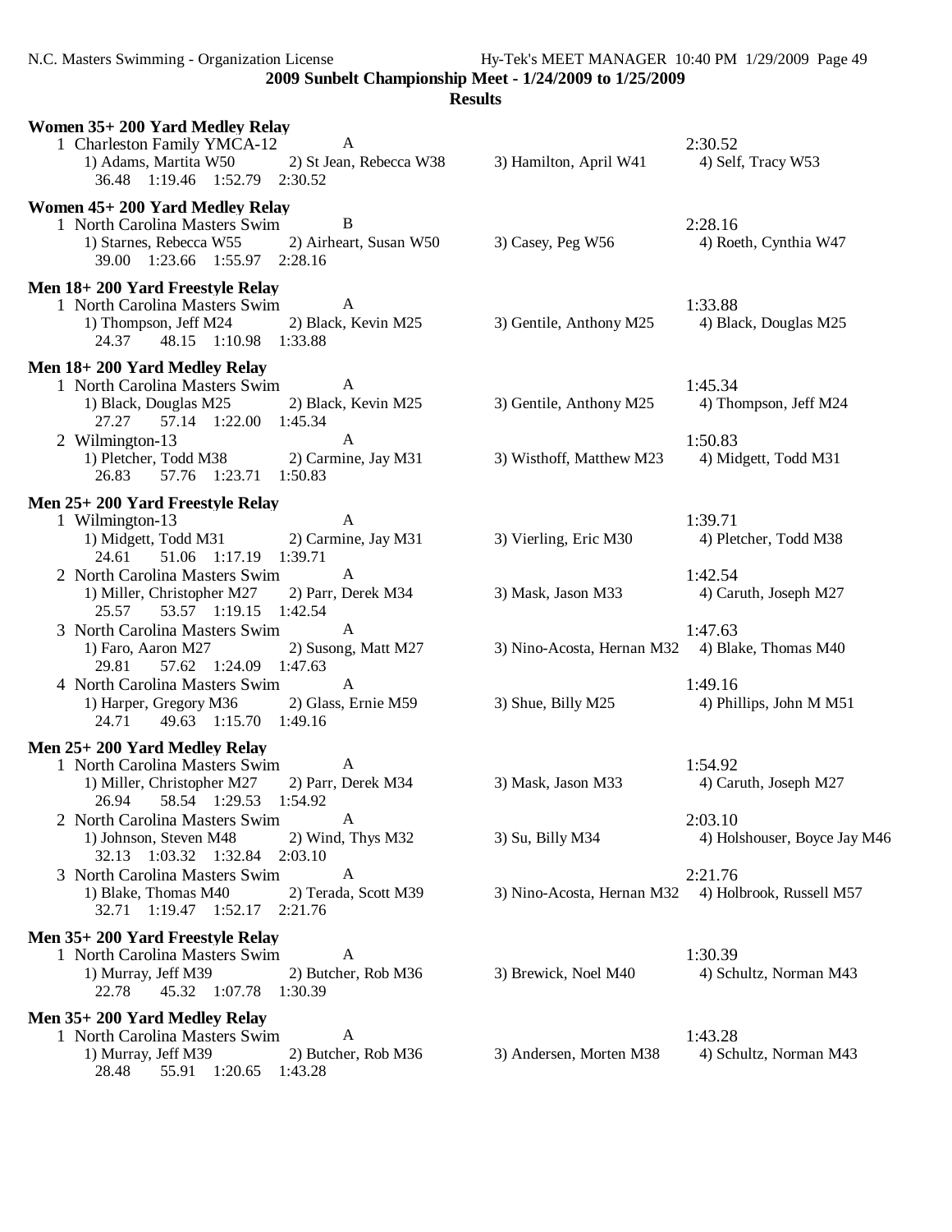**2009 Sunbelt Championship Meet - 1/24/2009 to 1/25/2009**

**Results**

### Women 35+ 200 Yard Medley Relay

1 Charleston Family YMCA-12 — A — 2:30.52
1) Adams, Martita W50 2) St Jean, Rebecca W38 3) Hamilton, April W41 4) Self, Tracy W53
36.48 1:19.46 1:52.79 2:30.52

### Women 45+ 200 Yard Medley Relay

1 North Carolina Masters Swim — B — 2:28.16
1) Starnes, Rebecca W55 2) Airheart, Susan W50 3) Casey, Peg W56 4) Roeth, Cynthia W47
39.00 1:23.66 1:55.97 2:28.16

### Men 18+ 200 Yard Freestyle Relay

1 North Carolina Masters Swim — A — 1:33.88
1) Thompson, Jeff M24 2) Black, Kevin M25 3) Gentile, Anthony M25 4) Black, Douglas M25
24.37 48.15 1:10.98 1:33.88

### Men 18+ 200 Yard Medley Relay

1 North Carolina Masters Swim — A — 1:45.34
1) Black, Douglas M25 2) Black, Kevin M25 3) Gentile, Anthony M25 4) Thompson, Jeff M24
27.27 57.14 1:22.00 1:45.34

2 Wilmington-13 — A — 1:50.83
1) Pletcher, Todd M38 2) Carmine, Jay M31 3) Wisthoff, Matthew M23 4) Midgett, Todd M31
26.83 57.76 1:23.71 1:50.83

### Men 25+ 200 Yard Freestyle Relay

1 Wilmington-13 — A — 1:39.71
1) Midgett, Todd M31 2) Carmine, Jay M31 3) Vierling, Eric M30 4) Pletcher, Todd M38
24.61 51.06 1:17.19 1:39.71

2 North Carolina Masters Swim — A — 1:42.54
1) Miller, Christopher M27 2) Parr, Derek M34 3) Mask, Jason M33 4) Caruth, Joseph M27
25.57 53.57 1:19.15 1:42.54

3 North Carolina Masters Swim — A — 1:47.63
1) Faro, Aaron M27 2) Susong, Matt M27 3) Nino-Acosta, Hernan M32 4) Blake, Thomas M40
29.81 57.62 1:24.09 1:47.63

4 North Carolina Masters Swim — A — 1:49.16
1) Harper, Gregory M36 2) Glass, Ernie M59 3) Shue, Billy M25 4) Phillips, John M M51
24.71 49.63 1:15.70 1:49.16

### Men 25+ 200 Yard Medley Relay

1 North Carolina Masters Swim — A — 1:54.92
1) Miller, Christopher M27 2) Parr, Derek M34 3) Mask, Jason M33 4) Caruth, Joseph M27
26.94 58.54 1:29.53 1:54.92

2 North Carolina Masters Swim — A — 2:03.10
1) Johnson, Steven M48 2) Wind, Thys M32 3) Su, Billy M34 4) Holshouser, Boyce Jay M46
32.13 1:03.32 1:32.84 2:03.10

3 North Carolina Masters Swim — A — 2:21.76
1) Blake, Thomas M40 2) Terada, Scott M39 3) Nino-Acosta, Hernan M32 4) Holbrook, Russell M57
32.71 1:19.47 1:52.17 2:21.76

### Men 35+ 200 Yard Freestyle Relay

1 North Carolina Masters Swim — A — 1:30.39
1) Murray, Jeff M39 2) Butcher, Rob M36 3) Brewick, Noel M40 4) Schultz, Norman M43
22.78 45.32 1:07.78 1:30.39

### Men 35+ 200 Yard Medley Relay

1 North Carolina Masters Swim — A — 1:43.28
1) Murray, Jeff M39 2) Butcher, Rob M36 3) Andersen, Morten M38 4) Schultz, Norman M43
28.48 55.91 1:20.65 1:43.28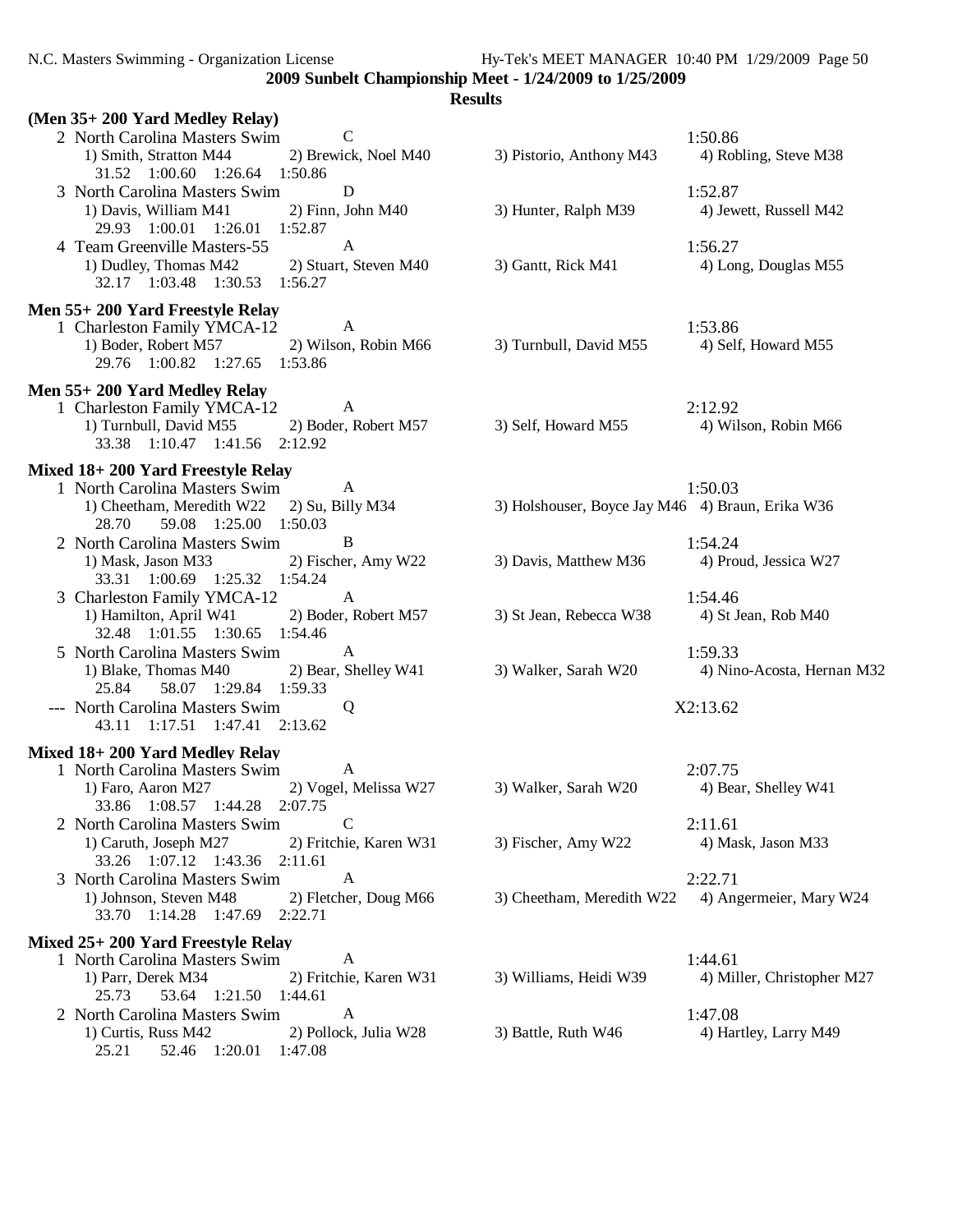**2009 Sunbelt Championship Meet - 1/24/2009 to 1/25/2009**

**Results**

### (Men 35+ 200 Yard Medley Relay)

```
  2 North Carolina Masters Swim          C                                           1:50.86
     1) Smith, Stratton M44        2) Brewick, Noel M40        3) Pistorio, Anthony M43      4) Robling, Steve M38
       31.52   1:00.60   1:26.64   1:50.86
  3 North Carolina Masters Swim          D                                           1:52.87
     1) Davis, William M41         2) Finn, John M40           3) Hunter, Ralph M39          4) Jewett, Russell M42
       29.93   1:00.01   1:26.01   1:52.87
  4 Team Greenville Masters-55           A                                           1:56.27
     1) Dudley, Thomas M42         2) Stuart, Steven M40       3) Gantt, Rick M41            4) Long, Douglas M55
       32.17   1:03.48   1:30.53   1:56.27
```

### Men 55+ 200 Yard Freestyle Relay

```
  1 Charleston Family YMCA-12            A                                           1:53.86
     1) Boder, Robert M57          2) Wilson, Robin M66        3) Turnbull, David M55        4) Self, Howard M55
       29.76   1:00.82   1:27.65   1:53.86
```

### Men 55+ 200 Yard Medley Relay

```
  1 Charleston Family YMCA-12            A                                           2:12.92
     1) Turnbull, David M55        2) Boder, Robert M57        3) Self, Howard M55           4) Wilson, Robin M66
       33.38   1:10.47   1:41.56   2:12.92
```

### Mixed 18+ 200 Yard Freestyle Relay

```
  1 North Carolina Masters Swim          A                                           1:50.03
     1) Cheetham, Meredith W22     2) Su, Billy M34            3) Holshouser, Boyce Jay M46  4) Braun, Erika W36
       28.70     59.08   1:25.00   1:50.03
  2 North Carolina Masters Swim          B                                           1:54.24
     1) Mask, Jason M33            2) Fischer, Amy W22         3) Davis, Matthew M36         4) Proud, Jessica W27
       33.31   1:00.69   1:25.32   1:54.24
  3 Charleston Family YMCA-12            A                                           1:54.46
     1) Hamilton, April W41        2) Boder, Robert M57        3) St Jean, Rebecca W38       4) St Jean, Rob M40
       32.48   1:01.55   1:30.65   1:54.46
  5 North Carolina Masters Swim          A                                           1:59.33
     1) Blake, Thomas M40          2) Bear, Shelley W41        3) Walker, Sarah W20          4) Nino-Acosta, Hernan M32
       25.84     58.07   1:29.84   1:59.33
--- North Carolina Masters Swim          Q                                          X2:13.62
       43.11   1:17.51   1:47.41   2:13.62
```

### Mixed 18+ 200 Yard Medley Relay

```
  1 North Carolina Masters Swim          A                                           2:07.75
     1) Faro, Aaron M27            2) Vogel, Melissa W27       3) Walker, Sarah W20          4) Bear, Shelley W41
       33.86   1:08.57   1:44.28   2:07.75
  2 North Carolina Masters Swim          C                                           2:11.61
     1) Caruth, Joseph M27         2) Fritchie, Karen W31      3) Fischer, Amy W22           4) Mask, Jason M33
       33.26   1:07.12   1:43.36   2:11.61
  3 North Carolina Masters Swim          A                                           2:22.71
     1) Johnson, Steven M48        2) Fletcher, Doug M66       3) Cheetham, Meredith W22     4) Angermeier, Mary W24
       33.70   1:14.28   1:47.69   2:22.71
```

### Mixed 25+ 200 Yard Freestyle Relay

```
  1 North Carolina Masters Swim          A                                           1:44.61
     1) Parr, Derek M34            2) Fritchie, Karen W31      3) Williams, Heidi W39        4) Miller, Christopher M27
       25.73     53.64   1:21.50   1:44.61
  2 North Carolina Masters Swim          A                                           1:47.08
     1) Curtis, Russ M42           2) Pollock, Julia W28       3) Battle, Ruth W46           4) Hartley, Larry M49
       25.21     52.46   1:20.01   1:47.08
```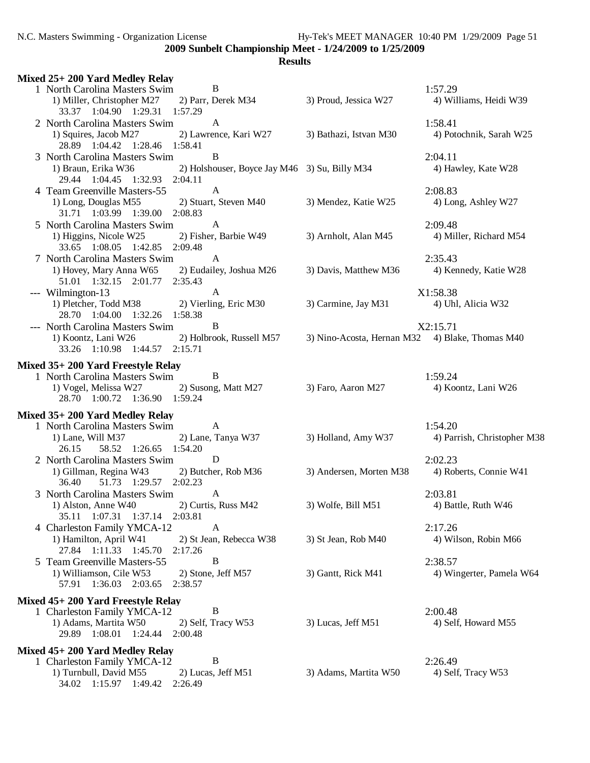**2009 Sunbelt Championship Meet - 1/24/2009 to 1/25/2009**

**Results**

### Mixed 25+ 200 Yard Medley Relay

```
  1 North Carolina Masters Swim        B                                          1:57.29
     1) Miller, Christopher M27     2) Parr, Derek M34           3) Proud, Jessica W27       4) Williams, Heidi W39
       33.37   1:04.90   1:29.31   1:57.29
  2 North Carolina Masters Swim        A                                          1:58.41
     1) Squires, Jacob M27          2) Lawrence, Kari W27        3) Bathazi, Istvan M30      4) Potochnik, Sarah W25
       28.89   1:04.42   1:28.46   1:58.41
  3 North Carolina Masters Swim        B                                          2:04.11
     1) Braun, Erika W36            2) Holshouser, Boyce Jay M46 3) Su, Billy M34            4) Hawley, Kate W28
       29.44   1:04.45   1:32.93   2:04.11
  4 Team Greenville Masters-55         A                                          2:08.83
     1) Long, Douglas M55           2) Stuart, Steven M40        3) Mendez, Katie W25        4) Long, Ashley W27
       31.71   1:03.99   1:39.00   2:08.83
  5 North Carolina Masters Swim        A                                          2:09.48
     1) Higgins, Nicole W25         2) Fisher, Barbie W49        3) Arnholt, Alan M45        4) Miller, Richard M54
       33.65   1:08.05   1:42.85   2:09.48
  7 North Carolina Masters Swim        A                                          2:35.43
     1) Hovey, Mary Anna W65        2) Eudailey, Joshua M26      3) Davis, Matthew M36       4) Kennedy, Katie W28
       51.01   1:32.15   2:01.77   2:35.43
 --- Wilmington-13                     A                                         X1:58.38
     1) Pletcher, Todd M38          2) Vierling, Eric M30        3) Carmine, Jay M31         4) Uhl, Alicia W32
       28.70   1:04.00   1:32.26   1:58.38
 --- North Carolina Masters Swim       B                                         X2:15.71
     1) Koontz, Lani W26            2) Holbrook, Russell M57     3) Nino-Acosta, Hernan M32  4) Blake, Thomas M40
       33.26   1:10.98   1:44.57   2:15.71
```

### Mixed 35+ 200 Yard Freestyle Relay

```
  1 North Carolina Masters Swim        B                                          1:59.24
     1) Vogel, Melissa W27          2) Susong, Matt M27          3) Faro, Aaron M27          4) Koontz, Lani W26
       28.70   1:00.72   1:36.90   1:59.24
```

### Mixed 35+ 200 Yard Medley Relay

```
  1 North Carolina Masters Swim        A                                          1:54.20
     1) Lane, Will M37              2) Lane, Tanya W37           3) Holland, Amy W37         4) Parrish, Christopher M38
       26.15     58.52   1:26.65   1:54.20
  2 North Carolina Masters Swim        D                                          2:02.23
     1) Gillman, Regina W43         2) Butcher, Rob M36          3) Andersen, Morten M38     4) Roberts, Connie W41
       36.40     51.73   1:29.57   2:02.23
  3 North Carolina Masters Swim        A                                          2:03.81
     1) Alston, Anne W40            2) Curtis, Russ M42          3) Wolfe, Bill M51          4) Battle, Ruth W46
       35.11   1:07.31   1:37.14   2:03.81
  4 Charleston Family YMCA-12          A                                          2:17.26
     1) Hamilton, April W41         2) St Jean, Rebecca W38      3) St Jean, Rob M40         4) Wilson, Robin M66
       27.84   1:11.33   1:45.70   2:17.26
  5 Team Greenville Masters-55         B                                          2:38.57
     1) Williamson, Cile W53        2) Stone, Jeff M57           3) Gantt, Rick M41          4) Wingerter, Pamela W64
       57.91   1:36.03   2:03.65   2:38.57
```

### Mixed 45+ 200 Yard Freestyle Relay

```
  1 Charleston Family YMCA-12          B                                          2:00.48
     1) Adams, Martita W50          2) Self, Tracy W53           3) Lucas, Jeff M51          4) Self, Howard M55
       29.89   1:08.01   1:24.44   2:00.48
```

### Mixed 45+ 200 Yard Medley Relay

```
  1 Charleston Family YMCA-12          B                                          2:26.49
     1) Turnbull, David M55         2) Lucas, Jeff M51           3) Adams, Martita W50       4) Self, Tracy W53
       34.02   1:15.97   1:49.42   2:26.49
```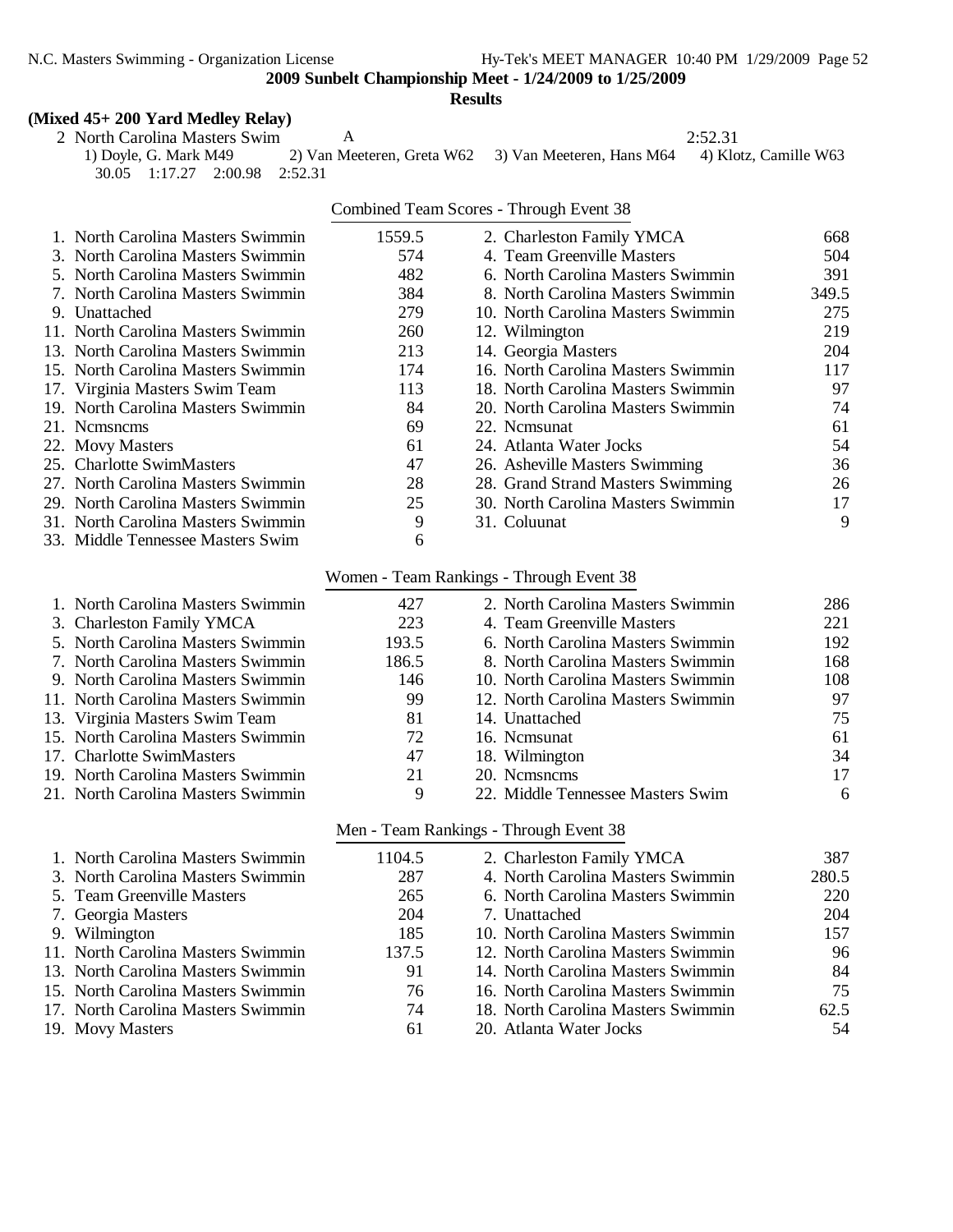**2009 Sunbelt Championship Meet - 1/24/2009 to 1/25/2009**

**Results**

### (Mixed 45+ 200 Yard Medley Relay)

2 North Carolina Masters Swim A 2:52.31
1) Doyle, G. Mark M49 2) Van Meeteren, Greta W62 3) Van Meeteren, Hans M64 4) Klotz, Camille W63
30.05 1:17.27 2:00.98 2:52.31

### Combined Team Scores - Through Event 38

| Place | Team | Score | Place | Team | Score |
|---|---|---|---|---|---|
| 1. | North Carolina Masters Swimmin | 1559.5 | 2. | Charleston Family YMCA | 668 |
| 3. | North Carolina Masters Swimmin | 574 | 4. | Team Greenville Masters | 504 |
| 5. | North Carolina Masters Swimmin | 482 | 6. | North Carolina Masters Swimmin | 391 |
| 7. | North Carolina Masters Swimmin | 384 | 8. | North Carolina Masters Swimmin | 349.5 |
| 9. | Unattached | 279 | 10. | North Carolina Masters Swimmin | 275 |
| 11. | North Carolina Masters Swimmin | 260 | 12. | Wilmington | 219 |
| 13. | North Carolina Masters Swimmin | 213 | 14. | Georgia Masters | 204 |
| 15. | North Carolina Masters Swimmin | 174 | 16. | North Carolina Masters Swimmin | 117 |
| 17. | Virginia Masters Swim Team | 113 | 18. | North Carolina Masters Swimmin | 97 |
| 19. | North Carolina Masters Swimmin | 84 | 20. | North Carolina Masters Swimmin | 74 |
| 21. | Ncmsncms | 69 | 22. | Ncmsunat | 61 |
| 22. | Movy Masters | 61 | 24. | Atlanta Water Jocks | 54 |
| 25. | Charlotte SwimMasters | 47 | 26. | Asheville Masters Swimming | 36 |
| 27. | North Carolina Masters Swimmin | 28 | 28. | Grand Strand Masters Swimming | 26 |
| 29. | North Carolina Masters Swimmin | 25 | 30. | North Carolina Masters Swimmin | 17 |
| 31. | North Carolina Masters Swimmin | 9 | 31. | Coluunat | 9 |
| 33. | Middle Tennessee Masters Swim | 6 | | | |

### Women - Team Rankings - Through Event 38

| Place | Team | Score | Place | Team | Score |
|---|---|---|---|---|---|
| 1. | North Carolina Masters Swimmin | 427 | 2. | North Carolina Masters Swimmin | 286 |
| 3. | Charleston Family YMCA | 223 | 4. | Team Greenville Masters | 221 |
| 5. | North Carolina Masters Swimmin | 193.5 | 6. | North Carolina Masters Swimmin | 192 |
| 7. | North Carolina Masters Swimmin | 186.5 | 8. | North Carolina Masters Swimmin | 168 |
| 9. | North Carolina Masters Swimmin | 146 | 10. | North Carolina Masters Swimmin | 108 |
| 11. | North Carolina Masters Swimmin | 99 | 12. | North Carolina Masters Swimmin | 97 |
| 13. | Virginia Masters Swim Team | 81 | 14. | Unattached | 75 |
| 15. | North Carolina Masters Swimmin | 72 | 16. | Ncmsunat | 61 |
| 17. | Charlotte SwimMasters | 47 | 18. | Wilmington | 34 |
| 19. | North Carolina Masters Swimmin | 21 | 20. | Ncmsncms | 17 |
| 21. | North Carolina Masters Swimmin | 9 | 22. | Middle Tennessee Masters Swim | 6 |

### Men - Team Rankings - Through Event 38

| Place | Team | Score | Place | Team | Score |
|---|---|---|---|---|---|
| 1. | North Carolina Masters Swimmin | 1104.5 | 2. | Charleston Family YMCA | 387 |
| 3. | North Carolina Masters Swimmin | 287 | 4. | North Carolina Masters Swimmin | 280.5 |
| 5. | Team Greenville Masters | 265 | 6. | North Carolina Masters Swimmin | 220 |
| 7. | Georgia Masters | 204 | 7. | Unattached | 204 |
| 9. | Wilmington | 185 | 10. | North Carolina Masters Swimmin | 157 |
| 11. | North Carolina Masters Swimmin | 137.5 | 12. | North Carolina Masters Swimmin | 96 |
| 13. | North Carolina Masters Swimmin | 91 | 14. | North Carolina Masters Swimmin | 84 |
| 15. | North Carolina Masters Swimmin | 76 | 16. | North Carolina Masters Swimmin | 75 |
| 17. | North Carolina Masters Swimmin | 74 | 18. | North Carolina Masters Swimmin | 62.5 |
| 19. | Movy Masters | 61 | 20. | Atlanta Water Jocks | 54 |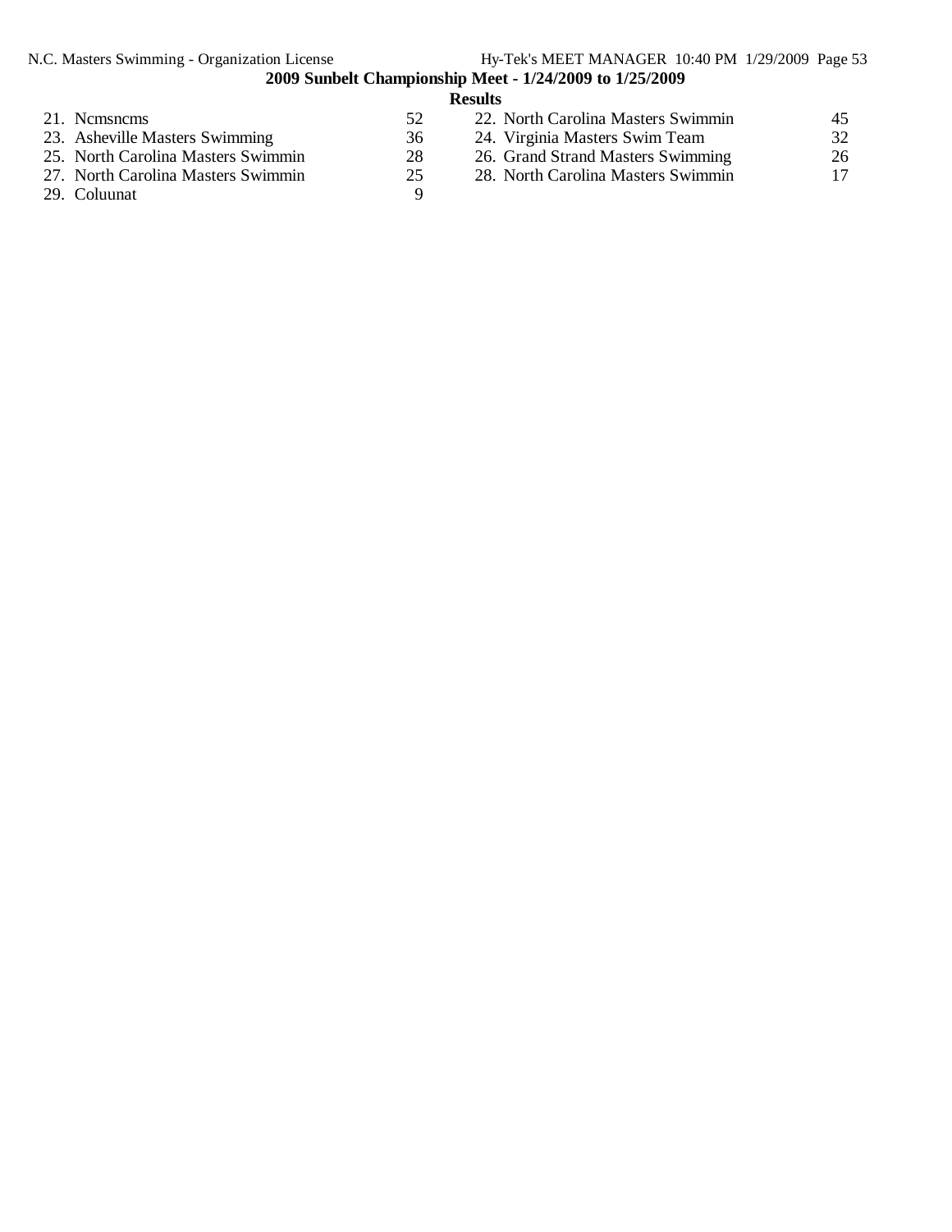## 2009 Sunbelt Championship Meet - 1/24/2009 to 1/25/2009

### Results

21. Ncmsncms 52
22. North Carolina Masters Swimmin 45
23. Asheville Masters Swimming 36
24. Virginia Masters Swim Team 32
25. North Carolina Masters Swimmin 28
26. Grand Strand Masters Swimming 26
27. North Carolina Masters Swimmin 25
28. North Carolina Masters Swimmin 17
29. Coluunat 9